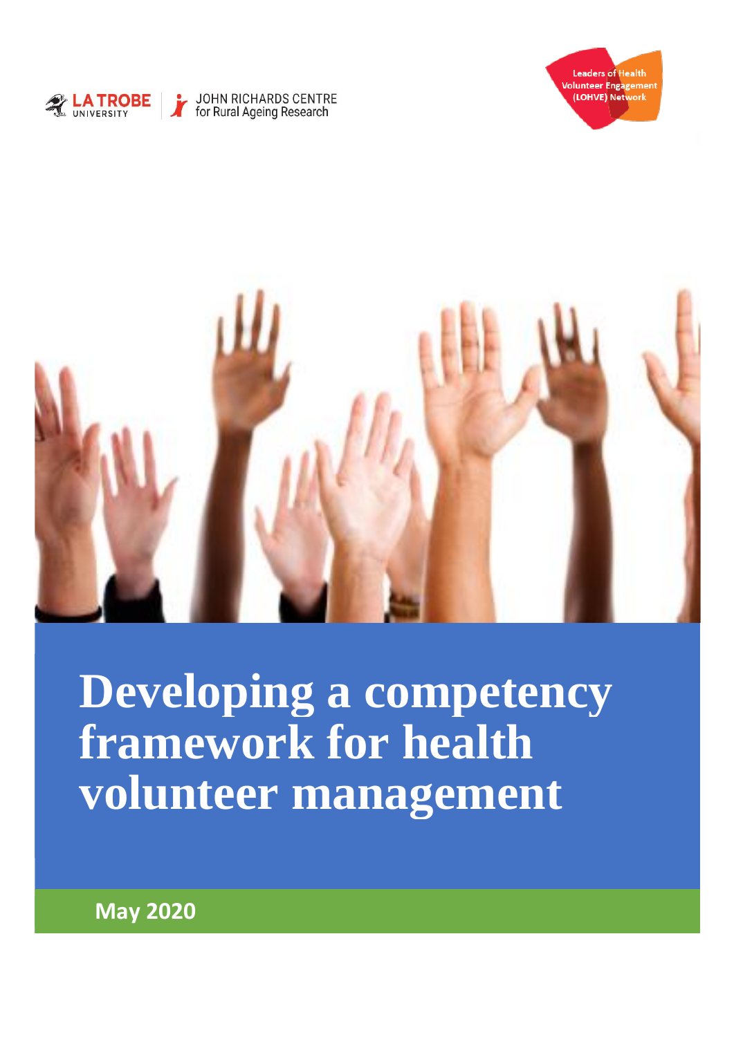LA TROBE UNIVERSITY | JOHN RICHARDS CENTRE for Rural Ageing Research

Leaders of Health Volunteer Engagement (LOHVE) Network

# Developing a competency framework for health volunteer management

**May 2020**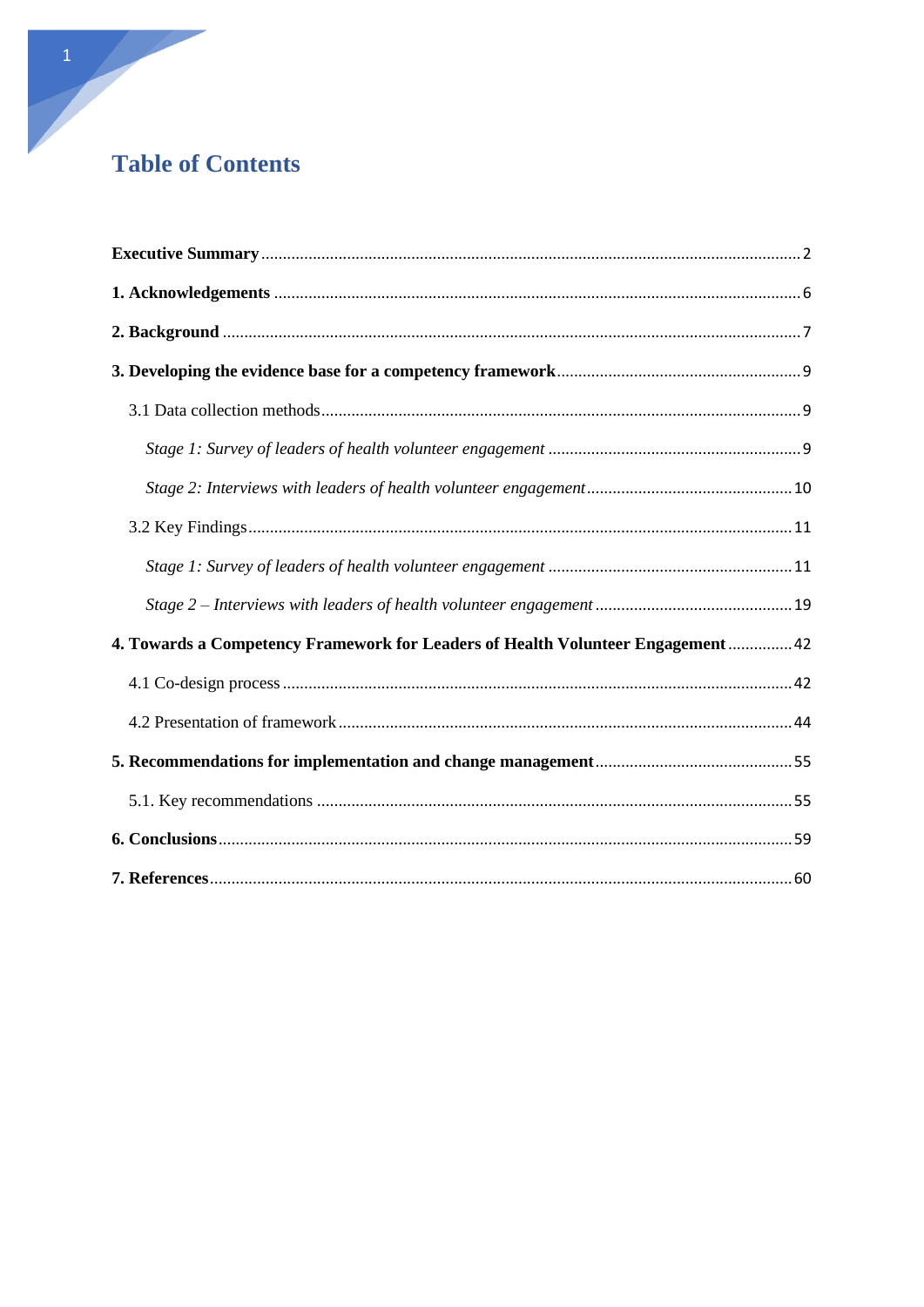# Table of Contents

**Executive Summary** ............ 2

**1. Acknowledgements** ............ 6

**2. Background** ............ 7

**3. Developing the evidence base for a competency framework** ............ 9

3.1 Data collection methods ............ 9

*Stage 1: Survey of leaders of health volunteer engagement* ............ 9

*Stage 2: Interviews with leaders of health volunteer engagement* ............ 10

3.2 Key Findings ............ 11

*Stage 1: Survey of leaders of health volunteer engagement* ............ 11

*Stage 2 – Interviews with leaders of health volunteer engagement* ............ 19

**4. Towards a Competency Framework for Leaders of Health Volunteer Engagement** ............ 42

4.1 Co-design process ............ 42

4.2 Presentation of framework ............ 44

**5. Recommendations for implementation and change management** ............ 55

5.1. Key recommendations ............ 55

**6. Conclusions** ............ 59

**7. References** ............ 60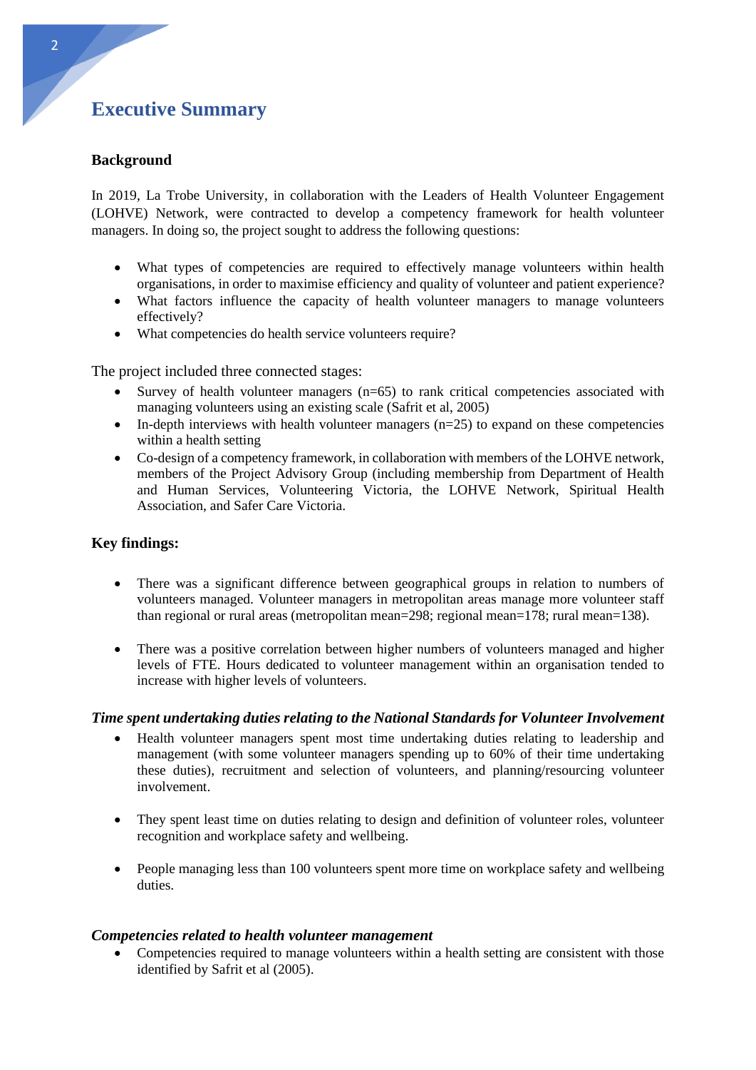# Executive Summary

## Background

In 2019, La Trobe University, in collaboration with the Leaders of Health Volunteer Engagement (LOHVE) Network, were contracted to develop a competency framework for health volunteer managers. In doing so, the project sought to address the following questions:

- What types of competencies are required to effectively manage volunteers within health organisations, in order to maximise efficiency and quality of volunteer and patient experience?
- What factors influence the capacity of health volunteer managers to manage volunteers effectively?
- What competencies do health service volunteers require?

The project included three connected stages:

- Survey of health volunteer managers (n=65) to rank critical competencies associated with managing volunteers using an existing scale (Safrit et al, 2005)
- In-depth interviews with health volunteer managers (n=25) to expand on these competencies within a health setting
- Co-design of a competency framework, in collaboration with members of the LOHVE network, members of the Project Advisory Group (including membership from Department of Health and Human Services, Volunteering Victoria, the LOHVE Network, Spiritual Health Association, and Safer Care Victoria.

## Key findings:

- There was a significant difference between geographical groups in relation to numbers of volunteers managed. Volunteer managers in metropolitan areas manage more volunteer staff than regional or rural areas (metropolitan mean=298; regional mean=178; rural mean=138).

- There was a positive correlation between higher numbers of volunteers managed and higher levels of FTE. Hours dedicated to volunteer management within an organisation tended to increase with higher levels of volunteers.

### *Time spent undertaking duties relating to the National Standards for Volunteer Involvement*

- Health volunteer managers spent most time undertaking duties relating to leadership and management (with some volunteer managers spending up to 60% of their time undertaking these duties), recruitment and selection of volunteers, and planning/resourcing volunteer involvement.

- They spent least time on duties relating to design and definition of volunteer roles, volunteer recognition and workplace safety and wellbeing.

- People managing less than 100 volunteers spent more time on workplace safety and wellbeing duties.

### *Competencies related to health volunteer management*

- Competencies required to manage volunteers within a health setting are consistent with those identified by Safrit et al (2005).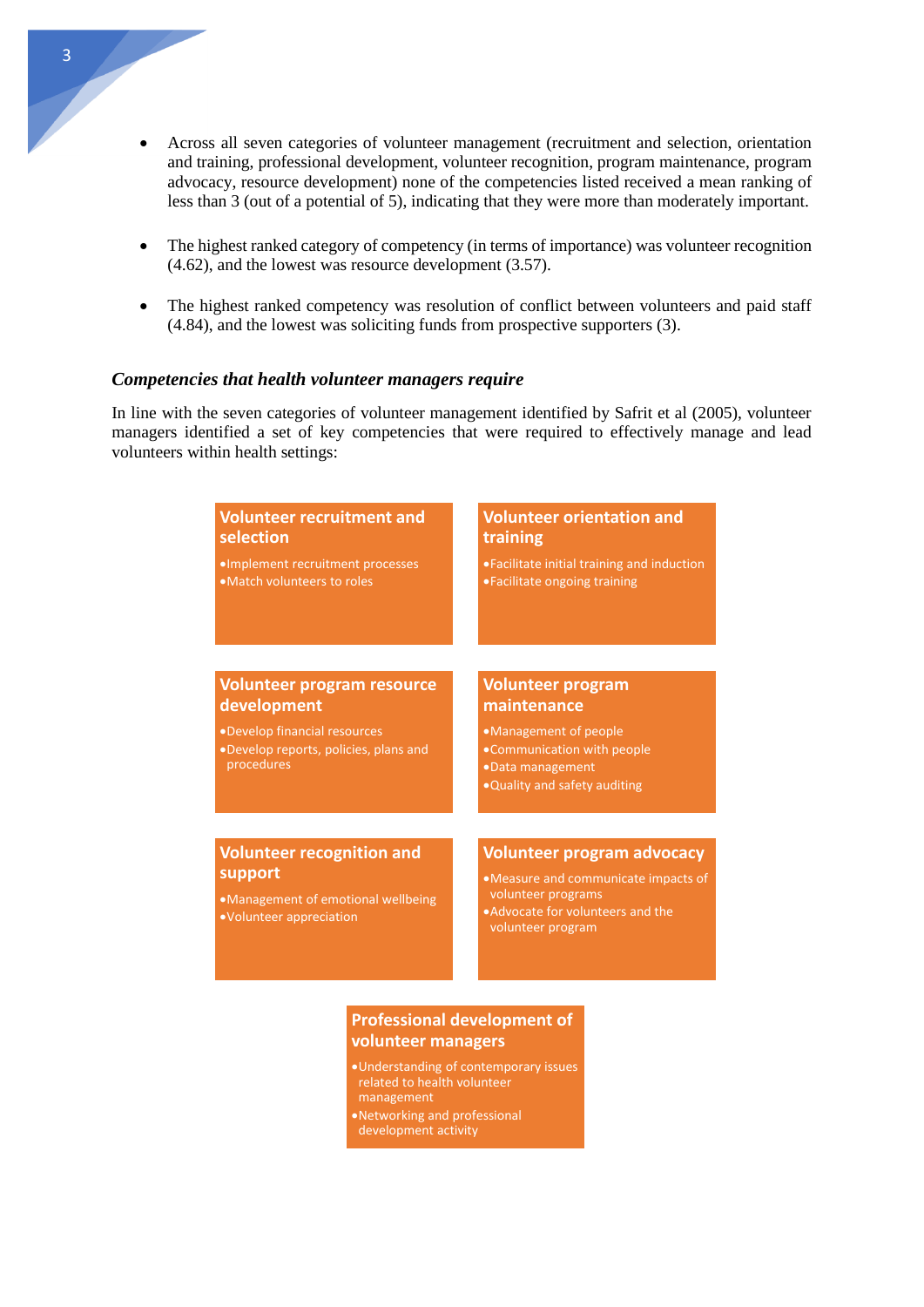- Across all seven categories of volunteer management (recruitment and selection, orientation and training, professional development, volunteer recognition, program maintenance, program advocacy, resource development) none of the competencies listed received a mean ranking of less than 3 (out of a potential of 5), indicating that they were more than moderately important.

- The highest ranked category of competency (in terms of importance) was volunteer recognition (4.62), and the lowest was resource development (3.57).

- The highest ranked competency was resolution of conflict between volunteers and paid staff (4.84), and the lowest was soliciting funds from prospective supporters (3).

### *Competencies that health volunteer managers require*

In line with the seven categories of volunteer management identified by Safrit et al (2005), volunteer managers identified a set of key competencies that were required to effectively manage and lead volunteers within health settings:

**Volunteer recruitment and selection**
- Implement recruitment processes
- Match volunteers to roles

**Volunteer orientation and training**
- Facilitate initial training and induction
- Facilitate ongoing training

**Volunteer program resource development**
- Develop financial resources
- Develop reports, policies, plans and procedures

**Volunteer program maintenance**
- Management of people
- Communication with people
- Data management
- Quality and safety auditing

**Volunteer recognition and support**
- Management of emotional wellbeing
- Volunteer appreciation

**Volunteer program advocacy**
- Measure and communicate impacts of volunteer programs
- Advocate for volunteers and the volunteer program

**Professional development of volunteer managers**
- Understanding of contemporary issues related to health volunteer management
- Networking and professional development activity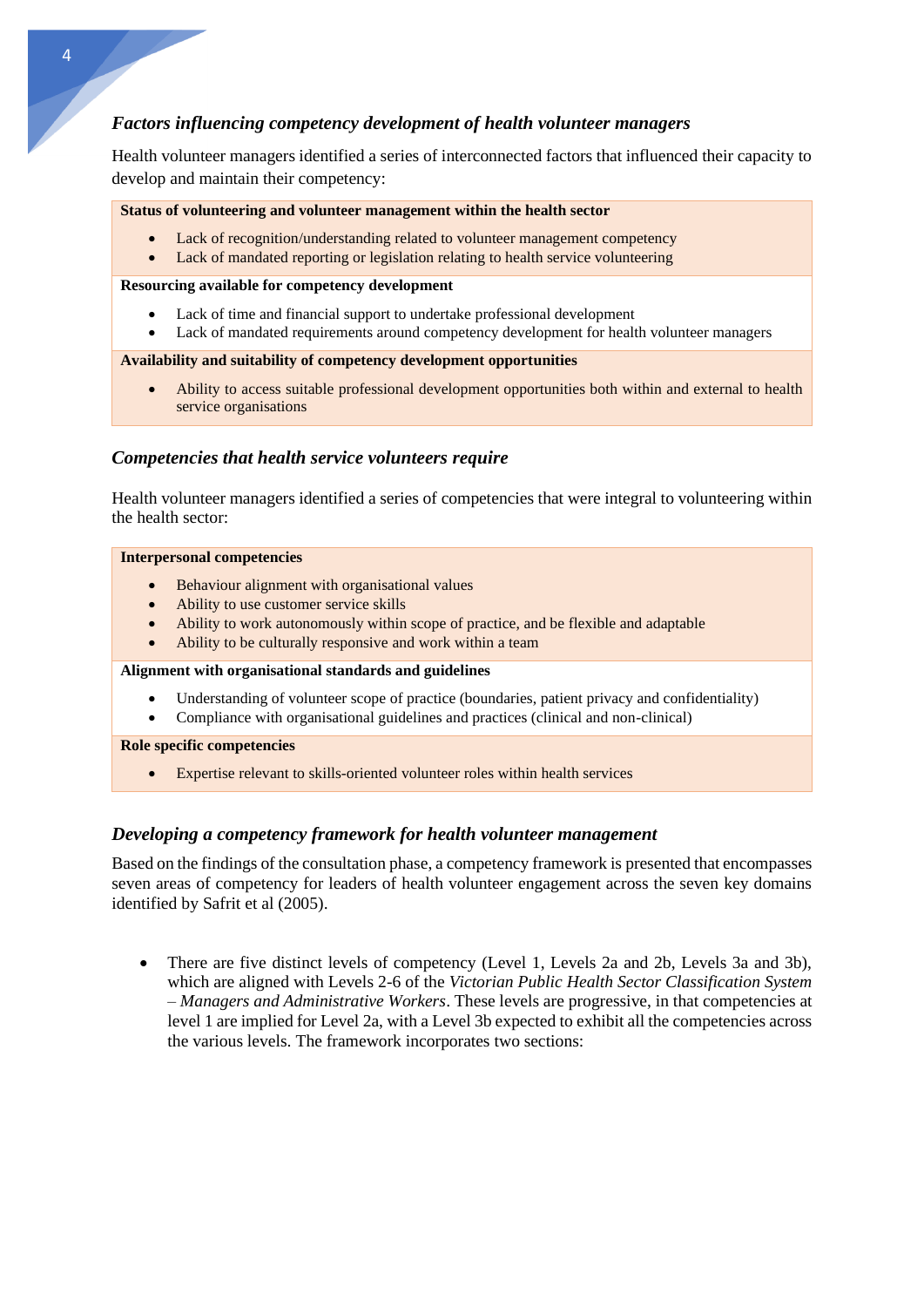### *Factors influencing competency development of health volunteer managers*

Health volunteer managers identified a series of interconnected factors that influenced their capacity to develop and maintain their competency:

**Status of volunteering and volunteer management within the health sector**

- Lack of recognition/understanding related to volunteer management competency
- Lack of mandated reporting or legislation relating to health service volunteering

**Resourcing available for competency development**

- Lack of time and financial support to undertake professional development
- Lack of mandated requirements around competency development for health volunteer managers

**Availability and suitability of competency development opportunities**

- Ability to access suitable professional development opportunities both within and external to health service organisations

### *Competencies that health service volunteers require*

Health volunteer managers identified a series of competencies that were integral to volunteering within the health sector:

**Interpersonal competencies**

- Behaviour alignment with organisational values
- Ability to use customer service skills
- Ability to work autonomously within scope of practice, and be flexible and adaptable
- Ability to be culturally responsive and work within a team

**Alignment with organisational standards and guidelines**

- Understanding of volunteer scope of practice (boundaries, patient privacy and confidentiality)
- Compliance with organisational guidelines and practices (clinical and non-clinical)

**Role specific competencies**

- Expertise relevant to skills-oriented volunteer roles within health services

### *Developing a competency framework for health volunteer management*

Based on the findings of the consultation phase, a competency framework is presented that encompasses seven areas of competency for leaders of health volunteer engagement across the seven key domains identified by Safrit et al (2005).

- There are five distinct levels of competency (Level 1, Levels 2a and 2b, Levels 3a and 3b), which are aligned with Levels 2-6 of the *Victorian Public Health Sector Classification System – Managers and Administrative Workers*. These levels are progressive, in that competencies at level 1 are implied for Level 2a, with a Level 3b expected to exhibit all the competencies across the various levels. The framework incorporates two sections: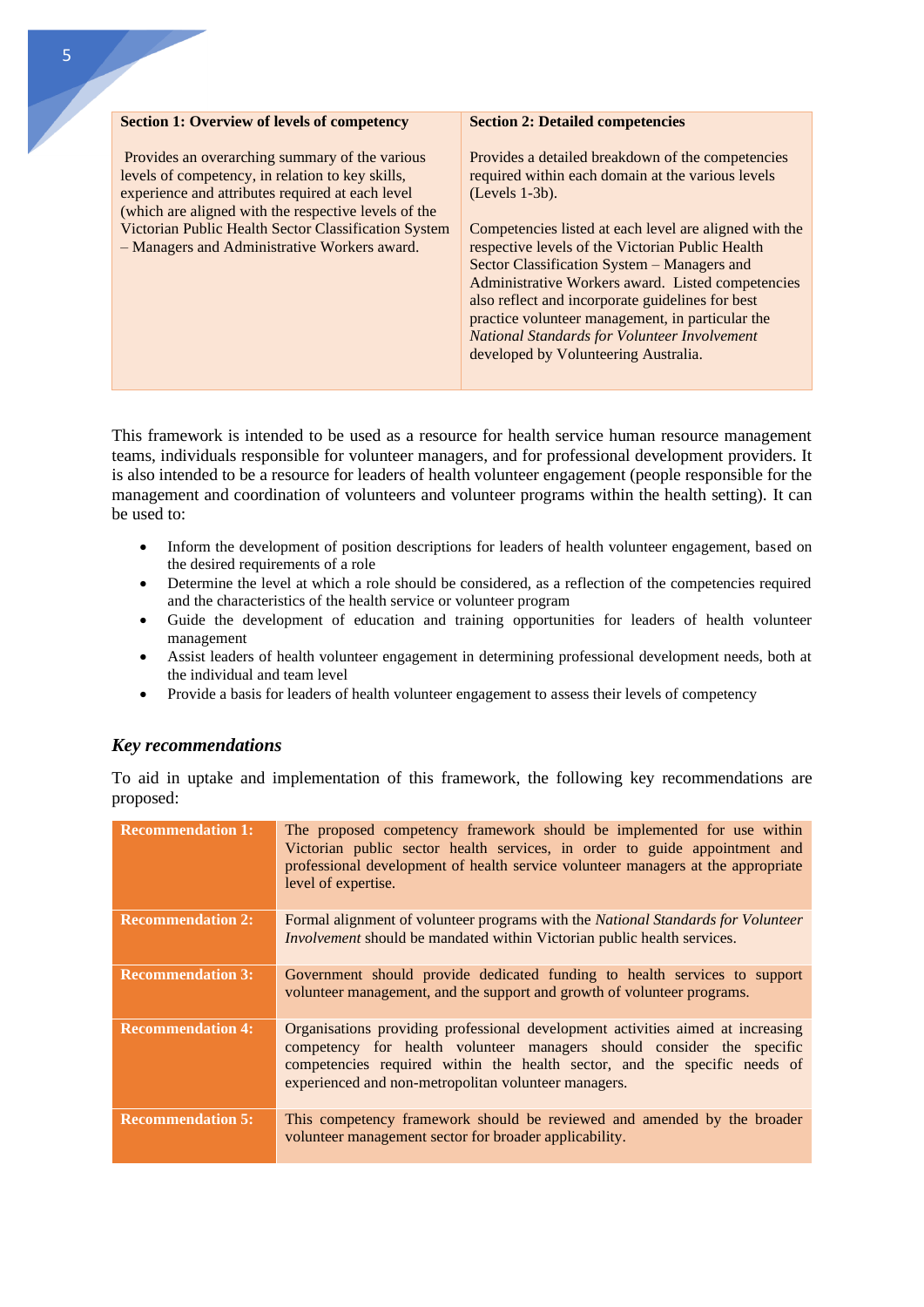| Section 1: Overview of levels of competency | Section 2: Detailed competencies |
|---|---|
| Provides an overarching summary of the various levels of competency, in relation to key skills, experience and attributes required at each level (which are aligned with the respective levels of the Victorian Public Health Sector Classification System – Managers and Administrative Workers award. | Provides a detailed breakdown of the competencies required within each domain at the various levels (Levels 1-3b).<br><br>Competencies listed at each level are aligned with the respective levels of the Victorian Public Health Sector Classification System – Managers and Administrative Workers award. Listed competencies also reflect and incorporate guidelines for best practice volunteer management, in particular the *National Standards for Volunteer Involvement* developed by Volunteering Australia. |

This framework is intended to be used as a resource for health service human resource management teams, individuals responsible for volunteer managers, and for professional development providers. It is also intended to be a resource for leaders of health volunteer engagement (people responsible for the management and coordination of volunteers and volunteer programs within the health setting). It can be used to:

- Inform the development of position descriptions for leaders of health volunteer engagement, based on the desired requirements of a role
- Determine the level at which a role should be considered, as a reflection of the competencies required and the characteristics of the health service or volunteer program
- Guide the development of education and training opportunities for leaders of health volunteer management
- Assist leaders of health volunteer engagement in determining professional development needs, both at the individual and team level
- Provide a basis for leaders of health volunteer engagement to assess their levels of competency

### *Key recommendations*

To aid in uptake and implementation of this framework, the following key recommendations are proposed:

| | |
|---|---|
| **Recommendation 1:** | The proposed competency framework should be implemented for use within Victorian public sector health services, in order to guide appointment and professional development of health service volunteer managers at the appropriate level of expertise. |
| **Recommendation 2:** | Formal alignment of volunteer programs with the *National Standards for Volunteer Involvement* should be mandated within Victorian public health services. |
| **Recommendation 3:** | Government should provide dedicated funding to health services to support volunteer management, and the support and growth of volunteer programs. |
| **Recommendation 4:** | Organisations providing professional development activities aimed at increasing competency for health volunteer managers should consider the specific competencies required within the health sector, and the specific needs of experienced and non-metropolitan volunteer managers. |
| **Recommendation 5:** | This competency framework should be reviewed and amended by the broader volunteer management sector for broader applicability. |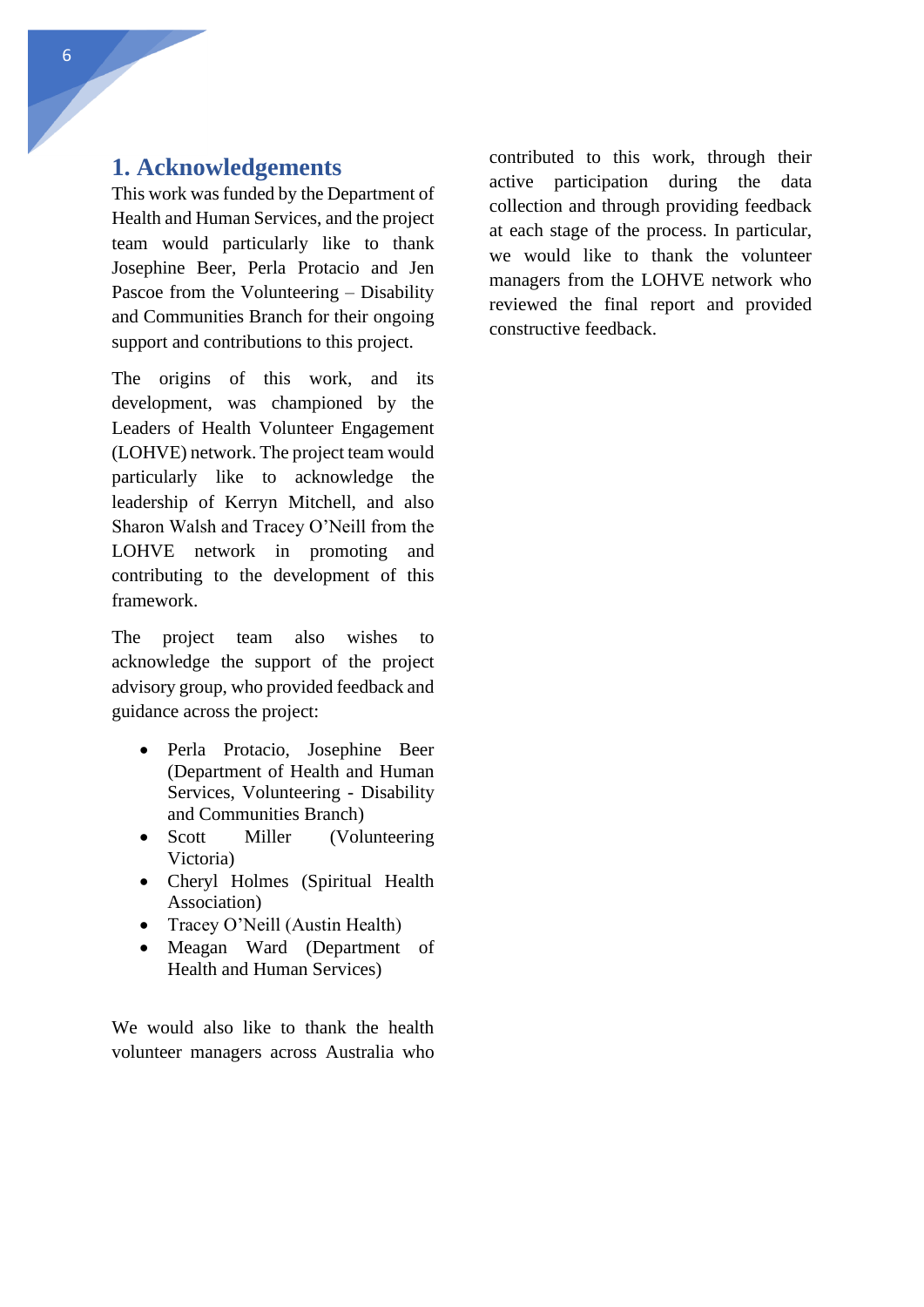# 1. Acknowledgements

This work was funded by the Department of Health and Human Services, and the project team would particularly like to thank Josephine Beer, Perla Protacio and Jen Pascoe from the Volunteering – Disability and Communities Branch for their ongoing support and contributions to this project.

The origins of this work, and its development, was championed by the Leaders of Health Volunteer Engagement (LOHVE) network. The project team would particularly like to acknowledge the leadership of Kerryn Mitchell, and also Sharon Walsh and Tracey O'Neill from the LOHVE network in promoting and contributing to the development of this framework.

The project team also wishes to acknowledge the support of the project advisory group, who provided feedback and guidance across the project:

- Perla Protacio, Josephine Beer (Department of Health and Human Services, Volunteering - Disability and Communities Branch)
- Scott Miller (Volunteering Victoria)
- Cheryl Holmes (Spiritual Health Association)
- Tracey O'Neill (Austin Health)
- Meagan Ward (Department of Health and Human Services)

We would also like to thank the health volunteer managers across Australia who contributed to this work, through their active participation during the data collection and through providing feedback at each stage of the process. In particular, we would like to thank the volunteer managers from the LOHVE network who reviewed the final report and provided constructive feedback.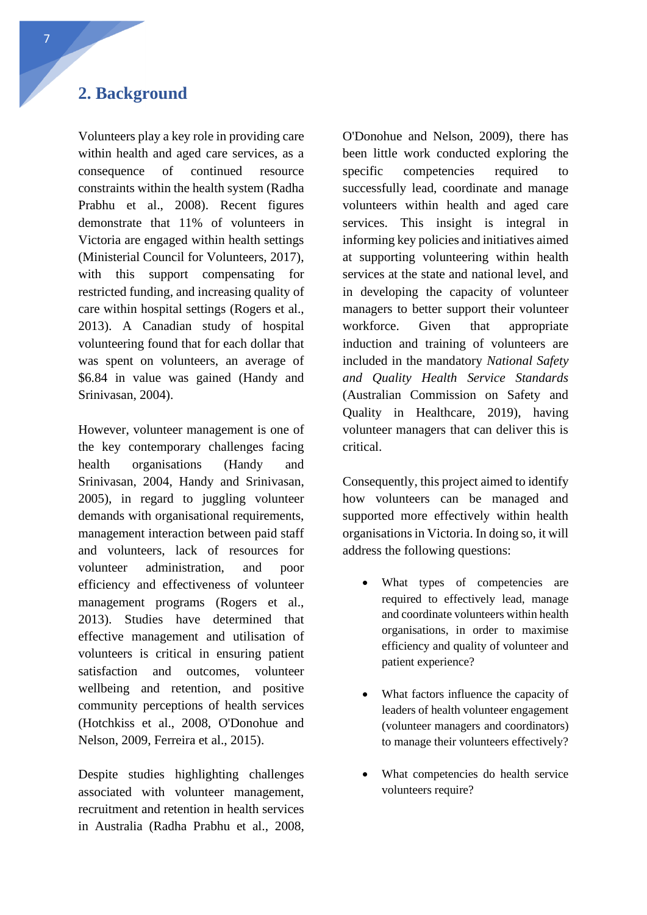## 2. Background

Volunteers play a key role in providing care within health and aged care services, as a consequence of continued resource constraints within the health system (Radha Prabhu et al., 2008). Recent figures demonstrate that 11% of volunteers in Victoria are engaged within health settings (Ministerial Council for Volunteers, 2017), with this support compensating for restricted funding, and increasing quality of care within hospital settings (Rogers et al., 2013). A Canadian study of hospital volunteering found that for each dollar that was spent on volunteers, an average of $6.84 in value was gained (Handy and Srinivasan, 2004).

However, volunteer management is one of the key contemporary challenges facing health organisations (Handy and Srinivasan, 2004, Handy and Srinivasan, 2005), in regard to juggling volunteer demands with organisational requirements, management interaction between paid staff and volunteers, lack of resources for volunteer administration, and poor efficiency and effectiveness of volunteer management programs (Rogers et al., 2013). Studies have determined that effective management and utilisation of volunteers is critical in ensuring patient satisfaction and outcomes, volunteer wellbeing and retention, and positive community perceptions of health services (Hotchkiss et al., 2008, O'Donohue and Nelson, 2009, Ferreira et al., 2015).

Despite studies highlighting challenges associated with volunteer management, recruitment and retention in health services in Australia (Radha Prabhu et al., 2008, O'Donohue and Nelson, 2009), there has been little work conducted exploring the specific competencies required to successfully lead, coordinate and manage volunteers within health and aged care services. This insight is integral in informing key policies and initiatives aimed at supporting volunteering within health services at the state and national level, and in developing the capacity of volunteer managers to better support their volunteer workforce. Given that appropriate induction and training of volunteers are included in the mandatory *National Safety and Quality Health Service Standards* (Australian Commission on Safety and Quality in Healthcare, 2019), having volunteer managers that can deliver this is critical.

Consequently, this project aimed to identify how volunteers can be managed and supported more effectively within health organisations in Victoria. In doing so, it will address the following questions:

- What types of competencies are required to effectively lead, manage and coordinate volunteers within health organisations, in order to maximise efficiency and quality of volunteer and patient experience?
- What factors influence the capacity of leaders of health volunteer engagement (volunteer managers and coordinators) to manage their volunteers effectively?
- What competencies do health service volunteers require?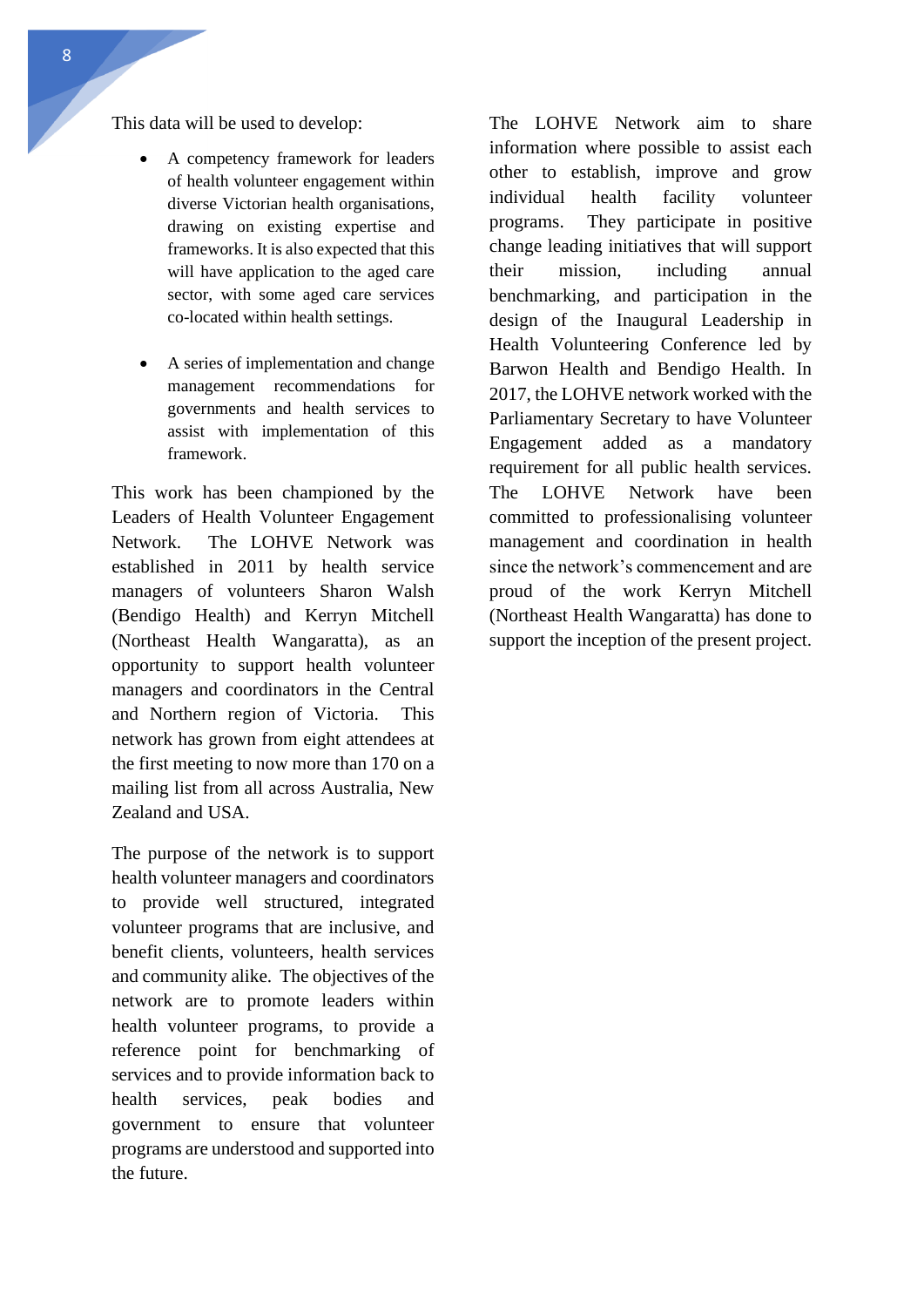This data will be used to develop:

- A competency framework for leaders of health volunteer engagement within diverse Victorian health organisations, drawing on existing expertise and frameworks. It is also expected that this will have application to the aged care sector, with some aged care services co-located within health settings.

- A series of implementation and change management recommendations for governments and health services to assist with implementation of this framework.

This work has been championed by the Leaders of Health Volunteer Engagement Network. The LOHVE Network was established in 2011 by health service managers of volunteers Sharon Walsh (Bendigo Health) and Kerryn Mitchell (Northeast Health Wangaratta), as an opportunity to support health volunteer managers and coordinators in the Central and Northern region of Victoria. This network has grown from eight attendees at the first meeting to now more than 170 on a mailing list from all across Australia, New Zealand and USA.

The purpose of the network is to support health volunteer managers and coordinators to provide well structured, integrated volunteer programs that are inclusive, and benefit clients, volunteers, health services and community alike. The objectives of the network are to promote leaders within health volunteer programs, to provide a reference point for benchmarking of services and to provide information back to health services, peak bodies and government to ensure that volunteer programs are understood and supported into the future.

The LOHVE Network aim to share information where possible to assist each other to establish, improve and grow individual health facility volunteer programs. They participate in positive change leading initiatives that will support their mission, including annual benchmarking, and participation in the design of the Inaugural Leadership in Health Volunteering Conference led by Barwon Health and Bendigo Health. In 2017, the LOHVE network worked with the Parliamentary Secretary to have Volunteer Engagement added as a mandatory requirement for all public health services. The LOHVE Network have been committed to professionalising volunteer management and coordination in health since the network's commencement and are proud of the work Kerryn Mitchell (Northeast Health Wangaratta) has done to support the inception of the present project.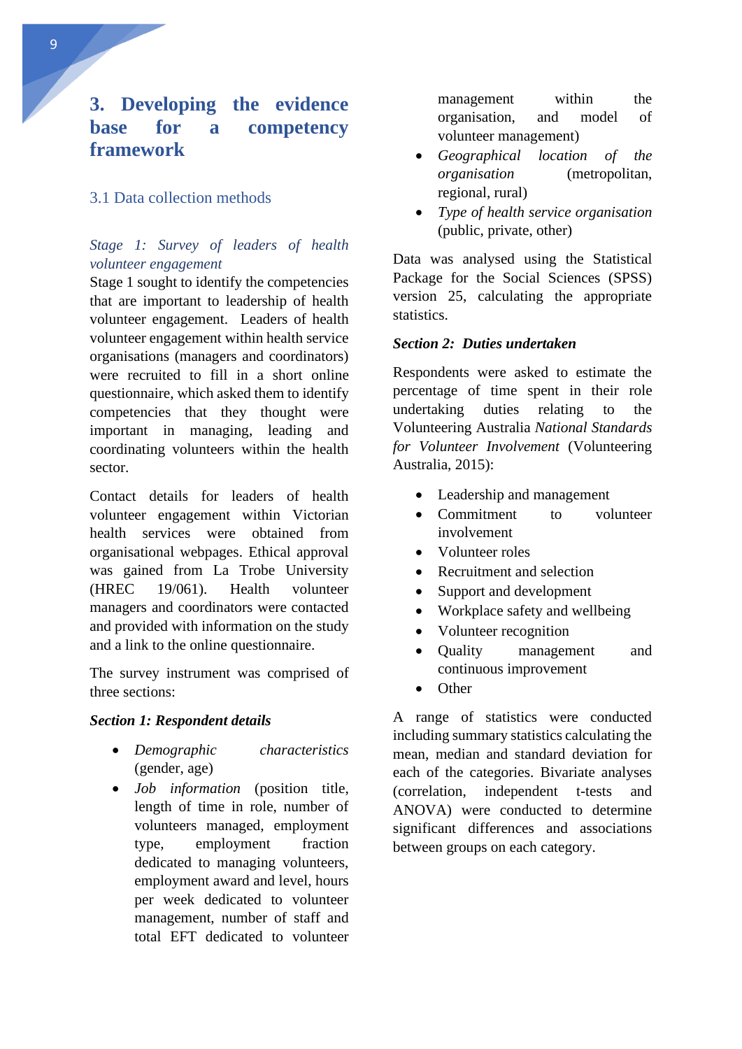# 3. Developing the evidence base for a competency framework

## 3.1 Data collection methods

### *Stage 1: Survey of leaders of health volunteer engagement*

Stage 1 sought to identify the competencies that are important to leadership of health volunteer engagement. Leaders of health volunteer engagement within health service organisations (managers and coordinators) were recruited to fill in a short online questionnaire, which asked them to identify competencies that they thought were important in managing, leading and coordinating volunteers within the health sector.

Contact details for leaders of health volunteer engagement within Victorian health services were obtained from organisational webpages. Ethical approval was gained from La Trobe University (HREC 19/061). Health volunteer managers and coordinators were contacted and provided with information on the study and a link to the online questionnaire.

The survey instrument was comprised of three sections:

***Section 1: Respondent details***

- *Demographic characteristics* (gender, age)
- *Job information* (position title, length of time in role, number of volunteers managed, employment type, employment fraction dedicated to managing volunteers, employment award and level, hours per week dedicated to volunteer management, number of staff and total EFT dedicated to volunteer management within the organisation, and model of volunteer management)
- *Geographical location of the organisation* (metropolitan, regional, rural)
- *Type of health service organisation* (public, private, other)

Data was analysed using the Statistical Package for the Social Sciences (SPSS) version 25, calculating the appropriate statistics.

***Section 2: Duties undertaken***

Respondents were asked to estimate the percentage of time spent in their role undertaking duties relating to the Volunteering Australia *National Standards for Volunteer Involvement* (Volunteering Australia, 2015):

- Leadership and management
- Commitment to volunteer involvement
- Volunteer roles
- Recruitment and selection
- Support and development
- Workplace safety and wellbeing
- Volunteer recognition
- Quality management and continuous improvement
- Other

A range of statistics were conducted including summary statistics calculating the mean, median and standard deviation for each of the categories. Bivariate analyses (correlation, independent t-tests and ANOVA) were conducted to determine significant differences and associations between groups on each category.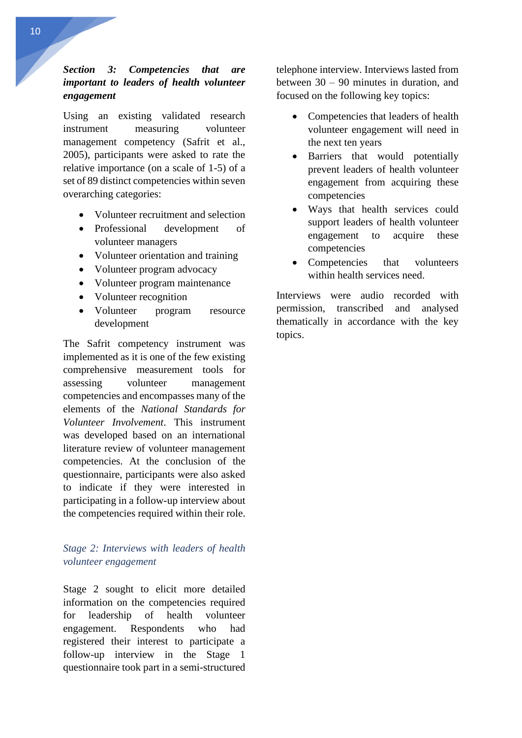### *Section 3: Competencies that are important to leaders of health volunteer engagement*

Using an existing validated research instrument measuring volunteer management competency (Safrit et al., 2005), participants were asked to rate the relative importance (on a scale of 1-5) of a set of 89 distinct competencies within seven overarching categories:

- Volunteer recruitment and selection
- Professional development of volunteer managers
- Volunteer orientation and training
- Volunteer program advocacy
- Volunteer program maintenance
- Volunteer recognition
- Volunteer program resource development

The Safrit competency instrument was implemented as it is one of the few existing comprehensive measurement tools for assessing volunteer management competencies and encompasses many of the elements of the *National Standards for Volunteer Involvement*. This instrument was developed based on an international literature review of volunteer management competencies. At the conclusion of the questionnaire, participants were also asked to indicate if they were interested in participating in a follow-up interview about the competencies required within their role.

### *Stage 2: Interviews with leaders of health volunteer engagement*

Stage 2 sought to elicit more detailed information on the competencies required for leadership of health volunteer engagement. Respondents who had registered their interest to participate a follow-up interview in the Stage 1 questionnaire took part in a semi-structured telephone interview. Interviews lasted from between 30 – 90 minutes in duration, and focused on the following key topics:

- Competencies that leaders of health volunteer engagement will need in the next ten years
- Barriers that would potentially prevent leaders of health volunteer engagement from acquiring these competencies
- Ways that health services could support leaders of health volunteer engagement to acquire these competencies
- Competencies that volunteers within health services need.

Interviews were audio recorded with permission, transcribed and analysed thematically in accordance with the key topics.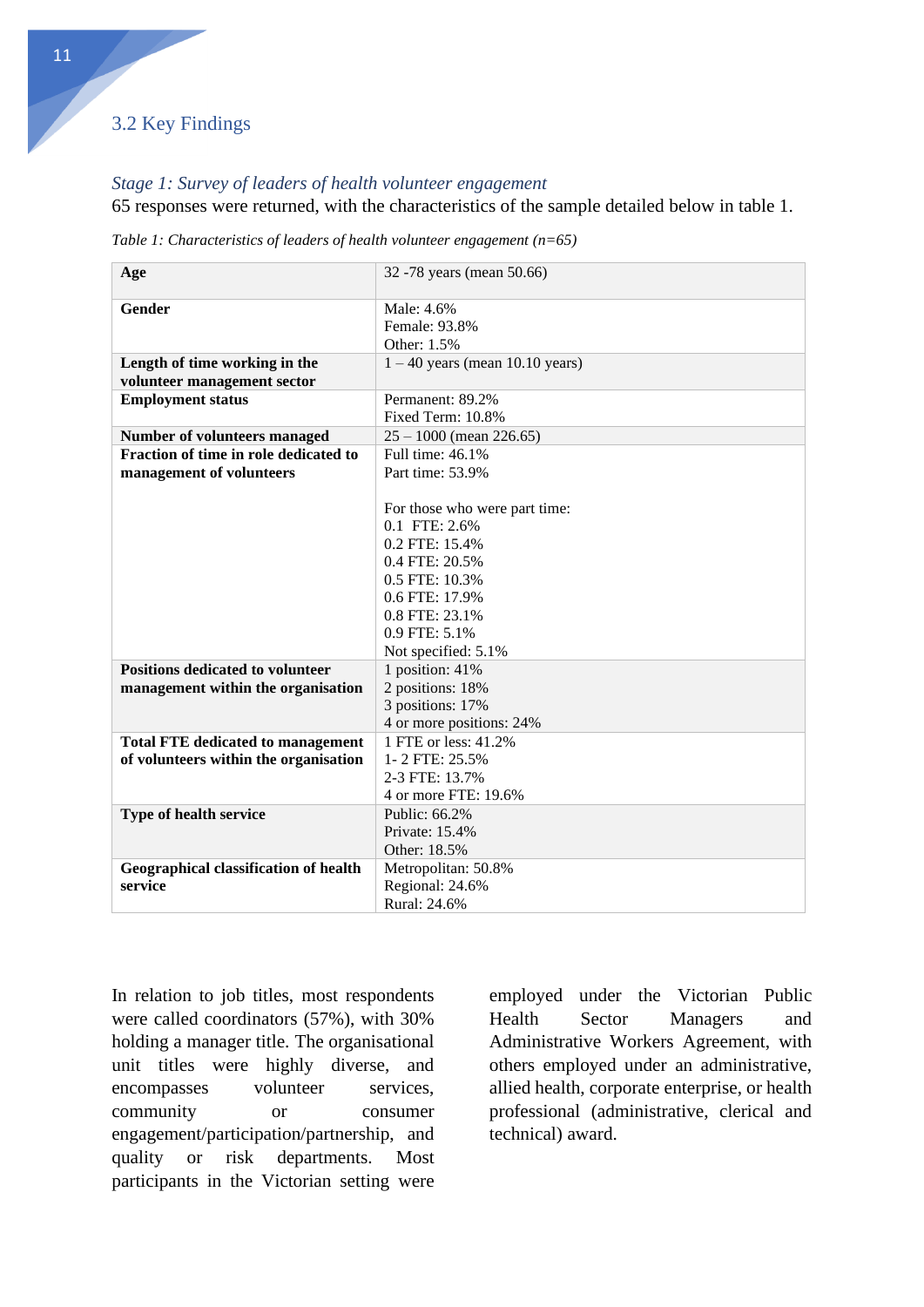## 3.2 Key Findings

*Stage 1: Survey of leaders of health volunteer engagement*

65 responses were returned, with the characteristics of the sample detailed below in table 1.

*Table 1: Characteristics of leaders of health volunteer engagement (n=65)*

| | |
|---|---|
| **Age** | 32 -78 years (mean 50.66) |
| **Gender** | Male: 4.6%<br>Female: 93.8%<br>Other: 1.5% |
| **Length of time working in the volunteer management sector** | 1 – 40 years (mean 10.10 years) |
| **Employment status** | Permanent: 89.2%<br>Fixed Term: 10.8% |
| **Number of volunteers managed** | 25 – 1000 (mean 226.65) |
| **Fraction of time in role dedicated to management of volunteers** | Full time: 46.1%<br>Part time: 53.9%<br><br>For those who were part time:<br>0.1 FTE: 2.6%<br>0.2 FTE: 15.4%<br>0.4 FTE: 20.5%<br>0.5 FTE: 10.3%<br>0.6 FTE: 17.9%<br>0.8 FTE: 23.1%<br>0.9 FTE: 5.1%<br>Not specified: 5.1% |
| **Positions dedicated to volunteer management within the organisation** | 1 position: 41%<br>2 positions: 18%<br>3 positions: 17%<br>4 or more positions: 24% |
| **Total FTE dedicated to management of volunteers within the organisation** | 1 FTE or less: 41.2%<br>1- 2 FTE: 25.5%<br>2-3 FTE: 13.7%<br>4 or more FTE: 19.6% |
| **Type of health service** | Public: 66.2%<br>Private: 15.4%<br>Other: 18.5% |
| **Geographical classification of health service** | Metropolitan: 50.8%<br>Regional: 24.6%<br>Rural: 24.6% |

In relation to job titles, most respondents were called coordinators (57%), with 30% holding a manager title. The organisational unit titles were highly diverse, and encompasses volunteer services, community or consumer engagement/participation/partnership, and quality or risk departments. Most participants in the Victorian setting were employed under the Victorian Public Health Sector Managers and Administrative Workers Agreement, with others employed under an administrative, allied health, corporate enterprise, or health professional (administrative, clerical and technical) award.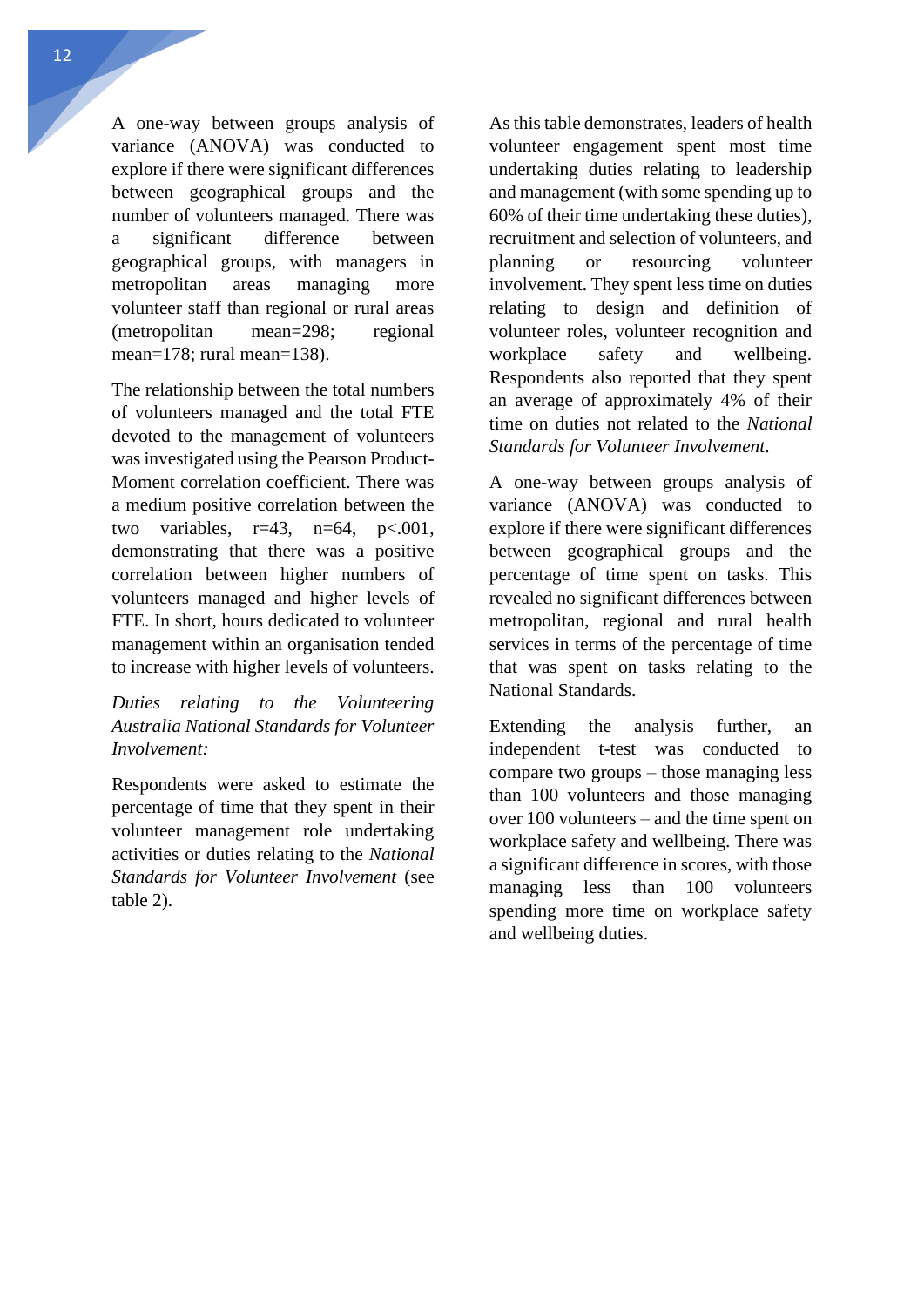A one-way between groups analysis of variance (ANOVA) was conducted to explore if there were significant differences between geographical groups and the number of volunteers managed. There was a significant difference between geographical groups, with managers in metropolitan areas managing more volunteer staff than regional or rural areas (metropolitan mean=298; regional mean=178; rural mean=138).

The relationship between the total numbers of volunteers managed and the total FTE devoted to the management of volunteers was investigated using the Pearson Product-Moment correlation coefficient. There was a medium positive correlation between the two variables, $r=43$, $n=64$, $p<.001$, demonstrating that there was a positive correlation between higher numbers of volunteers managed and higher levels of FTE. In short, hours dedicated to volunteer management within an organisation tended to increase with higher levels of volunteers.

*Duties relating to the Volunteering Australia National Standards for Volunteer Involvement:*

Respondents were asked to estimate the percentage of time that they spent in their volunteer management role undertaking activities or duties relating to the *National Standards for Volunteer Involvement* (see table 2).

As this table demonstrates, leaders of health volunteer engagement spent most time undertaking duties relating to leadership and management (with some spending up to 60% of their time undertaking these duties), recruitment and selection of volunteers, and planning or resourcing volunteer involvement. They spent less time on duties relating to design and definition of volunteer roles, volunteer recognition and workplace safety and wellbeing. Respondents also reported that they spent an average of approximately 4% of their time on duties not related to the *National Standards for Volunteer Involvement*.

A one-way between groups analysis of variance (ANOVA) was conducted to explore if there were significant differences between geographical groups and the percentage of time spent on tasks. This revealed no significant differences between metropolitan, regional and rural health services in terms of the percentage of time that was spent on tasks relating to the National Standards.

Extending the analysis further, an independent t-test was conducted to compare two groups – those managing less than 100 volunteers and those managing over 100 volunteers – and the time spent on workplace safety and wellbeing. There was a significant difference in scores, with those managing less than 100 volunteers spending more time on workplace safety and wellbeing duties.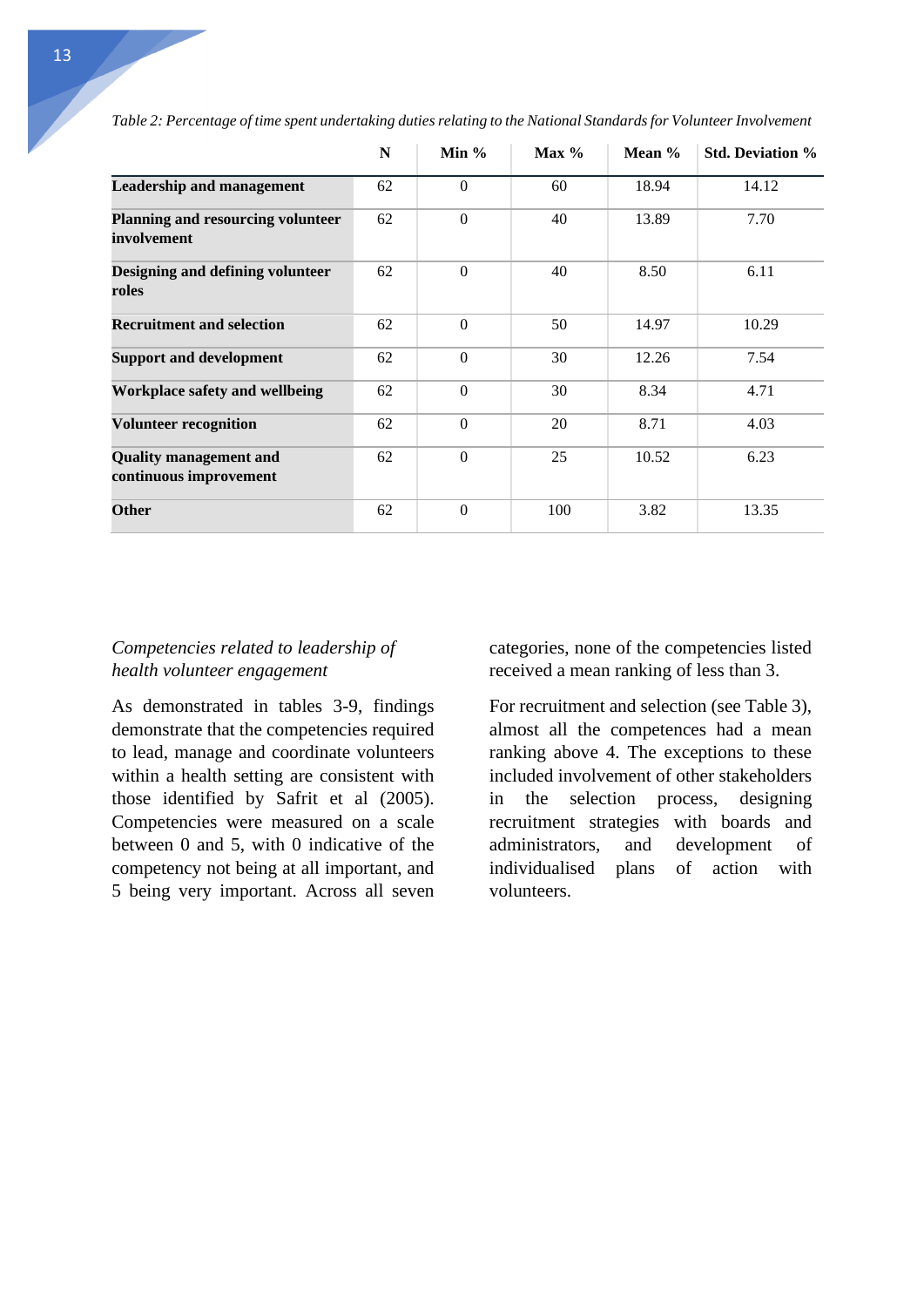*Table 2: Percentage of time spent undertaking duties relating to the National Standards for Volunteer Involvement*

| | N | Min % | Max % | Mean % | Std. Deviation % |
|---|---|---|---|---|---|
| **Leadership and management** | 62 | 0 | 60 | 18.94 | 14.12 |
| **Planning and resourcing volunteer involvement** | 62 | 0 | 40 | 13.89 | 7.70 |
| **Designing and defining volunteer roles** | 62 | 0 | 40 | 8.50 | 6.11 |
| **Recruitment and selection** | 62 | 0 | 50 | 14.97 | 10.29 |
| **Support and development** | 62 | 0 | 30 | 12.26 | 7.54 |
| **Workplace safety and wellbeing** | 62 | 0 | 30 | 8.34 | 4.71 |
| **Volunteer recognition** | 62 | 0 | 20 | 8.71 | 4.03 |
| **Quality management and continuous improvement** | 62 | 0 | 25 | 10.52 | 6.23 |
| **Other** | 62 | 0 | 100 | 3.82 | 13.35 |

*Competencies related to leadership of health volunteer engagement*

As demonstrated in tables 3-9, findings demonstrate that the competencies required to lead, manage and coordinate volunteers within a health setting are consistent with those identified by Safrit et al (2005). Competencies were measured on a scale between 0 and 5, with 0 indicative of the competency not being at all important, and 5 being very important. Across all seven categories, none of the competencies listed received a mean ranking of less than 3.

For recruitment and selection (see Table 3), almost all the competences had a mean ranking above 4. The exceptions to these included involvement of other stakeholders in the selection process, designing recruitment strategies with boards and administrators, and development of individualised plans of action with volunteers.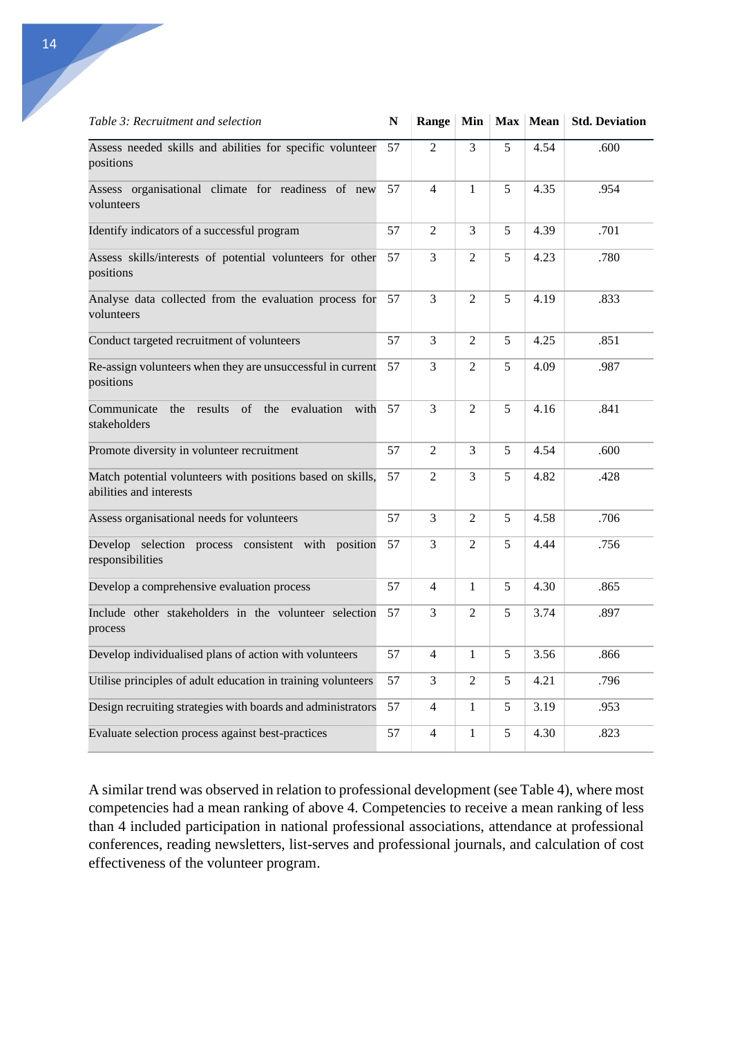| *Table 3: Recruitment and selection* | N | Range | Min | Max | Mean | Std. Deviation |
|---|---|---|---|---|---|---|
| Assess needed skills and abilities for specific volunteer positions | 57 | 2 | 3 | 5 | 4.54 | .600 |
| Assess organisational climate for readiness of new volunteers | 57 | 4 | 1 | 5 | 4.35 | .954 |
| Identify indicators of a successful program | 57 | 2 | 3 | 5 | 4.39 | .701 |
| Assess skills/interests of potential volunteers for other positions | 57 | 3 | 2 | 5 | 4.23 | .780 |
| Analyse data collected from the evaluation process for volunteers | 57 | 3 | 2 | 5 | 4.19 | .833 |
| Conduct targeted recruitment of volunteers | 57 | 3 | 2 | 5 | 4.25 | .851 |
| Re-assign volunteers when they are unsuccessful in current positions | 57 | 3 | 2 | 5 | 4.09 | .987 |
| Communicate the results of the evaluation with stakeholders | 57 | 3 | 2 | 5 | 4.16 | .841 |
| Promote diversity in volunteer recruitment | 57 | 2 | 3 | 5 | 4.54 | .600 |
| Match potential volunteers with positions based on skills, abilities and interests | 57 | 2 | 3 | 5 | 4.82 | .428 |
| Assess organisational needs for volunteers | 57 | 3 | 2 | 5 | 4.58 | .706 |
| Develop selection process consistent with position responsibilities | 57 | 3 | 2 | 5 | 4.44 | .756 |
| Develop a comprehensive evaluation process | 57 | 4 | 1 | 5 | 4.30 | .865 |
| Include other stakeholders in the volunteer selection process | 57 | 3 | 2 | 5 | 3.74 | .897 |
| Develop individualised plans of action with volunteers | 57 | 4 | 1 | 5 | 3.56 | .866 |
| Utilise principles of adult education in training volunteers | 57 | 3 | 2 | 5 | 4.21 | .796 |
| Design recruiting strategies with boards and administrators | 57 | 4 | 1 | 5 | 3.19 | .953 |
| Evaluate selection process against best-practices | 57 | 4 | 1 | 5 | 4.30 | .823 |

A similar trend was observed in relation to professional development (see Table 4), where most competencies had a mean ranking of above 4. Competencies to receive a mean ranking of less than 4 included participation in national professional associations, attendance at professional conferences, reading newsletters, list-serves and professional journals, and calculation of cost effectiveness of the volunteer program.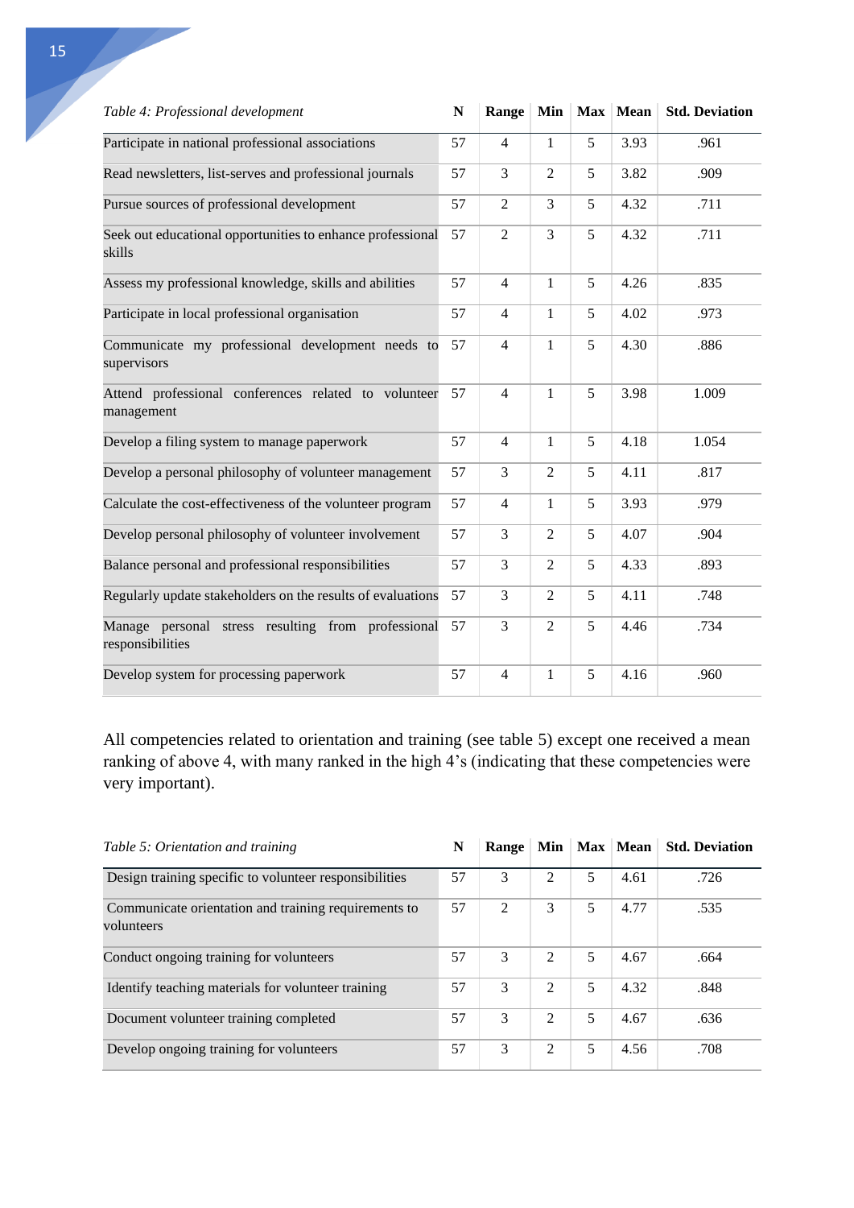| *Table 4: Professional development* | N | Range | Min | Max | Mean | Std. Deviation |
|---|---|---|---|---|---|---|
| Participate in national professional associations | 57 | 4 | 1 | 5 | 3.93 | .961 |
| Read newsletters, list-serves and professional journals | 57 | 3 | 2 | 5 | 3.82 | .909 |
| Pursue sources of professional development | 57 | 2 | 3 | 5 | 4.32 | .711 |
| Seek out educational opportunities to enhance professional skills | 57 | 2 | 3 | 5 | 4.32 | .711 |
| Assess my professional knowledge, skills and abilities | 57 | 4 | 1 | 5 | 4.26 | .835 |
| Participate in local professional organisation | 57 | 4 | 1 | 5 | 4.02 | .973 |
| Communicate my professional development needs to supervisors | 57 | 4 | 1 | 5 | 4.30 | .886 |
| Attend professional conferences related to volunteer management | 57 | 4 | 1 | 5 | 3.98 | 1.009 |
| Develop a filing system to manage paperwork | 57 | 4 | 1 | 5 | 4.18 | 1.054 |
| Develop a personal philosophy of volunteer management | 57 | 3 | 2 | 5 | 4.11 | .817 |
| Calculate the cost-effectiveness of the volunteer program | 57 | 4 | 1 | 5 | 3.93 | .979 |
| Develop personal philosophy of volunteer involvement | 57 | 3 | 2 | 5 | 4.07 | .904 |
| Balance personal and professional responsibilities | 57 | 3 | 2 | 5 | 4.33 | .893 |
| Regularly update stakeholders on the results of evaluations | 57 | 3 | 2 | 5 | 4.11 | .748 |
| Manage personal stress resulting from professional responsibilities | 57 | 3 | 2 | 5 | 4.46 | .734 |
| Develop system for processing paperwork | 57 | 4 | 1 | 5 | 4.16 | .960 |

All competencies related to orientation and training (see table 5) except one received a mean ranking of above 4, with many ranked in the high 4's (indicating that these competencies were very important).

| *Table 5: Orientation and training* | N | Range | Min | Max | Mean | Std. Deviation |
|---|---|---|---|---|---|---|
| Design training specific to volunteer responsibilities | 57 | 3 | 2 | 5 | 4.61 | .726 |
| Communicate orientation and training requirements to volunteers | 57 | 2 | 3 | 5 | 4.77 | .535 |
| Conduct ongoing training for volunteers | 57 | 3 | 2 | 5 | 4.67 | .664 |
| Identify teaching materials for volunteer training | 57 | 3 | 2 | 5 | 4.32 | .848 |
| Document volunteer training completed | 57 | 3 | 2 | 5 | 4.67 | .636 |
| Develop ongoing training for volunteers | 57 | 3 | 2 | 5 | 4.56 | .708 |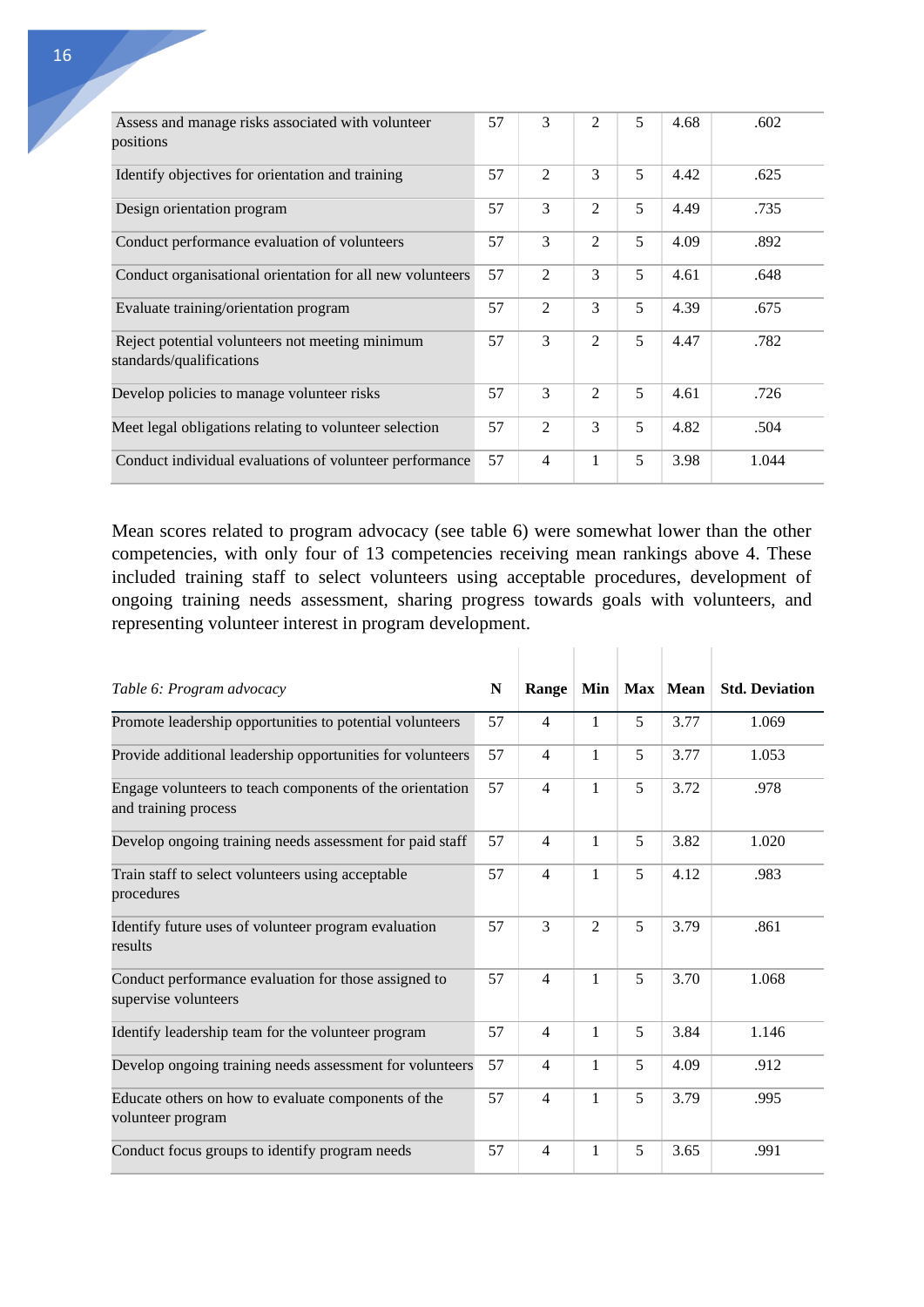| | N | Range | Min | Max | Mean | Std. Deviation |
|---|---|---|---|---|---|---|
| Assess and manage risks associated with volunteer positions | 57 | 3 | 2 | 5 | 4.68 | .602 |
| Identify objectives for orientation and training | 57 | 2 | 3 | 5 | 4.42 | .625 |
| Design orientation program | 57 | 3 | 2 | 5 | 4.49 | .735 |
| Conduct performance evaluation of volunteers | 57 | 3 | 2 | 5 | 4.09 | .892 |
| Conduct organisational orientation for all new volunteers | 57 | 2 | 3 | 5 | 4.61 | .648 |
| Evaluate training/orientation program | 57 | 2 | 3 | 5 | 4.39 | .675 |
| Reject potential volunteers not meeting minimum standards/qualifications | 57 | 3 | 2 | 5 | 4.47 | .782 |
| Develop policies to manage volunteer risks | 57 | 3 | 2 | 5 | 4.61 | .726 |
| Meet legal obligations relating to volunteer selection | 57 | 2 | 3 | 5 | 4.82 | .504 |
| Conduct individual evaluations of volunteer performance | 57 | 4 | 1 | 5 | 3.98 | 1.044 |

Mean scores related to program advocacy (see table 6) were somewhat lower than the other competencies, with only four of 13 competencies receiving mean rankings above 4. These included training staff to select volunteers using acceptable procedures, development of ongoing training needs assessment, sharing progress towards goals with volunteers, and representing volunteer interest in program development.

| *Table 6: Program advocacy* | **N** | **Range** | **Min** | **Max** | **Mean** | **Std. Deviation** |
|---|---|---|---|---|---|---|
| Promote leadership opportunities to potential volunteers | 57 | 4 | 1 | 5 | 3.77 | 1.069 |
| Provide additional leadership opportunities for volunteers | 57 | 4 | 1 | 5 | 3.77 | 1.053 |
| Engage volunteers to teach components of the orientation and training process | 57 | 4 | 1 | 5 | 3.72 | .978 |
| Develop ongoing training needs assessment for paid staff | 57 | 4 | 1 | 5 | 3.82 | 1.020 |
| Train staff to select volunteers using acceptable procedures | 57 | 4 | 1 | 5 | 4.12 | .983 |
| Identify future uses of volunteer program evaluation results | 57 | 3 | 2 | 5 | 3.79 | .861 |
| Conduct performance evaluation for those assigned to supervise volunteers | 57 | 4 | 1 | 5 | 3.70 | 1.068 |
| Identify leadership team for the volunteer program | 57 | 4 | 1 | 5 | 3.84 | 1.146 |
| Develop ongoing training needs assessment for volunteers | 57 | 4 | 1 | 5 | 4.09 | .912 |
| Educate others on how to evaluate components of the volunteer program | 57 | 4 | 1 | 5 | 3.79 | .995 |
| Conduct focus groups to identify program needs | 57 | 4 | 1 | 5 | 3.65 | .991 |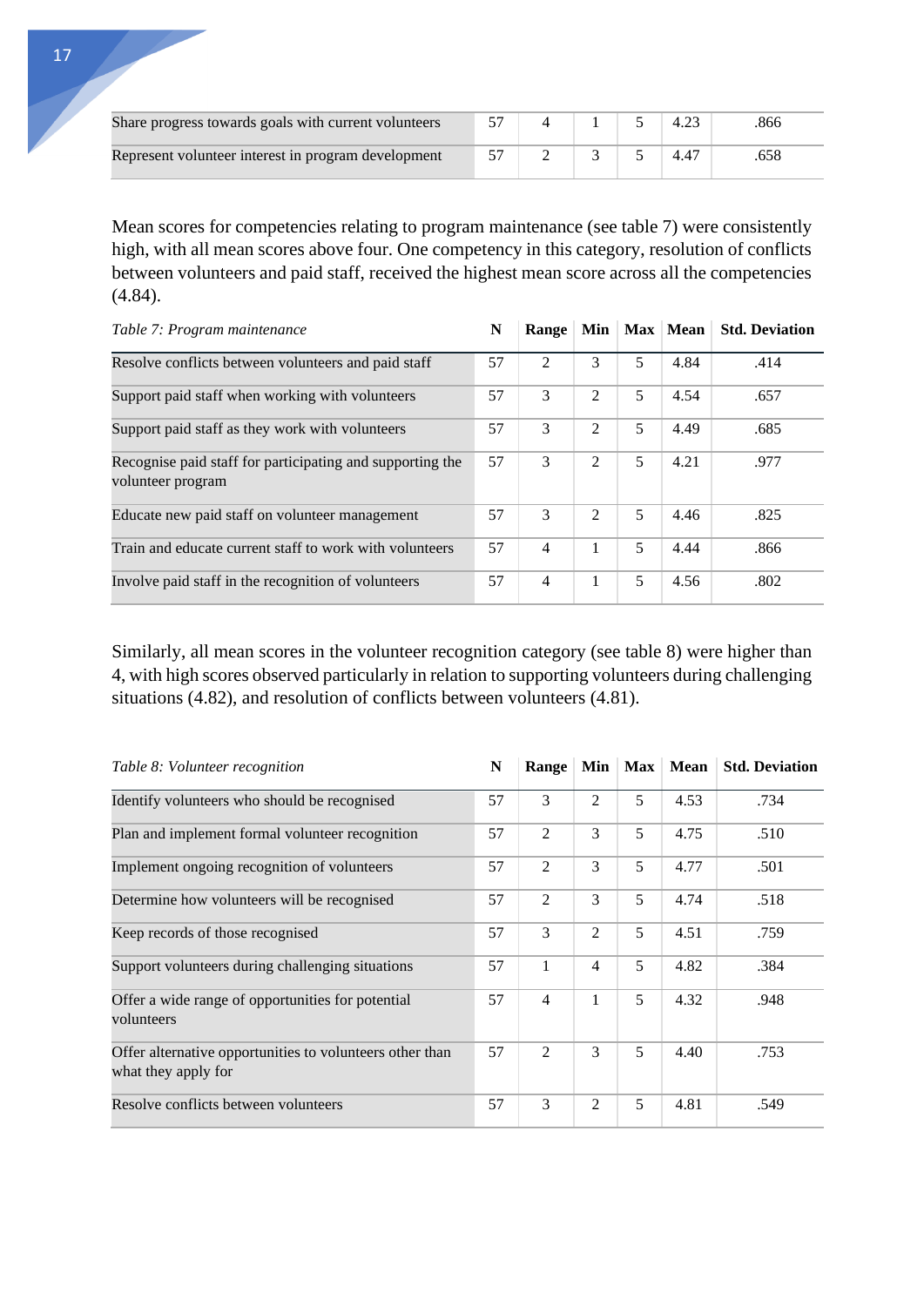| Share progress towards goals with current volunteers | 57 | 4 | 1 | 5 | 4.23 | .866 |
|---|---|---|---|---|---|---|
| Represent volunteer interest in program development | 57 | 2 | 3 | 5 | 4.47 | .658 |

Mean scores for competencies relating to program maintenance (see table 7) were consistently high, with all mean scores above four. One competency in this category, resolution of conflicts between volunteers and paid staff, received the highest mean score across all the competencies (4.84).

| *Table 7: Program maintenance* | N | Range | Min | Max | Mean | Std. Deviation |
|---|---|---|---|---|---|---|
| Resolve conflicts between volunteers and paid staff | 57 | 2 | 3 | 5 | 4.84 | .414 |
| Support paid staff when working with volunteers | 57 | 3 | 2 | 5 | 4.54 | .657 |
| Support paid staff as they work with volunteers | 57 | 3 | 2 | 5 | 4.49 | .685 |
| Recognise paid staff for participating and supporting the volunteer program | 57 | 3 | 2 | 5 | 4.21 | .977 |
| Educate new paid staff on volunteer management | 57 | 3 | 2 | 5 | 4.46 | .825 |
| Train and educate current staff to work with volunteers | 57 | 4 | 1 | 5 | 4.44 | .866 |
| Involve paid staff in the recognition of volunteers | 57 | 4 | 1 | 5 | 4.56 | .802 |

Similarly, all mean scores in the volunteer recognition category (see table 8) were higher than 4, with high scores observed particularly in relation to supporting volunteers during challenging situations (4.82), and resolution of conflicts between volunteers (4.81).

| *Table 8: Volunteer recognition* | N | Range | Min | Max | Mean | Std. Deviation |
|---|---|---|---|---|---|---|
| Identify volunteers who should be recognised | 57 | 3 | 2 | 5 | 4.53 | .734 |
| Plan and implement formal volunteer recognition | 57 | 2 | 3 | 5 | 4.75 | .510 |
| Implement ongoing recognition of volunteers | 57 | 2 | 3 | 5 | 4.77 | .501 |
| Determine how volunteers will be recognised | 57 | 2 | 3 | 5 | 4.74 | .518 |
| Keep records of those recognised | 57 | 3 | 2 | 5 | 4.51 | .759 |
| Support volunteers during challenging situations | 57 | 1 | 4 | 5 | 4.82 | .384 |
| Offer a wide range of opportunities for potential volunteers | 57 | 4 | 1 | 5 | 4.32 | .948 |
| Offer alternative opportunities to volunteers other than what they apply for | 57 | 2 | 3 | 5 | 4.40 | .753 |
| Resolve conflicts between volunteers | 57 | 3 | 2 | 5 | 4.81 | .549 |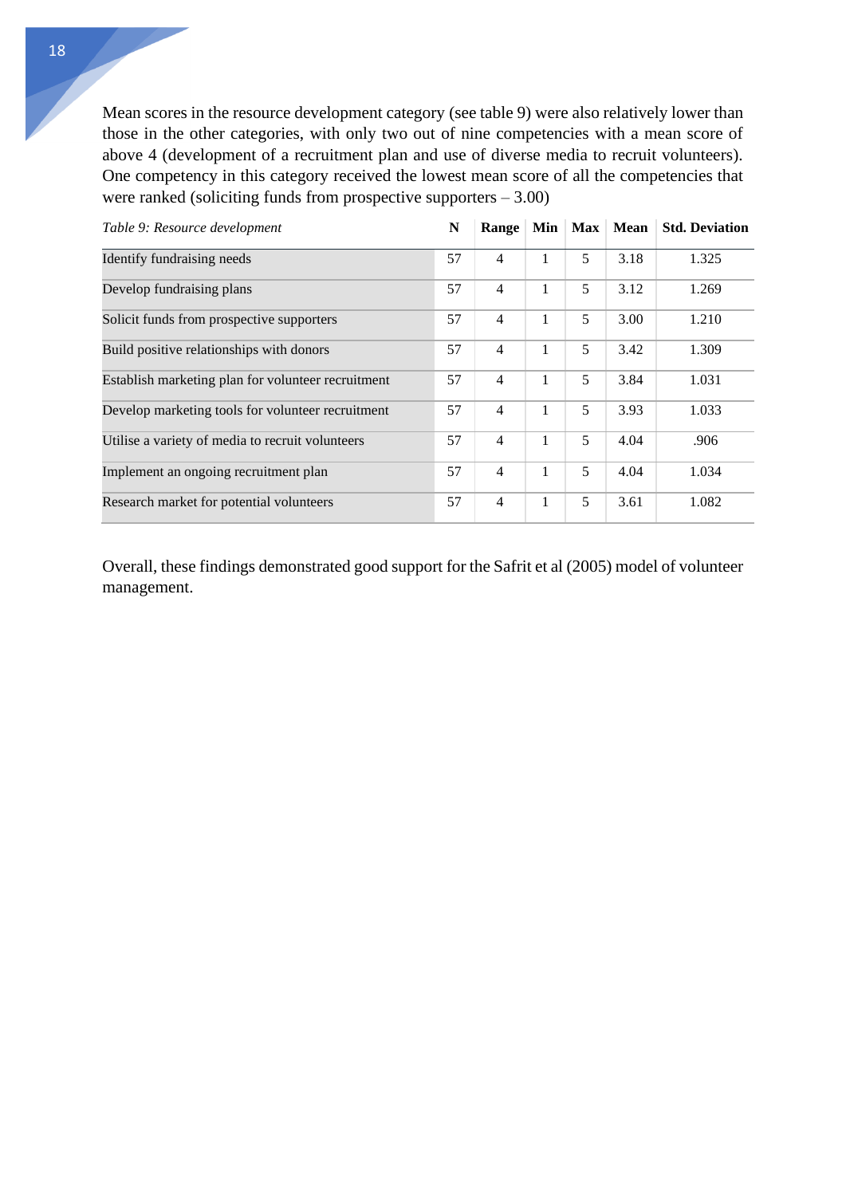Mean scores in the resource development category (see table 9) were also relatively lower than those in the other categories, with only two out of nine competencies with a mean score of above 4 (development of a recruitment plan and use of diverse media to recruit volunteers). One competency in this category received the lowest mean score of all the competencies that were ranked (soliciting funds from prospective supporters – 3.00)

| *Table 9: Resource development* | N | Range | Min | Max | Mean | Std. Deviation |
|---|---|---|---|---|---|---|
| Identify fundraising needs | 57 | 4 | 1 | 5 | 3.18 | 1.325 |
| Develop fundraising plans | 57 | 4 | 1 | 5 | 3.12 | 1.269 |
| Solicit funds from prospective supporters | 57 | 4 | 1 | 5 | 3.00 | 1.210 |
| Build positive relationships with donors | 57 | 4 | 1 | 5 | 3.42 | 1.309 |
| Establish marketing plan for volunteer recruitment | 57 | 4 | 1 | 5 | 3.84 | 1.031 |
| Develop marketing tools for volunteer recruitment | 57 | 4 | 1 | 5 | 3.93 | 1.033 |
| Utilise a variety of media to recruit volunteers | 57 | 4 | 1 | 5 | 4.04 | .906 |
| Implement an ongoing recruitment plan | 57 | 4 | 1 | 5 | 4.04 | 1.034 |
| Research market for potential volunteers | 57 | 4 | 1 | 5 | 3.61 | 1.082 |

Overall, these findings demonstrated good support for the Safrit et al (2005) model of volunteer management.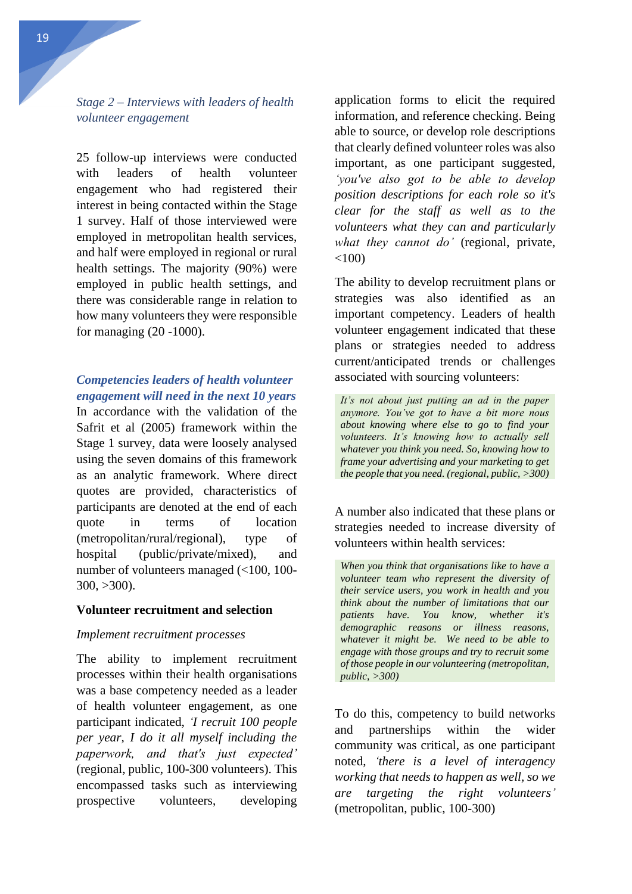*Stage 2 – Interviews with leaders of health volunteer engagement*

25 follow-up interviews were conducted with leaders of health volunteer engagement who had registered their interest in being contacted within the Stage 1 survey. Half of those interviewed were employed in metropolitan health services, and half were employed in regional or rural health settings. The majority (90%) were employed in public health settings, and there was considerable range in relation to how many volunteers they were responsible for managing (20 -1000).

### *Competencies leaders of health volunteer engagement will need in the next 10 years*

In accordance with the validation of the Safrit et al (2005) framework within the Stage 1 survey, data were loosely analysed using the seven domains of this framework as an analytic framework. Where direct quotes are provided, characteristics of participants are denoted at the end of each quote in terms of location (metropolitan/rural/regional), type of hospital (public/private/mixed), and number of volunteers managed (<100, 100-300, >300).

#### Volunteer recruitment and selection

*Implement recruitment processes*

The ability to implement recruitment processes within their health organisations was a base competency needed as a leader of health volunteer engagement, as one participant indicated, *'I recruit 100 people per year, I do it all myself including the paperwork, and that's just expected'* (regional, public, 100-300 volunteers). This encompassed tasks such as interviewing prospective volunteers, developing application forms to elicit the required information, and reference checking. Being able to source, or develop role descriptions that clearly defined volunteer roles was also important, as one participant suggested, *'you've also got to be able to develop position descriptions for each role so it's clear for the staff as well as to the volunteers what they can and particularly what they cannot do'* (regional, private, <100)

The ability to develop recruitment plans or strategies was also identified as an important competency. Leaders of health volunteer engagement indicated that these plans or strategies needed to address current/anticipated trends or challenges associated with sourcing volunteers:

> *It's not about just putting an ad in the paper anymore. You've got to have a bit more nous about knowing where else to go to find your volunteers. It's knowing how to actually sell whatever you think you need. So, knowing how to frame your advertising and your marketing to get the people that you need. (regional, public, >300)*

A number also indicated that these plans or strategies needed to increase diversity of volunteers within health services:

> *When you think that organisations like to have a volunteer team who represent the diversity of their service users, you work in health and you think about the number of limitations that our patients have. You know, whether it's demographic reasons or illness reasons, whatever it might be. We need to be able to engage with those groups and try to recruit some of those people in our volunteering (metropolitan, public, >300)*

To do this, competency to build networks and partnerships within the wider community was critical, as one participant noted, *'there is a level of interagency working that needs to happen as well, so we are targeting the right volunteers'* (metropolitan, public, 100-300)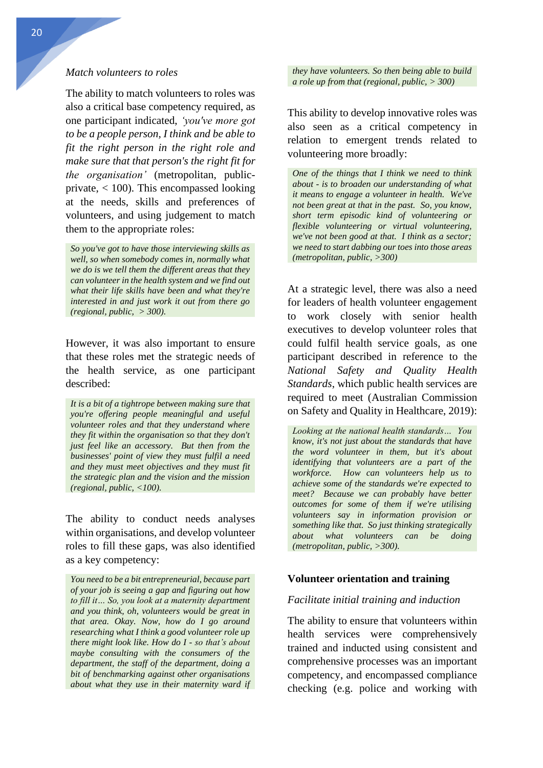*Match volunteers to roles*

The ability to match volunteers to roles was also a critical base competency required, as one participant indicated, *'you've more got to be a people person, I think and be able to fit the right person in the right role and make sure that that person's the right fit for the organisation'* (metropolitan, public-private, < 100). This encompassed looking at the needs, skills and preferences of volunteers, and using judgement to match them to the appropriate roles:

> *So you've got to have those interviewing skills as well, so when somebody comes in, normally what we do is we tell them the different areas that they can volunteer in the health system and we find out what their life skills have been and what they're interested in and just work it out from there go (regional, public, > 300).*

However, it was also important to ensure that these roles met the strategic needs of the health service, as one participant described:

> *It is a bit of a tightrope between making sure that you're offering people meaningful and useful volunteer roles and that they understand where they fit within the organisation so that they don't just feel like an accessory. But then from the businesses' point of view they must fulfil a need and they must meet objectives and they must fit the strategic plan and the vision and the mission (regional, public, <100).*

The ability to conduct needs analyses within organisations, and develop volunteer roles to fill these gaps, was also identified as a key competency:

> *You need to be a bit entrepreneurial, because part of your job is seeing a gap and figuring out how to fill it… So, you look at a maternity department and you think, oh, volunteers would be great in that area. Okay. Now, how do I go around researching what I think a good volunteer role up there might look like. How do I - so that's about maybe consulting with the consumers of the department, the staff of the department, doing a bit of benchmarking against other organisations about what they use in their maternity ward if they have volunteers. So then being able to build a role up from that (regional, public, > 300)*

This ability to develop innovative roles was also seen as a critical competency in relation to emergent trends related to volunteering more broadly:

> *One of the things that I think we need to think about - is to broaden our understanding of what it means to engage a volunteer in health. We've not been great at that in the past. So, you know, short term episodic kind of volunteering or flexible volunteering or virtual volunteering, we've not been good at that. I think as a sector; we need to start dabbing our toes into those areas (metropolitan, public, >300)*

At a strategic level, there was also a need for leaders of health volunteer engagement to work closely with senior health executives to develop volunteer roles that could fulfil health service goals, as one participant described in reference to the *National Safety and Quality Health Standards*, which public health services are required to meet (Australian Commission on Safety and Quality in Healthcare, 2019):

> *Looking at the national health standards… You know, it's not just about the standards that have the word volunteer in them, but it's about identifying that volunteers are a part of the workforce. How can volunteers help us to achieve some of the standards we're expected to meet? Because we can probably have better outcomes for some of them if we're utilising volunteers say in information provision or something like that. So just thinking strategically about what volunteers can be doing (metropolitan, public, >300).*

**Volunteer orientation and training**

*Facilitate initial training and induction*

The ability to ensure that volunteers within health services were comprehensively trained and inducted using consistent and comprehensive processes was an important competency, and encompassed compliance checking (e.g. police and working with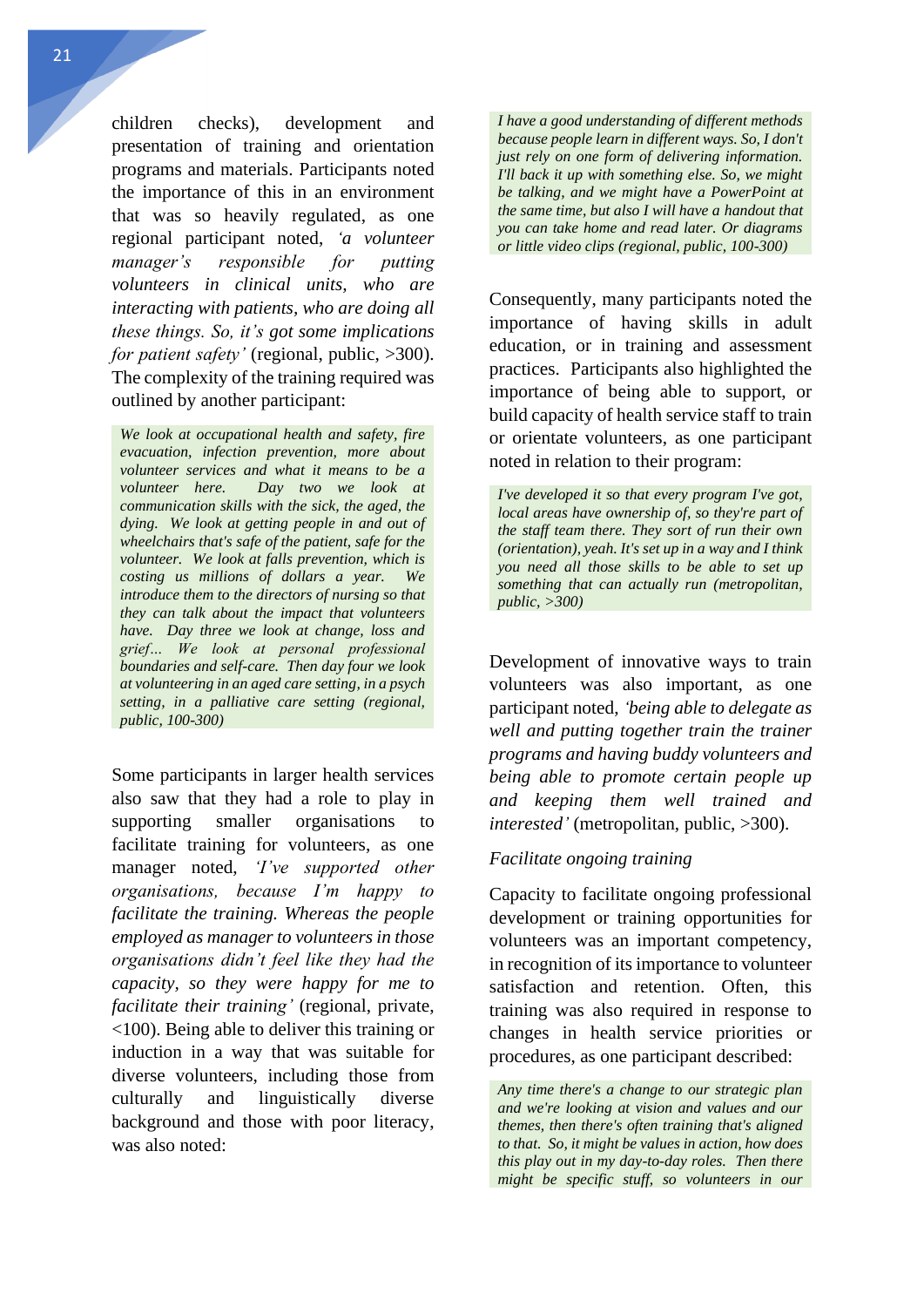children checks), development and presentation of training and orientation programs and materials. Participants noted the importance of this in an environment that was so heavily regulated, as one regional participant noted, *'a volunteer manager's responsible for putting volunteers in clinical units, who are interacting with patients, who are doing all these things. So, it's got some implications for patient safety'* (regional, public, >300). The complexity of the training required was outlined by another participant:

> *We look at occupational health and safety, fire evacuation, infection prevention, more about volunteer services and what it means to be a volunteer here. Day two we look at communication skills with the sick, the aged, the dying. We look at getting people in and out of wheelchairs that's safe of the patient, safe for the volunteer. We look at falls prevention, which is costing us millions of dollars a year. We introduce them to the directors of nursing so that they can talk about the impact that volunteers have. Day three we look at change, loss and grief... We look at personal professional boundaries and self-care. Then day four we look at volunteering in an aged care setting, in a psych setting, in a palliative care setting (regional, public, 100-300)*

Some participants in larger health services also saw that they had a role to play in supporting smaller organisations to facilitate training for volunteers, as one manager noted, *'I've supported other organisations, because I'm happy to facilitate the training. Whereas the people employed as manager to volunteers in those organisations didn't feel like they had the capacity, so they were happy for me to facilitate their training'* (regional, private, <100). Being able to deliver this training or induction in a way that was suitable for diverse volunteers, including those from culturally and linguistically diverse background and those with poor literacy, was also noted:

> *I have a good understanding of different methods because people learn in different ways. So, I don't just rely on one form of delivering information. I'll back it up with something else. So, we might be talking, and we might have a PowerPoint at the same time, but also I will have a handout that you can take home and read later. Or diagrams or little video clips (regional, public, 100-300)*

Consequently, many participants noted the importance of having skills in adult education, or in training and assessment practices. Participants also highlighted the importance of being able to support, or build capacity of health service staff to train or orientate volunteers, as one participant noted in relation to their program:

> *I've developed it so that every program I've got, local areas have ownership of, so they're part of the staff team there. They sort of run their own (orientation), yeah. It's set up in a way and I think you need all those skills to be able to set up something that can actually run (metropolitan, public, >300)*

Development of innovative ways to train volunteers was also important, as one participant noted, *'being able to delegate as well and putting together train the trainer programs and having buddy volunteers and being able to promote certain people up and keeping them well trained and interested'* (metropolitan, public, >300).

*Facilitate ongoing training*

Capacity to facilitate ongoing professional development or training opportunities for volunteers was an important competency, in recognition of its importance to volunteer satisfaction and retention. Often, this training was also required in response to changes in health service priorities or procedures, as one participant described:

> *Any time there's a change to our strategic plan and we're looking at vision and values and our themes, then there's often training that's aligned to that. So, it might be values in action, how does this play out in my day-to-day roles. Then there might be specific stuff, so volunteers in our*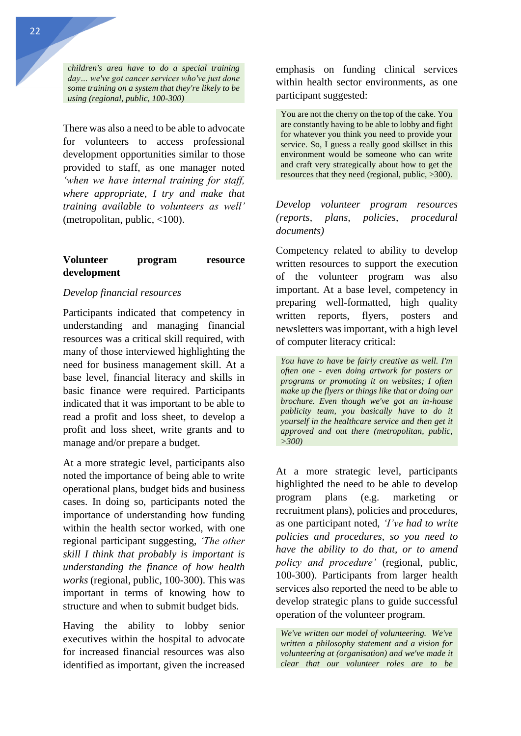*children's area have to do a special training day… we've got cancer services who've just done some training on a system that they're likely to be using (regional, public, 100-300)*

There was also a need to be able to advocate for volunteers to access professional development opportunities similar to those provided to staff, as one manager noted *'when we have internal training for staff, where appropriate, I try and make that training available to volunteers as well'* (metropolitan, public, <100).

### Volunteer program resource development

*Develop financial resources*

Participants indicated that competency in understanding and managing financial resources was a critical skill required, with many of those interviewed highlighting the need for business management skill. At a base level, financial literacy and skills in basic finance were required. Participants indicated that it was important to be able to read a profit and loss sheet, to develop a profit and loss sheet, write grants and to manage and/or prepare a budget.

At a more strategic level, participants also noted the importance of being able to write operational plans, budget bids and business cases. In doing so, participants noted the importance of understanding how funding within the health sector worked, with one regional participant suggesting, *'The other skill I think that probably is important is understanding the finance of how health works* (regional, public, 100-300). This was important in terms of knowing how to structure and when to submit budget bids.

Having the ability to lobby senior executives within the hospital to advocate for increased financial resources was also identified as important, given the increased emphasis on funding clinical services within health sector environments, as one participant suggested:

You are not the cherry on the top of the cake. You are constantly having to be able to lobby and fight for whatever you think you need to provide your service. So, I guess a really good skillset in this environment would be someone who can write and craft very strategically about how to get the resources that they need (regional, public, >300).

*Develop volunteer program resources (reports, plans, policies, procedural documents)*

Competency related to ability to develop written resources to support the execution of the volunteer program was also important. At a base level, competency in preparing well-formatted, high quality written reports, flyers, posters and newsletters was important, with a high level of computer literacy critical:

*You have to have be fairly creative as well. I'm often one - even doing artwork for posters or programs or promoting it on websites; I often make up the flyers or things like that or doing our brochure. Even though we've got an in-house publicity team, you basically have to do it yourself in the healthcare service and then get it approved and out there (metropolitan, public, >300)*

At a more strategic level, participants highlighted the need to be able to develop program plans (e.g. marketing or recruitment plans), policies and procedures, as one participant noted, *'I've had to write policies and procedures, so you need to have the ability to do that, or to amend policy and procedure'* (regional, public, 100-300). Participants from larger health services also reported the need to be able to develop strategic plans to guide successful operation of the volunteer program.

*We've written our model of volunteering. We've written a philosophy statement and a vision for volunteering at (organisation) and we've made it clear that our volunteer roles are to be*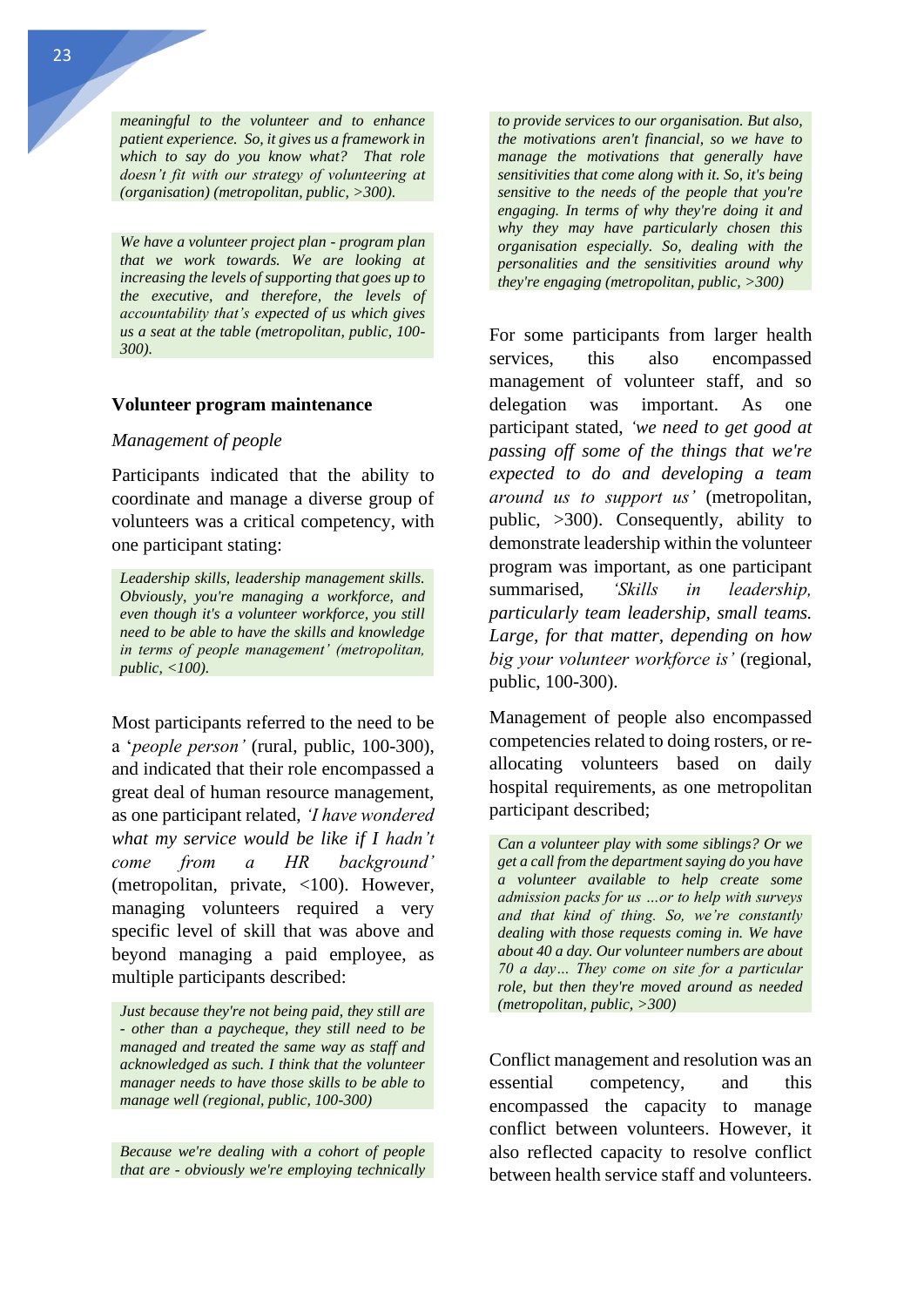*meaningful to the volunteer and to enhance patient experience. So, it gives us a framework in which to say do you know what? That role doesn't fit with our strategy of volunteering at (organisation) (metropolitan, public, >300).*

*We have a volunteer project plan - program plan that we work towards. We are looking at increasing the levels of supporting that goes up to the executive, and therefore, the levels of accountability that's expected of us which gives us a seat at the table (metropolitan, public, 100-300).*

### Volunteer program maintenance

*Management of people*

Participants indicated that the ability to coordinate and manage a diverse group of volunteers was a critical competency, with one participant stating:

*Leadership skills, leadership management skills. Obviously, you're managing a workforce, and even though it's a volunteer workforce, you still need to be able to have the skills and knowledge in terms of people management' (metropolitan, public, <100).*

Most participants referred to the need to be a '*people person'* (rural, public, 100-300), and indicated that their role encompassed a great deal of human resource management, as one participant related, *'I have wondered what my service would be like if I hadn't come from a HR background'* (metropolitan, private, <100). However, managing volunteers required a very specific level of skill that was above and beyond managing a paid employee, as multiple participants described:

*Just because they're not being paid, they still are - other than a paycheque, they still need to be managed and treated the same way as staff and acknowledged as such. I think that the volunteer manager needs to have those skills to be able to manage well (regional, public, 100-300)*

*Because we're dealing with a cohort of people that are - obviously we're employing technically to provide services to our organisation. But also, the motivations aren't financial, so we have to manage the motivations that generally have sensitivities that come along with it. So, it's being sensitive to the needs of the people that you're engaging. In terms of why they're doing it and why they may have particularly chosen this organisation especially. So, dealing with the personalities and the sensitivities around why they're engaging (metropolitan, public, >300)*

For some participants from larger health services, this also encompassed management of volunteer staff, and so delegation was important. As one participant stated, *'we need to get good at passing off some of the things that we're expected to do and developing a team around us to support us'* (metropolitan, public, >300). Consequently, ability to demonstrate leadership within the volunteer program was important, as one participant summarised, *'Skills in leadership, particularly team leadership, small teams. Large, for that matter, depending on how big your volunteer workforce is'* (regional, public, 100-300).

Management of people also encompassed competencies related to doing rosters, or re-allocating volunteers based on daily hospital requirements, as one metropolitan participant described;

*Can a volunteer play with some siblings? Or we get a call from the department saying do you have a volunteer available to help create some admission packs for us …or to help with surveys and that kind of thing. So, we're constantly dealing with those requests coming in. We have about 40 a day. Our volunteer numbers are about 70 a day… They come on site for a particular role, but then they're moved around as needed (metropolitan, public, >300)*

Conflict management and resolution was an essential competency, and this encompassed the capacity to manage conflict between volunteers. However, it also reflected capacity to resolve conflict between health service staff and volunteers.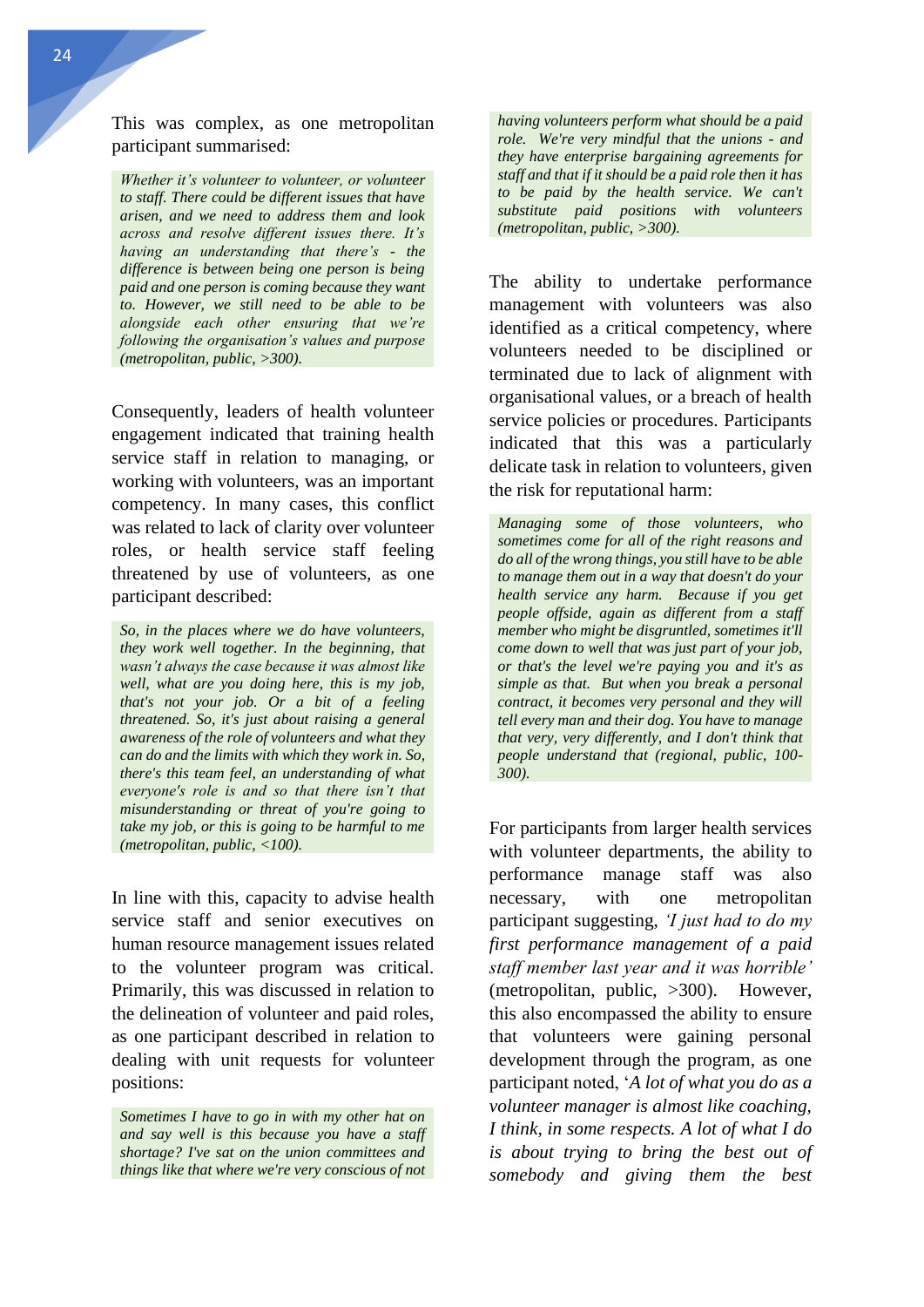This was complex, as one metropolitan participant summarised:

> *Whether it's volunteer to volunteer, or volunteer to staff. There could be different issues that have arisen, and we need to address them and look across and resolve different issues there. It's having an understanding that there's - the difference is between being one person is being paid and one person is coming because they want to. However, we still need to be able to be alongside each other ensuring that we're following the organisation's values and purpose (metropolitan, public, >300).*

Consequently, leaders of health volunteer engagement indicated that training health service staff in relation to managing, or working with volunteers, was an important competency. In many cases, this conflict was related to lack of clarity over volunteer roles, or health service staff feeling threatened by use of volunteers, as one participant described:

> *So, in the places where we do have volunteers, they work well together. In the beginning, that wasn't always the case because it was almost like well, what are you doing here, this is my job, that's not your job. Or a bit of a feeling threatened. So, it's just about raising a general awareness of the role of volunteers and what they can do and the limits with which they work in. So, there's this team feel, an understanding of what everyone's role is and so that there isn't that misunderstanding or threat of you're going to take my job, or this is going to be harmful to me (metropolitan, public, <100).*

In line with this, capacity to advise health service staff and senior executives on human resource management issues related to the volunteer program was critical. Primarily, this was discussed in relation to the delineation of volunteer and paid roles, as one participant described in relation to dealing with unit requests for volunteer positions:

> *Sometimes I have to go in with my other hat on and say well is this because you have a staff shortage? I've sat on the union committees and things like that where we're very conscious of not having volunteers perform what should be a paid role. We're very mindful that the unions - and they have enterprise bargaining agreements for staff and that if it should be a paid role then it has to be paid by the health service. We can't substitute paid positions with volunteers (metropolitan, public, >300).*

The ability to undertake performance management with volunteers was also identified as a critical competency, where volunteers needed to be disciplined or terminated due to lack of alignment with organisational values, or a breach of health service policies or procedures. Participants indicated that this was a particularly delicate task in relation to volunteers, given the risk for reputational harm:

> *Managing some of those volunteers, who sometimes come for all of the wrong reasons and do all of the wrong things, you still have to be able to manage them out in a way that doesn't do your health service any harm. Because if you get people offside, again as different from a staff member who might be disgruntled, sometimes it'll come down to well that was just part of your job, or that's the level we're paying you and it's as simple as that. But when you break a personal contract, it becomes very personal and they will tell every man and their dog. You have to manage that very, very differently, and I don't think that people understand that (regional, public, 100-300).*

For participants from larger health services with volunteer departments, the ability to performance manage staff was also necessary, with one metropolitan participant suggesting, *'I just had to do my first performance management of a paid staff member last year and it was horrible'* (metropolitan, public, >300). However, this also encompassed the ability to ensure that volunteers were gaining personal development through the program, as one participant noted, '*A lot of what you do as a volunteer manager is almost like coaching, I think, in some respects. A lot of what I do is about trying to bring the best out of somebody and giving them the best*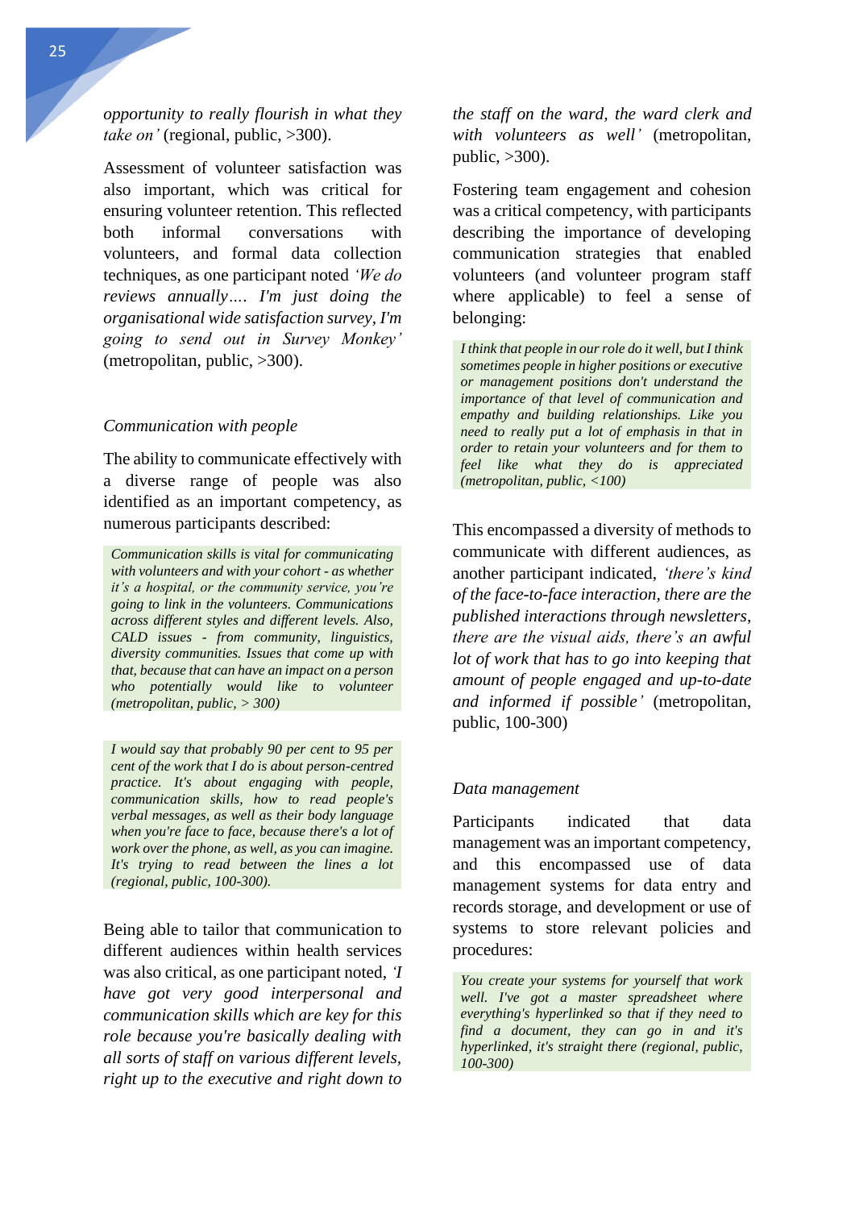*opportunity to really flourish in what they take on'* (regional, public, >300).

Assessment of volunteer satisfaction was also important, which was critical for ensuring volunteer retention. This reflected both informal conversations with volunteers, and formal data collection techniques, as one participant noted *'We do reviews annually…. I'm just doing the organisational wide satisfaction survey, I'm going to send out in Survey Monkey'* (metropolitan, public, >300).

### *Communication with people*

The ability to communicate effectively with a diverse range of people was also identified as an important competency, as numerous participants described:

> *Communication skills is vital for communicating with volunteers and with your cohort - as whether it's a hospital, or the community service, you're going to link in the volunteers. Communications across different styles and different levels. Also, CALD issues - from community, linguistics, diversity communities. Issues that come up with that, because that can have an impact on a person who potentially would like to volunteer (metropolitan, public, > 300)*

> *I would say that probably 90 per cent to 95 per cent of the work that I do is about person-centred practice. It's about engaging with people, communication skills, how to read people's verbal messages, as well as their body language when you're face to face, because there's a lot of work over the phone, as well, as you can imagine. It's trying to read between the lines a lot (regional, public, 100-300).*

Being able to tailor that communication to different audiences within health services was also critical, as one participant noted, *'I have got very good interpersonal and communication skills which are key for this role because you're basically dealing with all sorts of staff on various different levels, right up to the executive and right down to the staff on the ward, the ward clerk and with volunteers as well'* (metropolitan, public, >300).

Fostering team engagement and cohesion was a critical competency, with participants describing the importance of developing communication strategies that enabled volunteers (and volunteer program staff where applicable) to feel a sense of belonging:

> *I think that people in our role do it well, but I think sometimes people in higher positions or executive or management positions don't understand the importance of that level of communication and empathy and building relationships. Like you need to really put a lot of emphasis in that in order to retain your volunteers and for them to feel like what they do is appreciated (metropolitan, public, <100)*

This encompassed a diversity of methods to communicate with different audiences, as another participant indicated, *'there's kind of the face-to-face interaction, there are the published interactions through newsletters, there are the visual aids, there's an awful lot of work that has to go into keeping that amount of people engaged and up-to-date and informed if possible'* (metropolitan, public, 100-300)

### *Data management*

Participants indicated that data management was an important competency, and this encompassed use of data management systems for data entry and records storage, and development or use of systems to store relevant policies and procedures:

> *You create your systems for yourself that work well. I've got a master spreadsheet where everything's hyperlinked so that if they need to find a document, they can go in and it's hyperlinked, it's straight there (regional, public, 100-300)*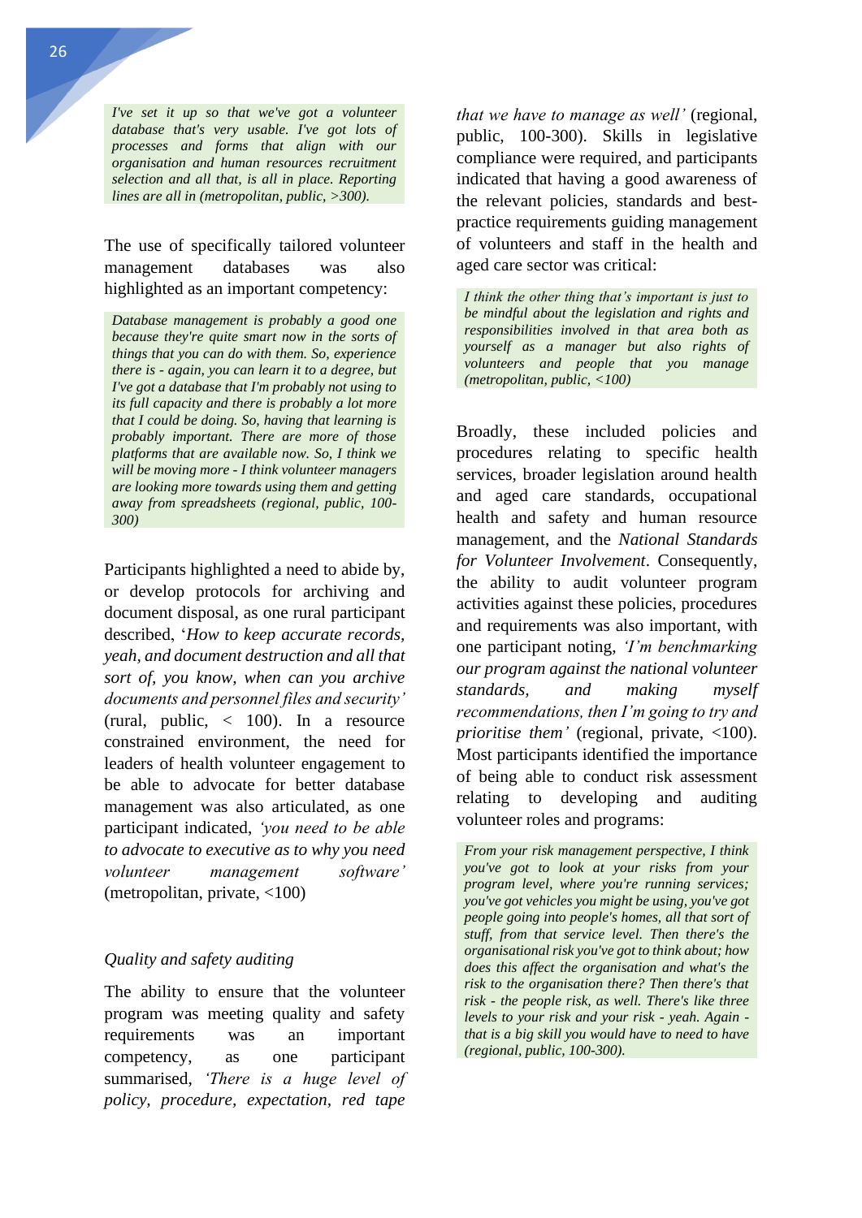> *I've set it up so that we've got a volunteer database that's very usable. I've got lots of processes and forms that align with our organisation and human resources recruitment selection and all that, is all in place. Reporting lines are all in (metropolitan, public, >300).*

The use of specifically tailored volunteer management databases was also highlighted as an important competency:

> *Database management is probably a good one because they're quite smart now in the sorts of things that you can do with them. So, experience there is - again, you can learn it to a degree, but I've got a database that I'm probably not using to its full capacity and there is probably a lot more that I could be doing. So, having that learning is probably important. There are more of those platforms that are available now. So, I think we will be moving more - I think volunteer managers are looking more towards using them and getting away from spreadsheets (regional, public, 100-300)*

Participants highlighted a need to abide by, or develop protocols for archiving and document disposal, as one rural participant described, '*How to keep accurate records, yeah, and document destruction and all that sort of, you know, when can you archive documents and personnel files and security'* (rural, public, < 100). In a resource constrained environment, the need for leaders of health volunteer engagement to be able to advocate for better database management was also articulated, as one participant indicated, *'you need to be able to advocate to executive as to why you need volunteer management software'* (metropolitan, private, <100)

### *Quality and safety auditing*

The ability to ensure that the volunteer program was meeting quality and safety requirements was an important competency, as one participant summarised, *'There is a huge level of policy, procedure, expectation, red tape that we have to manage as well'* (regional, public, 100-300). Skills in legislative compliance were required, and participants indicated that having a good awareness of the relevant policies, standards and best-practice requirements guiding management of volunteers and staff in the health and aged care sector was critical:

> *I think the other thing that's important is just to be mindful about the legislation and rights and responsibilities involved in that area both as yourself as a manager but also rights of volunteers and people that you manage (metropolitan, public, <100)*

Broadly, these included policies and procedures relating to specific health services, broader legislation around health and aged care standards, occupational health and safety and human resource management, and the *National Standards for Volunteer Involvement*. Consequently, the ability to audit volunteer program activities against these policies, procedures and requirements was also important, with one participant noting, *'I'm benchmarking our program against the national volunteer standards, and making myself recommendations, then I'm going to try and prioritise them'* (regional, private, <100). Most participants identified the importance of being able to conduct risk assessment relating to developing and auditing volunteer roles and programs:

> *From your risk management perspective, I think you've got to look at your risks from your program level, where you're running services; you've got vehicles you might be using, you've got people going into people's homes, all that sort of stuff, from that service level. Then there's the organisational risk you've got to think about; how does this affect the organisation and what's the risk to the organisation there? Then there's that risk - the people risk, as well. There's like three levels to your risk and your risk - yeah. Again - that is a big skill you would have to need to have (regional, public, 100-300).*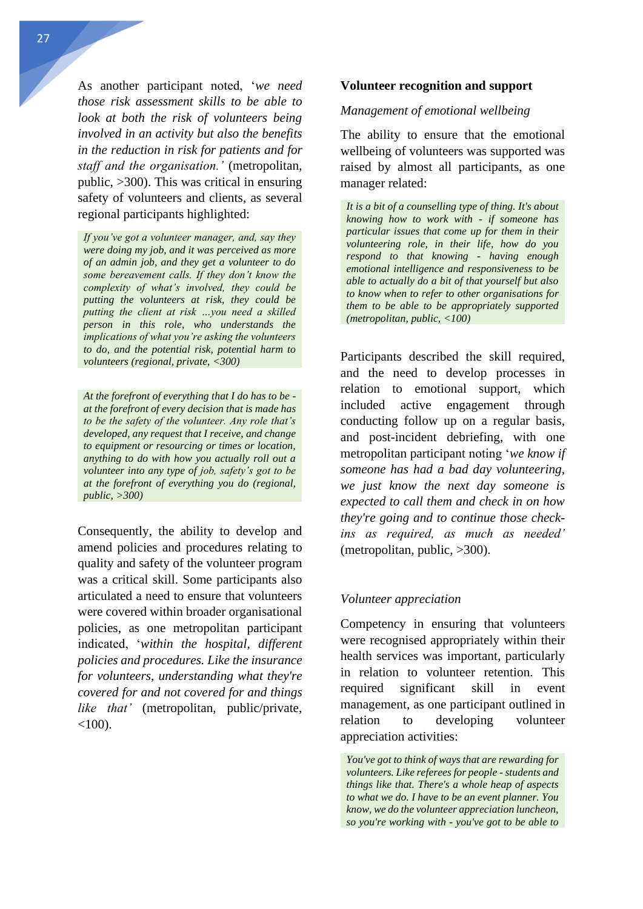As another participant noted, '*we need those risk assessment skills to be able to look at both the risk of volunteers being involved in an activity but also the benefits in the reduction in risk for patients and for staff and the organisation.'* (metropolitan, public, >300). This was critical in ensuring safety of volunteers and clients, as several regional participants highlighted:

> *If you've got a volunteer manager, and, say they were doing my job, and it was perceived as more of an admin job, and they get a volunteer to do some bereavement calls. If they don't know the complexity of what's involved, they could be putting the volunteers at risk, they could be putting the client at risk ...you need a skilled person in this role, who understands the implications of what you're asking the volunteers to do, and the potential risk, potential harm to volunteers (regional, private, <300)*

> *At the forefront of everything that I do has to be - at the forefront of every decision that is made has to be the safety of the volunteer. Any role that's developed, any request that I receive, and change to equipment or resourcing or times or location, anything to do with how you actually roll out a volunteer into any type of job, safety's got to be at the forefront of everything you do (regional, public, >300)*

Consequently, the ability to develop and amend policies and procedures relating to quality and safety of the volunteer program was a critical skill. Some participants also articulated a need to ensure that volunteers were covered within broader organisational policies, as one metropolitan participant indicated, '*within the hospital, different policies and procedures. Like the insurance for volunteers, understanding what they're covered for and not covered for and things like that'* (metropolitan, public/private, <100).

**Volunteer recognition and support**

*Management of emotional wellbeing*

The ability to ensure that the emotional wellbeing of volunteers was supported was raised by almost all participants, as one manager related:

> *It is a bit of a counselling type of thing. It's about knowing how to work with - if someone has particular issues that come up for them in their volunteering role, in their life, how do you respond to that knowing - having enough emotional intelligence and responsiveness to be able to actually do a bit of that yourself but also to know when to refer to other organisations for them to be able to be appropriately supported (metropolitan, public, <100)*

Participants described the skill required, and the need to develop processes in relation to emotional support, which included active engagement through conducting follow up on a regular basis, and post-incident debriefing, with one metropolitan participant noting '*we know if someone has had a bad day volunteering, we just know the next day someone is expected to call them and check in on how they're going and to continue those check-ins as required, as much as needed'* (metropolitan, public, >300).

*Volunteer appreciation*

Competency in ensuring that volunteers were recognised appropriately within their health services was important, particularly in relation to volunteer retention. This required significant skill in event management, as one participant outlined in relation to developing volunteer appreciation activities:

> *You've got to think of ways that are rewarding for volunteers. Like referees for people - students and things like that. There's a whole heap of aspects to what we do. I have to be an event planner. You know, we do the volunteer appreciation luncheon, so you're working with - you've got to be able to*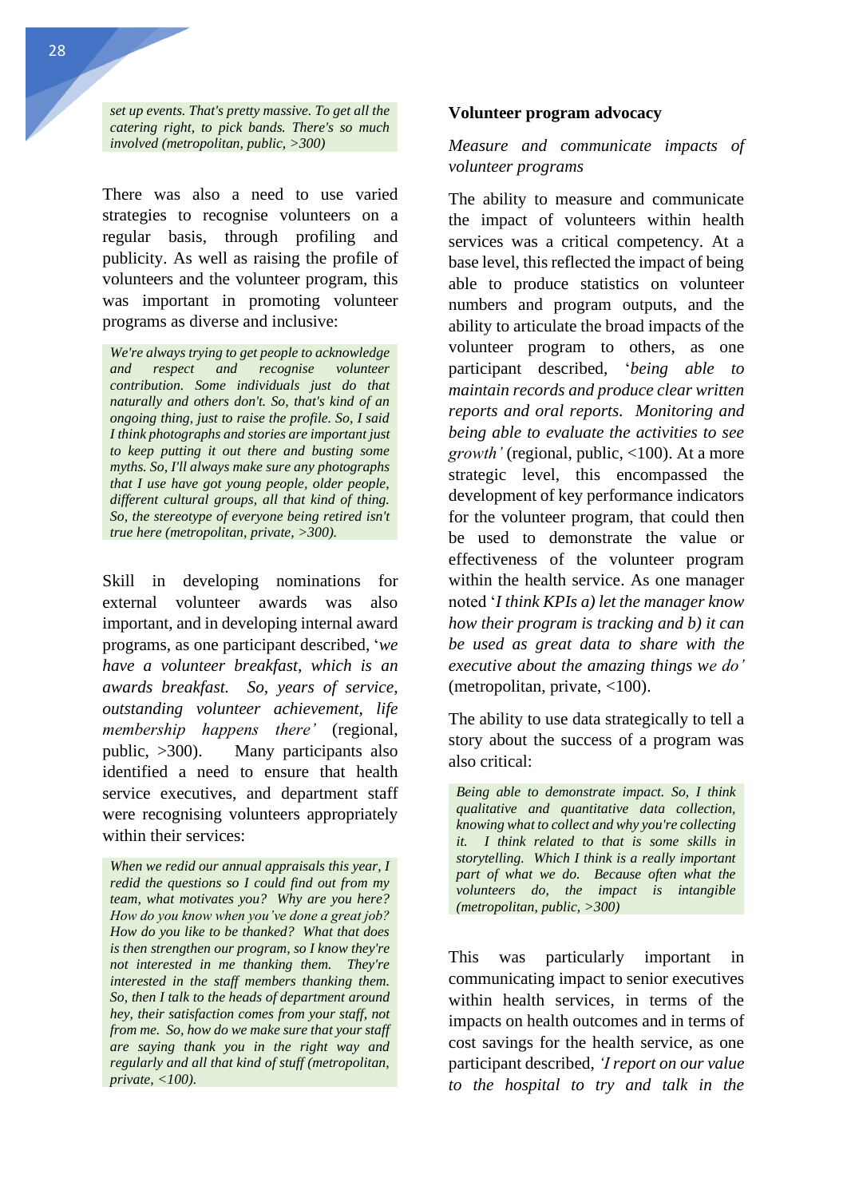*set up events. That's pretty massive. To get all the catering right, to pick bands. There's so much involved (metropolitan, public, >300)*

There was also a need to use varied strategies to recognise volunteers on a regular basis, through profiling and publicity. As well as raising the profile of volunteers and the volunteer program, this was important in promoting volunteer programs as diverse and inclusive:

> *We're always trying to get people to acknowledge and respect and recognise volunteer contribution. Some individuals just do that naturally and others don't. So, that's kind of an ongoing thing, just to raise the profile. So, I said I think photographs and stories are important just to keep putting it out there and busting some myths. So, I'll always make sure any photographs that I use have got young people, older people, different cultural groups, all that kind of thing. So, the stereotype of everyone being retired isn't true here (metropolitan, private, >300).*

Skill in developing nominations for external volunteer awards was also important, and in developing internal award programs, as one participant described, '*we have a volunteer breakfast, which is an awards breakfast. So, years of service, outstanding volunteer achievement, life membership happens there'* (regional, public, >300). Many participants also identified a need to ensure that health service executives, and department staff were recognising volunteers appropriately within their services:

> *When we redid our annual appraisals this year, I redid the questions so I could find out from my team, what motivates you? Why are you here? How do you know when you've done a great job? How do you like to be thanked? What that does is then strengthen our program, so I know they're not interested in me thanking them. They're interested in the staff members thanking them. So, then I talk to the heads of department around hey, their satisfaction comes from your staff, not from me. So, how do we make sure that your staff are saying thank you in the right way and regularly and all that kind of stuff (metropolitan, private, <100).*

### Volunteer program advocacy

*Measure and communicate impacts of volunteer programs*

The ability to measure and communicate the impact of volunteers within health services was a critical competency. At a base level, this reflected the impact of being able to produce statistics on volunteer numbers and program outputs, and the ability to articulate the broad impacts of the volunteer program to others, as one participant described, '*being able to maintain records and produce clear written reports and oral reports. Monitoring and being able to evaluate the activities to see growth'* (regional, public, <100). At a more strategic level, this encompassed the development of key performance indicators for the volunteer program, that could then be used to demonstrate the value or effectiveness of the volunteer program within the health service. As one manager noted '*I think KPIs a) let the manager know how their program is tracking and b) it can be used as great data to share with the executive about the amazing things we do'* (metropolitan, private, <100).

The ability to use data strategically to tell a story about the success of a program was also critical:

> *Being able to demonstrate impact. So, I think qualitative and quantitative data collection, knowing what to collect and why you're collecting it. I think related to that is some skills in storytelling. Which I think is a really important part of what we do. Because often what the volunteers do, the impact is intangible (metropolitan, public, >300)*

This was particularly important in communicating impact to senior executives within health services, in terms of the impacts on health outcomes and in terms of cost savings for the health service, as one participant described, *'I report on our value to the hospital to try and talk in the*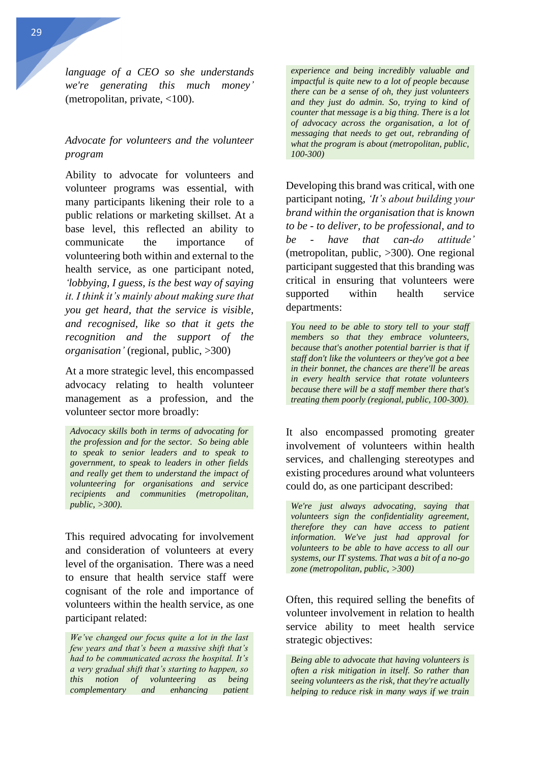*language of a CEO so she understands we're generating this much money'* (metropolitan, private, <100).

*Advocate for volunteers and the volunteer program*

Ability to advocate for volunteers and volunteer programs was essential, with many participants likening their role to a public relations or marketing skillset. At a base level, this reflected an ability to communicate the importance of volunteering both within and external to the health service, as one participant noted, *'lobbying, I guess, is the best way of saying it. I think it's mainly about making sure that you get heard, that the service is visible, and recognised, like so that it gets the recognition and the support of the organisation'* (regional, public, >300)

At a more strategic level, this encompassed advocacy relating to health volunteer management as a profession, and the volunteer sector more broadly:

> *Advocacy skills both in terms of advocating for the profession and for the sector. So being able to speak to senior leaders and to speak to government, to speak to leaders in other fields and really get them to understand the impact of volunteering for organisations and service recipients and communities (metropolitan, public, >300).*

This required advocating for involvement and consideration of volunteers at every level of the organisation. There was a need to ensure that health service staff were cognisant of the role and importance of volunteers within the health service, as one participant related:

> *We've changed our focus quite a lot in the last few years and that's been a massive shift that's had to be communicated across the hospital. It's a very gradual shift that's starting to happen, so this notion of volunteering as being complementary and enhancing patient experience and being incredibly valuable and impactful is quite new to a lot of people because there can be a sense of oh, they just volunteers and they just do admin. So, trying to kind of counter that message is a big thing. There is a lot of advocacy across the organisation, a lot of messaging that needs to get out, rebranding of what the program is about (metropolitan, public, 100-300)*

Developing this brand was critical, with one participant noting, *'It's about building your brand within the organisation that is known to be - to deliver, to be professional, and to be - have that can-do attitude'* (metropolitan, public, >300). One regional participant suggested that this branding was critical in ensuring that volunteers were supported within health service departments:

> *You need to be able to story tell to your staff members so that they embrace volunteers, because that's another potential barrier is that if staff don't like the volunteers or they've got a bee in their bonnet, the chances are there'll be areas in every health service that rotate volunteers because there will be a staff member there that's treating them poorly (regional, public, 100-300).*

It also encompassed promoting greater involvement of volunteers within health services, and challenging stereotypes and existing procedures around what volunteers could do, as one participant described:

> *We're just always advocating, saying that volunteers sign the confidentiality agreement, therefore they can have access to patient information. We've just had approval for volunteers to be able to have access to all our systems, our IT systems. That was a bit of a no-go zone (metropolitan, public, >300)*

Often, this required selling the benefits of volunteer involvement in relation to health service ability to meet health service strategic objectives:

> *Being able to advocate that having volunteers is often a risk mitigation in itself. So rather than seeing volunteers as the risk, that they're actually helping to reduce risk in many ways if we train*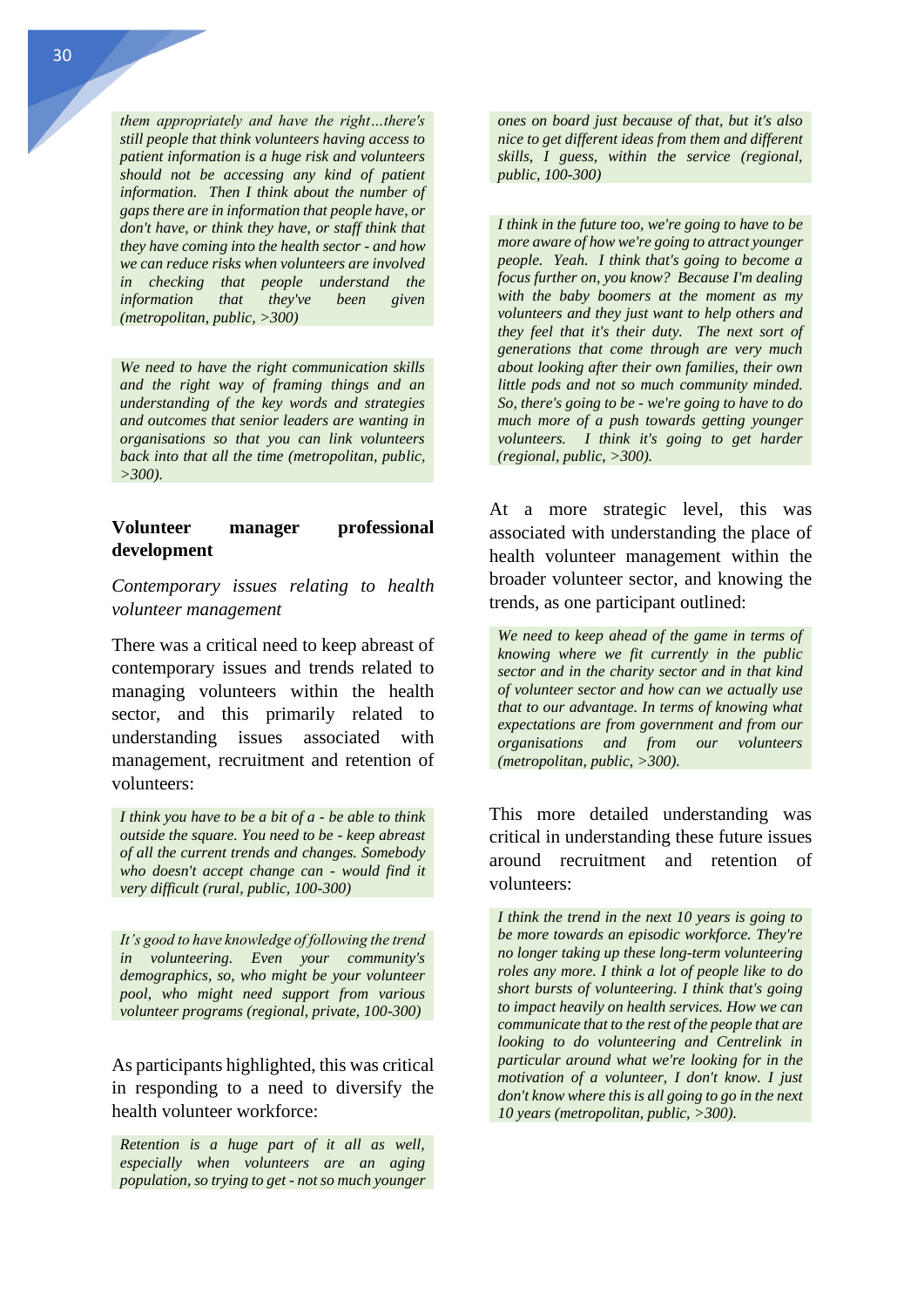*them appropriately and have the right…there's still people that think volunteers having access to patient information is a huge risk and volunteers should not be accessing any kind of patient information. Then I think about the number of gaps there are in information that people have, or don't have, or think they have, or staff think that they have coming into the health sector - and how we can reduce risks when volunteers are involved in checking that people understand the information that they've been given (metropolitan, public, >300)*

*We need to have the right communication skills and the right way of framing things and an understanding of the key words and strategies and outcomes that senior leaders are wanting in organisations so that you can link volunteers back into that all the time (metropolitan, public, >300).*

**Volunteer manager professional development**

*Contemporary issues relating to health volunteer management*

There was a critical need to keep abreast of contemporary issues and trends related to managing volunteers within the health sector, and this primarily related to understanding issues associated with management, recruitment and retention of volunteers:

*I think you have to be a bit of a - be able to think outside the square. You need to be - keep abreast of all the current trends and changes. Somebody who doesn't accept change can - would find it very difficult (rural, public, 100-300)*

*It's good to have knowledge of following the trend in volunteering. Even your community's demographics, so, who might be your volunteer pool, who might need support from various volunteer programs (regional, private, 100-300)*

As participants highlighted, this was critical in responding to a need to diversify the health volunteer workforce:

*Retention is a huge part of it all as well, especially when volunteers are an aging population, so trying to get - not so much younger ones on board just because of that, but it's also nice to get different ideas from them and different skills, I guess, within the service (regional, public, 100-300)*

*I think in the future too, we're going to have to be more aware of how we're going to attract younger people. Yeah. I think that's going to become a focus further on, you know? Because I'm dealing with the baby boomers at the moment as my volunteers and they just want to help others and they feel that it's their duty. The next sort of generations that come through are very much about looking after their own families, their own little pods and not so much community minded. So, there's going to be - we're going to have to do much more of a push towards getting younger volunteers. I think it's going to get harder (regional, public, >300).*

At a more strategic level, this was associated with understanding the place of health volunteer management within the broader volunteer sector, and knowing the trends, as one participant outlined:

*We need to keep ahead of the game in terms of knowing where we fit currently in the public sector and in the charity sector and in that kind of volunteer sector and how can we actually use that to our advantage. In terms of knowing what expectations are from government and from our organisations and from our volunteers (metropolitan, public, >300).*

This more detailed understanding was critical in understanding these future issues around recruitment and retention of volunteers:

*I think the trend in the next 10 years is going to be more towards an episodic workforce. They're no longer taking up these long-term volunteering roles any more. I think a lot of people like to do short bursts of volunteering. I think that's going to impact heavily on health services. How we can communicate that to the rest of the people that are looking to do volunteering and Centrelink in particular around what we're looking for in the motivation of a volunteer, I don't know. I just don't know where this is all going to go in the next 10 years (metropolitan, public, >300).*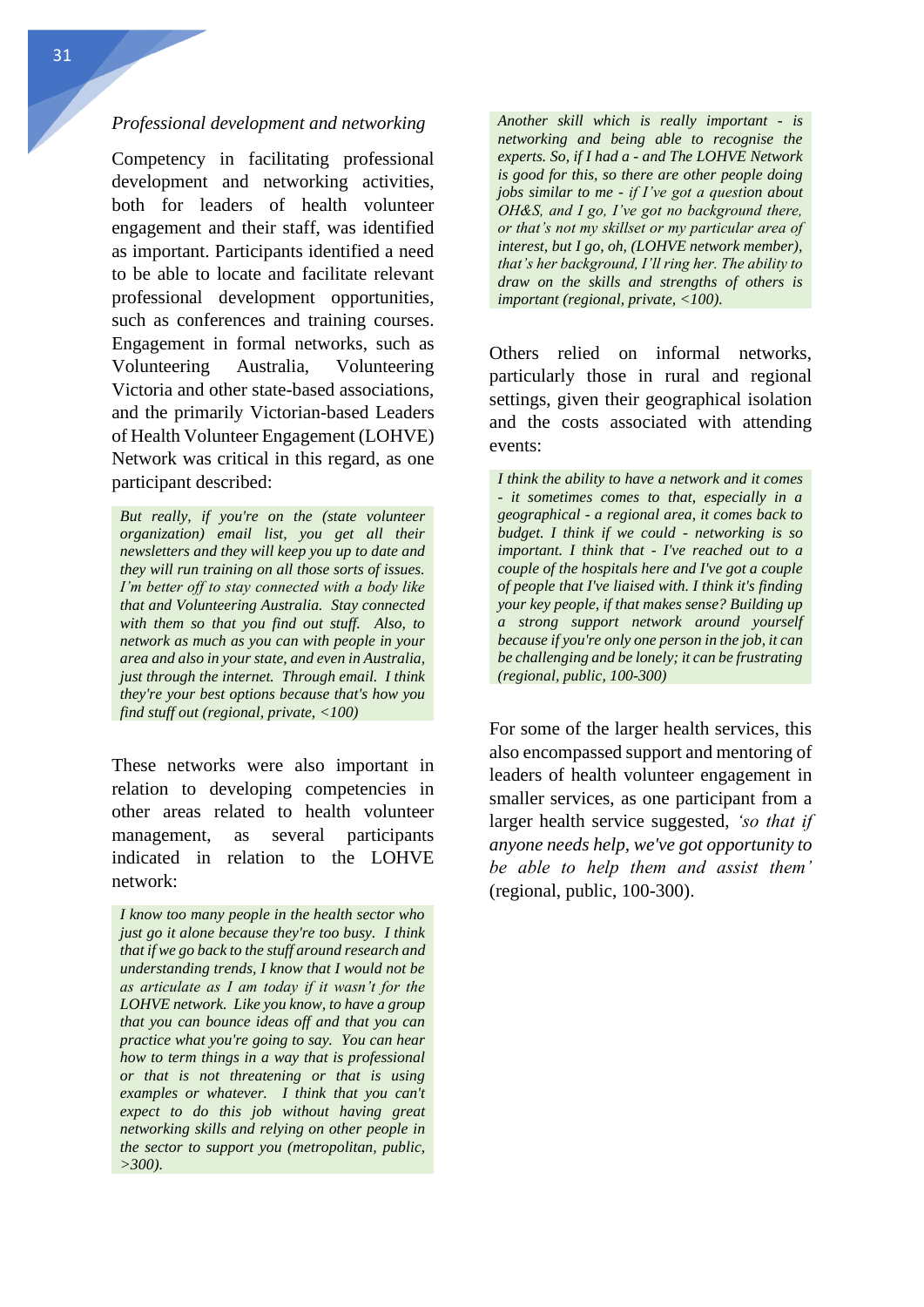*Professional development and networking*

Competency in facilitating professional development and networking activities, both for leaders of health volunteer engagement and their staff, was identified as important. Participants identified a need to be able to locate and facilitate relevant professional development opportunities, such as conferences and training courses. Engagement in formal networks, such as Volunteering Australia, Volunteering Victoria and other state-based associations, and the primarily Victorian-based Leaders of Health Volunteer Engagement (LOHVE) Network was critical in this regard, as one participant described:

> *But really, if you're on the (state volunteer organization) email list, you get all their newsletters and they will keep you up to date and they will run training on all those sorts of issues. I'm better off to stay connected with a body like that and Volunteering Australia. Stay connected with them so that you find out stuff. Also, to network as much as you can with people in your area and also in your state, and even in Australia, just through the internet. Through email. I think they're your best options because that's how you find stuff out (regional, private, <100)*

These networks were also important in relation to developing competencies in other areas related to health volunteer management, as several participants indicated in relation to the LOHVE network:

> *I know too many people in the health sector who just go it alone because they're too busy. I think that if we go back to the stuff around research and understanding trends, I know that I would not be as articulate as I am today if it wasn't for the LOHVE network. Like you know, to have a group that you can bounce ideas off and that you can practice what you're going to say. You can hear how to term things in a way that is professional or that is not threatening or that is using examples or whatever. I think that you can't expect to do this job without having great networking skills and relying on other people in the sector to support you (metropolitan, public, >300).*

> *Another skill which is really important - is networking and being able to recognise the experts. So, if I had a - and The LOHVE Network is good for this, so there are other people doing jobs similar to me - if I've got a question about OH&S, and I go, I've got no background there, or that's not my skillset or my particular area of interest, but I go, oh, (LOHVE network member), that's her background, I'll ring her. The ability to draw on the skills and strengths of others is important (regional, private, <100).*

Others relied on informal networks, particularly those in rural and regional settings, given their geographical isolation and the costs associated with attending events:

> *I think the ability to have a network and it comes - it sometimes comes to that, especially in a geographical - a regional area, it comes back to budget. I think if we could - networking is so important. I think that - I've reached out to a couple of the hospitals here and I've got a couple of people that I've liaised with. I think it's finding your key people, if that makes sense? Building up a strong support network around yourself because if you're only one person in the job, it can be challenging and be lonely; it can be frustrating (regional, public, 100-300)*

For some of the larger health services, this also encompassed support and mentoring of leaders of health volunteer engagement in smaller services, as one participant from a larger health service suggested, *'so that if anyone needs help, we've got opportunity to be able to help them and assist them'* (regional, public, 100-300).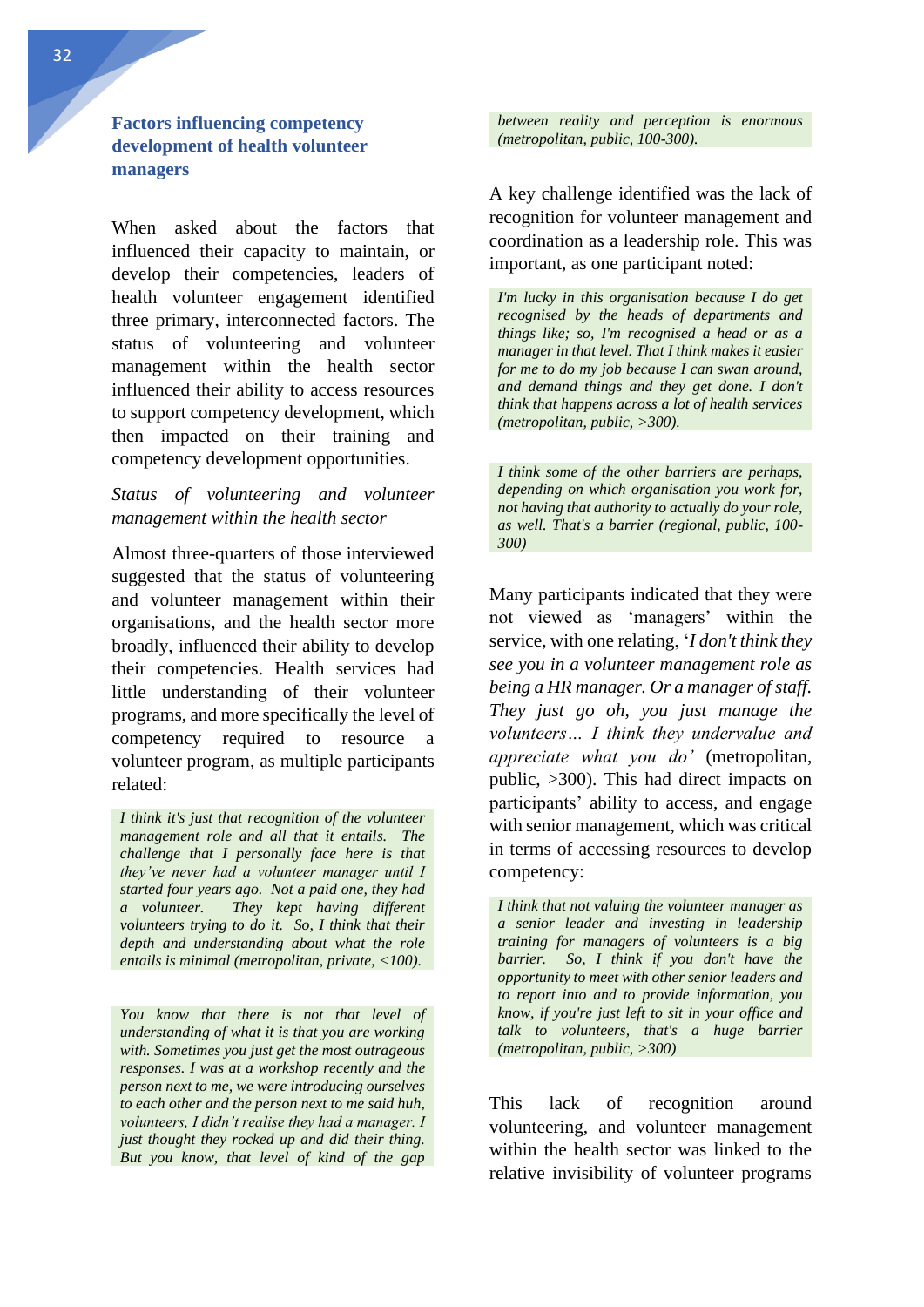## Factors influencing competency development of health volunteer managers

When asked about the factors that influenced their capacity to maintain, or develop their competencies, leaders of health volunteer engagement identified three primary, interconnected factors. The status of volunteering and volunteer management within the health sector influenced their ability to access resources to support competency development, which then impacted on their training and competency development opportunities.

### *Status of volunteering and volunteer management within the health sector*

Almost three-quarters of those interviewed suggested that the status of volunteering and volunteer management within their organisations, and the health sector more broadly, influenced their ability to develop their competencies. Health services had little understanding of their volunteer programs, and more specifically the level of competency required to resource a volunteer program, as multiple participants related:

> *I think it's just that recognition of the volunteer management role and all that it entails. The challenge that I personally face here is that they've never had a volunteer manager until I started four years ago. Not a paid one, they had a volunteer. They kept having different volunteers trying to do it. So, I think that their depth and understanding about what the role entails is minimal (metropolitan, private, <100).*

> *You know that there is not that level of understanding of what it is that you are working with. Sometimes you just get the most outrageous responses. I was at a workshop recently and the person next to me, we were introducing ourselves to each other and the person next to me said huh, volunteers, I didn't realise they had a manager. I just thought they rocked up and did their thing. But you know, that level of kind of the gap between reality and perception is enormous (metropolitan, public, 100-300).*

A key challenge identified was the lack of recognition for volunteer management and coordination as a leadership role. This was important, as one participant noted:

> *I'm lucky in this organisation because I do get recognised by the heads of departments and things like; so, I'm recognised a head or as a manager in that level. That I think makes it easier for me to do my job because I can swan around, and demand things and they get done. I don't think that happens across a lot of health services (metropolitan, public, >300).*

> *I think some of the other barriers are perhaps, depending on which organisation you work for, not having that authority to actually do your role, as well. That's a barrier (regional, public, 100-300)*

Many participants indicated that they were not viewed as 'managers' within the service, with one relating, '*I don't think they see you in a volunteer management role as being a HR manager. Or a manager of staff. They just go oh, you just manage the volunteers… I think they undervalue and appreciate what you do*' (metropolitan, public, >300). This had direct impacts on participants' ability to access, and engage with senior management, which was critical in terms of accessing resources to develop competency:

> *I think that not valuing the volunteer manager as a senior leader and investing in leadership training for managers of volunteers is a big barrier. So, I think if you don't have the opportunity to meet with other senior leaders and to report into and to provide information, you know, if you're just left to sit in your office and talk to volunteers, that's a huge barrier (metropolitan, public, >300)*

This lack of recognition around volunteering, and volunteer management within the health sector was linked to the relative invisibility of volunteer programs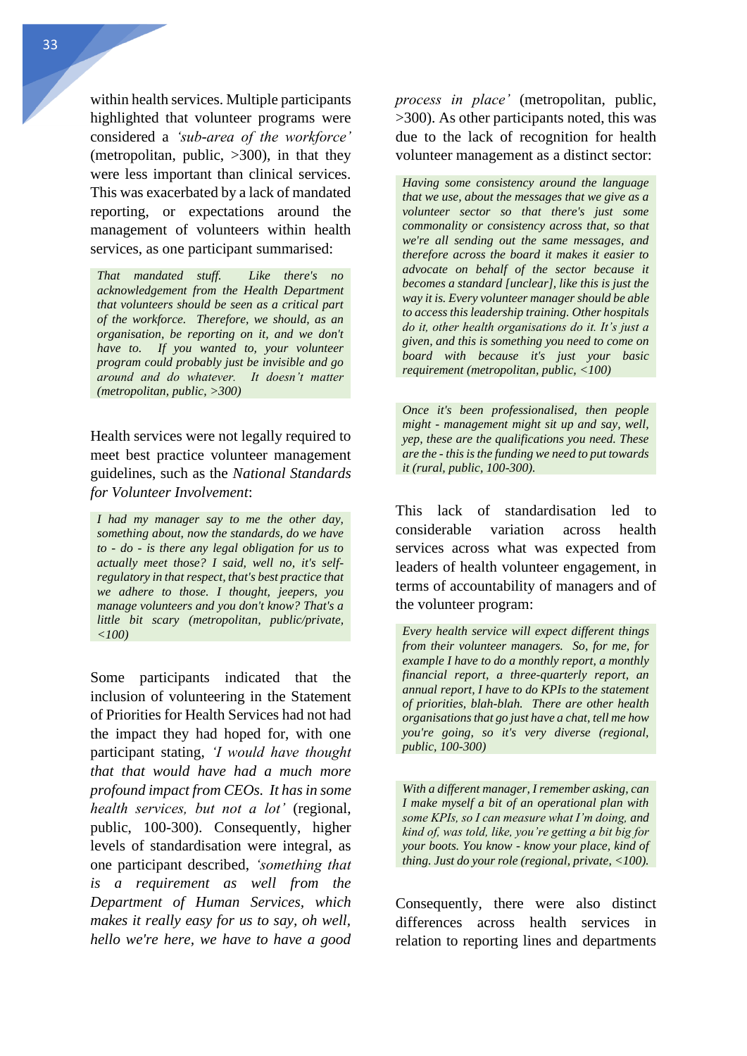within health services. Multiple participants highlighted that volunteer programs were considered a *'sub-area of the workforce'* (metropolitan, public, >300), in that they were less important than clinical services. This was exacerbated by a lack of mandated reporting, or expectations around the management of volunteers within health services, as one participant summarised:

> *That mandated stuff. Like there's no acknowledgement from the Health Department that volunteers should be seen as a critical part of the workforce. Therefore, we should, as an organisation, be reporting on it, and we don't have to. If you wanted to, your volunteer program could probably just be invisible and go around and do whatever. It doesn't matter (metropolitan, public, >300)*

Health services were not legally required to meet best practice volunteer management guidelines, such as the *National Standards for Volunteer Involvement*:

> *I had my manager say to me the other day, something about, now the standards, do we have to - do - is there any legal obligation for us to actually meet those? I said, well no, it's self-regulatory in that respect, that's best practice that we adhere to those. I thought, jeepers, you manage volunteers and you don't know? That's a little bit scary (metropolitan, public/private, <100)*

Some participants indicated that the inclusion of volunteering in the Statement of Priorities for Health Services had not had the impact they had hoped for, with one participant stating, *'I would have thought that that would have had a much more profound impact from CEOs. It has in some health services, but not a lot'* (regional, public, 100-300). Consequently, higher levels of standardisation were integral, as one participant described, *'something that is a requirement as well from the Department of Human Services, which makes it really easy for us to say, oh well, hello we're here, we have to have a good process in place'* (metropolitan, public, >300). As other participants noted, this was due to the lack of recognition for health volunteer management as a distinct sector:

> *Having some consistency around the language that we use, about the messages that we give as a volunteer sector so that there's just some commonality or consistency across that, so that we're all sending out the same messages, and therefore across the board it makes it easier to advocate on behalf of the sector because it becomes a standard [unclear], like this is just the way it is. Every volunteer manager should be able to access this leadership training. Other hospitals do it, other health organisations do it. It's just a given, and this is something you need to come on board with because it's just your basic requirement (metropolitan, public, <100)*

> *Once it's been professionalised, then people might - management might sit up and say, well, yep, these are the qualifications you need. These are the - this is the funding we need to put towards it (rural, public, 100-300).*

This lack of standardisation led to considerable variation across health services across what was expected from leaders of health volunteer engagement, in terms of accountability of managers and of the volunteer program:

> *Every health service will expect different things from their volunteer managers. So, for me, for example I have to do a monthly report, a monthly financial report, a three-quarterly report, an annual report, I have to do KPIs to the statement of priorities, blah-blah. There are other health organisations that go just have a chat, tell me how you're going, so it's very diverse (regional, public, 100-300)*

> *With a different manager, I remember asking, can I make myself a bit of an operational plan with some KPIs, so I can measure what I'm doing, and kind of, was told, like, you're getting a bit big for your boots. You know - know your place, kind of thing. Just do your role (regional, private, <100).*

Consequently, there were also distinct differences across health services in relation to reporting lines and departments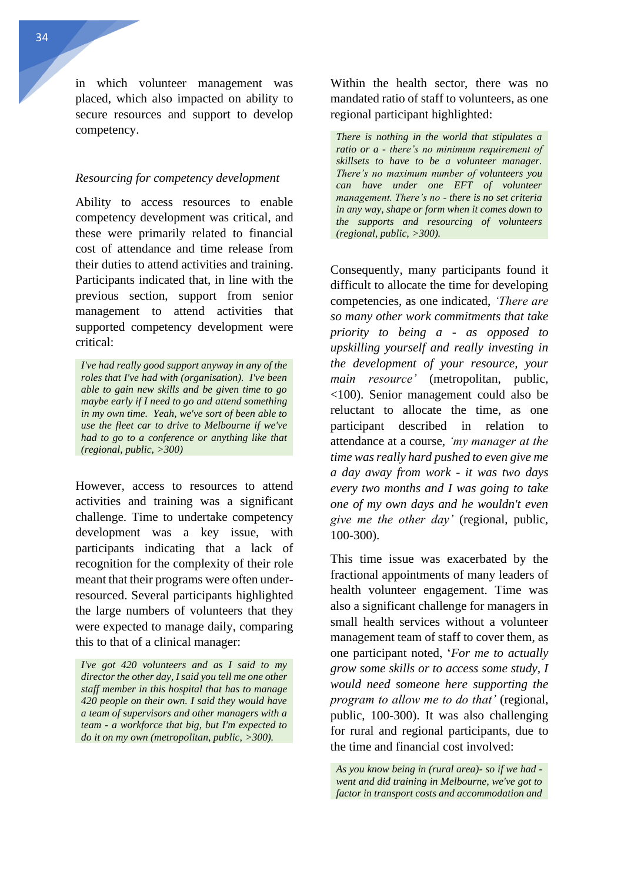in which volunteer management was placed, which also impacted on ability to secure resources and support to develop competency.

*Resourcing for competency development*

Ability to access resources to enable competency development was critical, and these were primarily related to financial cost of attendance and time release from their duties to attend activities and training. Participants indicated that, in line with the previous section, support from senior management to attend activities that supported competency development were critical:

> *I've had really good support anyway in any of the roles that I've had with (organisation). I've been able to gain new skills and be given time to go maybe early if I need to go and attend something in my own time. Yeah, we've sort of been able to use the fleet car to drive to Melbourne if we've had to go to a conference or anything like that (regional, public, >300)*

However, access to resources to attend activities and training was a significant challenge. Time to undertake competency development was a key issue, with participants indicating that a lack of recognition for the complexity of their role meant that their programs were often under-resourced. Several participants highlighted the large numbers of volunteers that they were expected to manage daily, comparing this to that of a clinical manager:

> *I've got 420 volunteers and as I said to my director the other day, I said you tell me one other staff member in this hospital that has to manage 420 people on their own. I said they would have a team of supervisors and other managers with a team - a workforce that big, but I'm expected to do it on my own (metropolitan, public, >300).*

Within the health sector, there was no mandated ratio of staff to volunteers, as one regional participant highlighted:

> *There is nothing in the world that stipulates a ratio or a - there's no minimum requirement of skillsets to have to be a volunteer manager. There's no maximum number of volunteers you can have under one EFT of volunteer management. There's no - there is no set criteria in any way, shape or form when it comes down to the supports and resourcing of volunteers (regional, public, >300).*

Consequently, many participants found it difficult to allocate the time for developing competencies, as one indicated, *'There are so many other work commitments that take priority to being a - as opposed to upskilling yourself and really investing in the development of your resource, your main resource'* (metropolitan, public, <100). Senior management could also be reluctant to allocate the time, as one participant described in relation to attendance at a course, *'my manager at the time was really hard pushed to even give me a day away from work - it was two days every two months and I was going to take one of my own days and he wouldn't even give me the other day'* (regional, public, 100-300).

This time issue was exacerbated by the fractional appointments of many leaders of health volunteer engagement. Time was also a significant challenge for managers in small health services without a volunteer management team of staff to cover them, as one participant noted, '*For me to actually grow some skills or to access some study, I would need someone here supporting the program to allow me to do that'* (regional, public, 100-300). It was also challenging for rural and regional participants, due to the time and financial cost involved:

> *As you know being in (rural area)- so if we had - went and did training in Melbourne, we've got to factor in transport costs and accommodation and*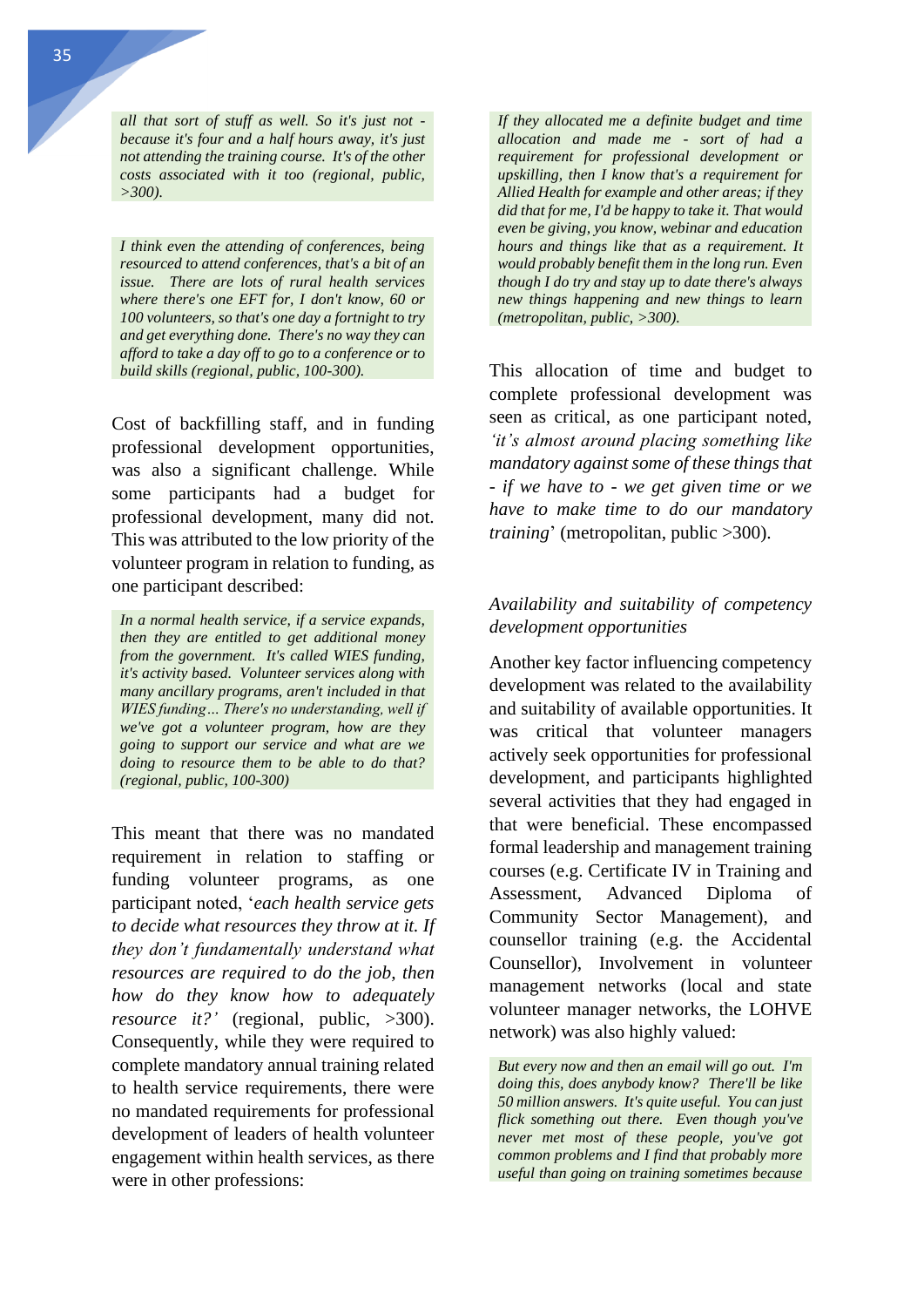*all that sort of stuff as well. So it's just not - because it's four and a half hours away, it's just not attending the training course. It's of the other costs associated with it too (regional, public, >300).*

*I think even the attending of conferences, being resourced to attend conferences, that's a bit of an issue. There are lots of rural health services where there's one EFT for, I don't know, 60 or 100 volunteers, so that's one day a fortnight to try and get everything done. There's no way they can afford to take a day off to go to a conference or to build skills (regional, public, 100-300).*

Cost of backfilling staff, and in funding professional development opportunities, was also a significant challenge. While some participants had a budget for professional development, many did not. This was attributed to the low priority of the volunteer program in relation to funding, as one participant described:

*In a normal health service, if a service expands, then they are entitled to get additional money from the government. It's called WIES funding, it's activity based. Volunteer services along with many ancillary programs, aren't included in that WIES funding… There's no understanding, well if we've got a volunteer program, how are they going to support our service and what are we doing to resource them to be able to do that? (regional, public, 100-300)*

This meant that there was no mandated requirement in relation to staffing or funding volunteer programs, as one participant noted, '*each health service gets to decide what resources they throw at it. If they don't fundamentally understand what resources are required to do the job, then how do they know how to adequately resource it?'* (regional, public, >300). Consequently, while they were required to complete mandatory annual training related to health service requirements, there were no mandated requirements for professional development of leaders of health volunteer engagement within health services, as there were in other professions:

*If they allocated me a definite budget and time allocation and made me - sort of had a requirement for professional development or upskilling, then I know that's a requirement for Allied Health for example and other areas; if they did that for me, I'd be happy to take it. That would even be giving, you know, webinar and education hours and things like that as a requirement. It would probably benefit them in the long run. Even though I do try and stay up to date there's always new things happening and new things to learn (metropolitan, public, >300).*

This allocation of time and budget to complete professional development was seen as critical, as one participant noted, *'it's almost around placing something like mandatory against some of these things that - if we have to - we get given time or we have to make time to do our mandatory training*' (metropolitan, public >300).

### *Availability and suitability of competency development opportunities*

Another key factor influencing competency development was related to the availability and suitability of available opportunities. It was critical that volunteer managers actively seek opportunities for professional development, and participants highlighted several activities that they had engaged in that were beneficial. These encompassed formal leadership and management training courses (e.g. Certificate IV in Training and Assessment, Advanced Diploma of Community Sector Management), and counsellor training (e.g. the Accidental Counsellor), Involvement in volunteer management networks (local and state volunteer manager networks, the LOHVE network) was also highly valued:

*But every now and then an email will go out. I'm doing this, does anybody know? There'll be like 50 million answers. It's quite useful. You can just flick something out there. Even though you've never met most of these people, you've got common problems and I find that probably more useful than going on training sometimes because*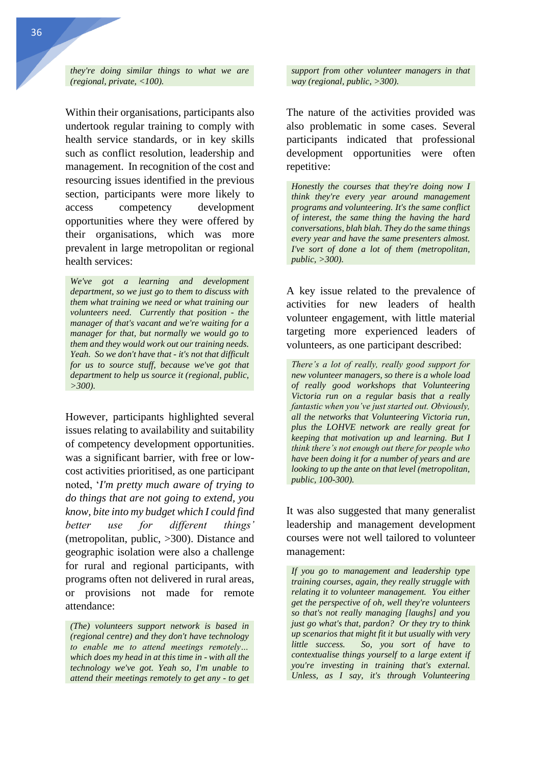*they're doing similar things to what we are (regional, private, <100).*

Within their organisations, participants also undertook regular training to comply with health service standards, or in key skills such as conflict resolution, leadership and management. In recognition of the cost and resourcing issues identified in the previous section, participants were more likely to access competency development opportunities where they were offered by their organisations, which was more prevalent in large metropolitan or regional health services:

> *We've got a learning and development department, so we just go to them to discuss with them what training we need or what training our volunteers need. Currently that position - the manager of that's vacant and we're waiting for a manager for that, but normally we would go to them and they would work out our training needs. Yeah. So we don't have that - it's not that difficult for us to source stuff, because we've got that department to help us source it (regional, public, >300).*

However, participants highlighted several issues relating to availability and suitability of competency development opportunities. was a significant barrier, with free or low-cost activities prioritised, as one participant noted, '*I'm pretty much aware of trying to do things that are not going to extend, you know, bite into my budget which I could find better use for different things'* (metropolitan, public, >300). Distance and geographic isolation were also a challenge for rural and regional participants, with programs often not delivered in rural areas, or provisions not made for remote attendance:

> *(The) volunteers support network is based in (regional centre) and they don't have technology to enable me to attend meetings remotely… which does my head in at this time in - with all the technology we've got. Yeah so, I'm unable to attend their meetings remotely to get any - to get support from other volunteer managers in that way (regional, public, >300).*

The nature of the activities provided was also problematic in some cases. Several participants indicated that professional development opportunities were often repetitive:

> *Honestly the courses that they're doing now I think they're every year around management programs and volunteering. It's the same conflict of interest, the same thing the having the hard conversations, blah blah. They do the same things every year and have the same presenters almost. I've sort of done a lot of them (metropolitan, public, >300).*

A key issue related to the prevalence of activities for new leaders of health volunteer engagement, with little material targeting more experienced leaders of volunteers, as one participant described:

> *There's a lot of really, really good support for new volunteer managers, so there is a whole load of really good workshops that Volunteering Victoria run on a regular basis that a really fantastic when you've just started out. Obviously, all the networks that Volunteering Victoria run, plus the LOHVE network are really great for keeping that motivation up and learning. But I think there's not enough out there for people who have been doing it for a number of years and are looking to up the ante on that level (metropolitan, public, 100-300).*

It was also suggested that many generalist leadership and management development courses were not well tailored to volunteer management:

> *If you go to management and leadership type training courses, again, they really struggle with relating it to volunteer management. You either get the perspective of oh, well they're volunteers so that's not really managing [laughs] and you just go what's that, pardon? Or they try to think up scenarios that might fit it but usually with very little success. So, you sort of have to contextualise things yourself to a large extent if you're investing in training that's external. Unless, as I say, it's through Volunteering*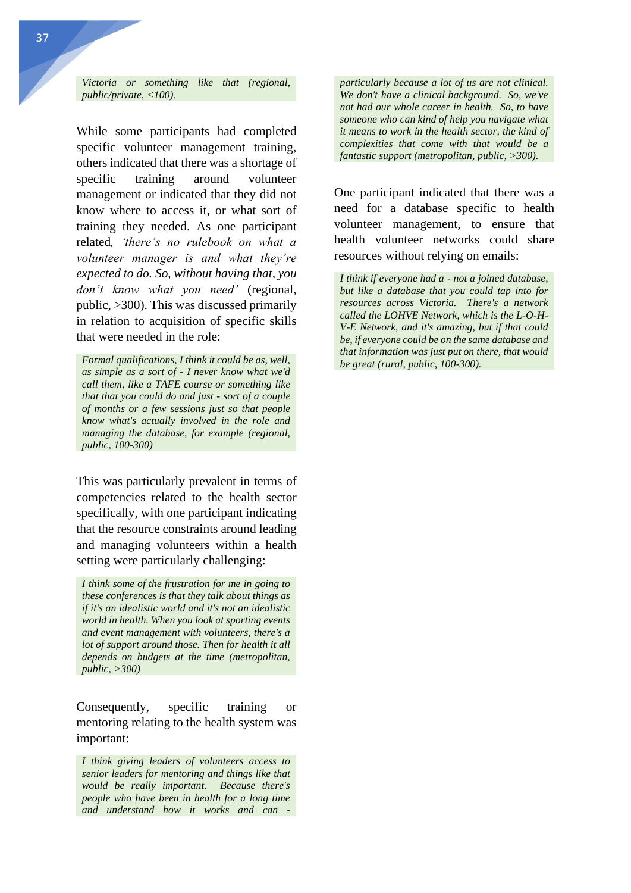*Victoria or something like that (regional, public/private, <100).*

While some participants had completed specific volunteer management training, others indicated that there was a shortage of specific training around volunteer management or indicated that they did not know where to access it, or what sort of training they needed. As one participant related, *'there's no rulebook on what a volunteer manager is and what they're expected to do. So, without having that, you don't know what you need'* (regional, public, >300). This was discussed primarily in relation to acquisition of specific skills that were needed in the role:

*Formal qualifications, I think it could be as, well, as simple as a sort of - I never know what we'd call them, like a TAFE course or something like that that you could do and just - sort of a couple of months or a few sessions just so that people know what's actually involved in the role and managing the database, for example (regional, public, 100-300)*

This was particularly prevalent in terms of competencies related to the health sector specifically, with one participant indicating that the resource constraints around leading and managing volunteers within a health setting were particularly challenging:

*I think some of the frustration for me in going to these conferences is that they talk about things as if it's an idealistic world and it's not an idealistic world in health. When you look at sporting events and event management with volunteers, there's a lot of support around those. Then for health it all depends on budgets at the time (metropolitan, public, >300)*

Consequently, specific training or mentoring relating to the health system was important:

*I think giving leaders of volunteers access to senior leaders for mentoring and things like that would be really important. Because there's people who have been in health for a long time and understand how it works and can - particularly because a lot of us are not clinical. We don't have a clinical background. So, we've not had our whole career in health. So, to have someone who can kind of help you navigate what it means to work in the health sector, the kind of complexities that come with that would be a fantastic support (metropolitan, public, >300).*

One participant indicated that there was a need for a database specific to health volunteer management, to ensure that health volunteer networks could share resources without relying on emails:

*I think if everyone had a - not a joined database, but like a database that you could tap into for resources across Victoria. There's a network called the LOHVE Network, which is the L-O-H-V-E Network, and it's amazing, but if that could be, if everyone could be on the same database and that information was just put on there, that would be great (rural, public, 100-300).*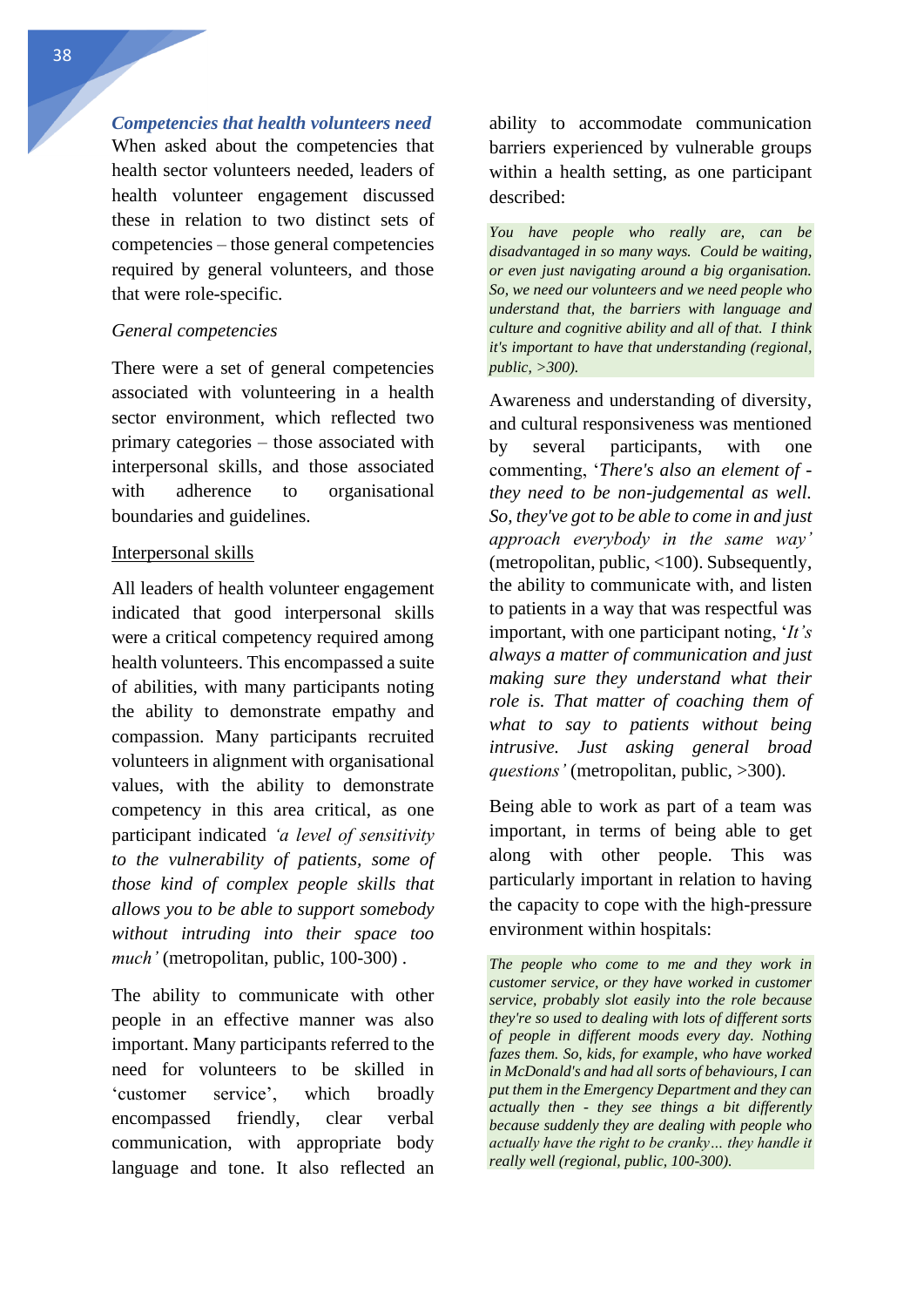### *Competencies that health volunteers need*

When asked about the competencies that health sector volunteers needed, leaders of health volunteer engagement discussed these in relation to two distinct sets of competencies – those general competencies required by general volunteers, and those that were role-specific.

#### *General competencies*

There were a set of general competencies associated with volunteering in a health sector environment, which reflected two primary categories – those associated with interpersonal skills, and those associated with adherence to organisational boundaries and guidelines.

<u>Interpersonal skills</u>

All leaders of health volunteer engagement indicated that good interpersonal skills were a critical competency required among health volunteers. This encompassed a suite of abilities, with many participants noting the ability to demonstrate empathy and compassion. Many participants recruited volunteers in alignment with organisational values, with the ability to demonstrate competency in this area critical, as one participant indicated *'a level of sensitivity to the vulnerability of patients, some of those kind of complex people skills that allows you to be able to support somebody without intruding into their space too much'* (metropolitan, public, 100-300) .

The ability to communicate with other people in an effective manner was also important. Many participants referred to the need for volunteers to be skilled in 'customer service', which broadly encompassed friendly, clear verbal communication, with appropriate body language and tone. It also reflected an ability to accommodate communication barriers experienced by vulnerable groups within a health setting, as one participant described:

> *You have people who really are, can be disadvantaged in so many ways. Could be waiting, or even just navigating around a big organisation. So, we need our volunteers and we need people who understand that, the barriers with language and culture and cognitive ability and all of that. I think it's important to have that understanding (regional, public, >300).*

Awareness and understanding of diversity, and cultural responsiveness was mentioned by several participants, with one commenting, '*There's also an element of - they need to be non-judgemental as well. So, they've got to be able to come in and just approach everybody in the same way'* (metropolitan, public, <100). Subsequently, the ability to communicate with, and listen to patients in a way that was respectful was important, with one participant noting, '*It's always a matter of communication and just making sure they understand what their role is. That matter of coaching them of what to say to patients without being intrusive. Just asking general broad questions'* (metropolitan, public, >300).

Being able to work as part of a team was important, in terms of being able to get along with other people. This was particularly important in relation to having the capacity to cope with the high-pressure environment within hospitals:

> *The people who come to me and they work in customer service, or they have worked in customer service, probably slot easily into the role because they're so used to dealing with lots of different sorts of people in different moods every day. Nothing fazes them. So, kids, for example, who have worked in McDonald's and had all sorts of behaviours, I can put them in the Emergency Department and they can actually then - they see things a bit differently because suddenly they are dealing with people who actually have the right to be cranky… they handle it really well (regional, public, 100-300).*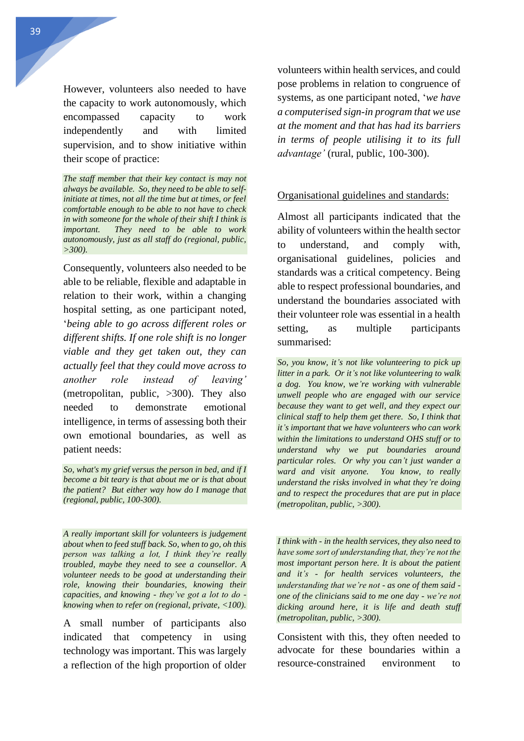However, volunteers also needed to have the capacity to work autonomously, which encompassed capacity to work independently and with limited supervision, and to show initiative within their scope of practice:

> *The staff member that their key contact is may not always be available. So, they need to be able to self-initiate at times, not all the time but at times, or feel comfortable enough to be able to not have to check in with someone for the whole of their shift I think is important. They need to be able to work autonomously, just as all staff do (regional, public, >300).*

Consequently, volunteers also needed to be able to be reliable, flexible and adaptable in relation to their work, within a changing hospital setting, as one participant noted, '*being able to go across different roles or different shifts. If one role shift is no longer viable and they get taken out, they can actually feel that they could move across to another role instead of leaving'* (metropolitan, public, >300). They also needed to demonstrate emotional intelligence, in terms of assessing both their own emotional boundaries, as well as patient needs:

> *So, what's my grief versus the person in bed, and if I become a bit teary is that about me or is that about the patient? But either way how do I manage that (regional, public, 100-300).*

> *A really important skill for volunteers is judgement about when to feed stuff back. So, when to go, oh this person was talking a lot, I think they're really troubled, maybe they need to see a counsellor. A volunteer needs to be good at understanding their role, knowing their boundaries, knowing their capacities, and knowing - they've got a lot to do - knowing when to refer on (regional, private, <100).*

A small number of participants also indicated that competency in using technology was important. This was largely a reflection of the high proportion of older volunteers within health services, and could pose problems in relation to congruence of systems, as one participant noted, '*we have a computerised sign-in program that we use at the moment and that has had its barriers in terms of people utilising it to its full advantage'* (rural, public, 100-300).

<u>Organisational guidelines and standards:</u>

Almost all participants indicated that the ability of volunteers within the health sector to understand, and comply with, organisational guidelines, policies and standards was a critical competency. Being able to respect professional boundaries, and understand the boundaries associated with their volunteer role was essential in a health setting, as multiple participants summarised:

> *So, you know, it's not like volunteering to pick up litter in a park. Or it's not like volunteering to walk a dog. You know, we're working with vulnerable unwell people who are engaged with our service because they want to get well, and they expect our clinical staff to help them get there. So, I think that it's important that we have volunteers who can work within the limitations to understand OHS stuff or to understand why we put boundaries around particular roles. Or why you can't just wander a ward and visit anyone. You know, to really understand the risks involved in what they're doing and to respect the procedures that are put in place (metropolitan, public, >300).*

> *I think with - in the health services, they also need to have some sort of understanding that, they're not the most important person here. It is about the patient and it's - for health services volunteers, the understanding that we're not - as one of them said - one of the clinicians said to me one day - we're not dicking around here, it is life and death stuff (metropolitan, public, >300).*

Consistent with this, they often needed to advocate for these boundaries within a resource-constrained environment to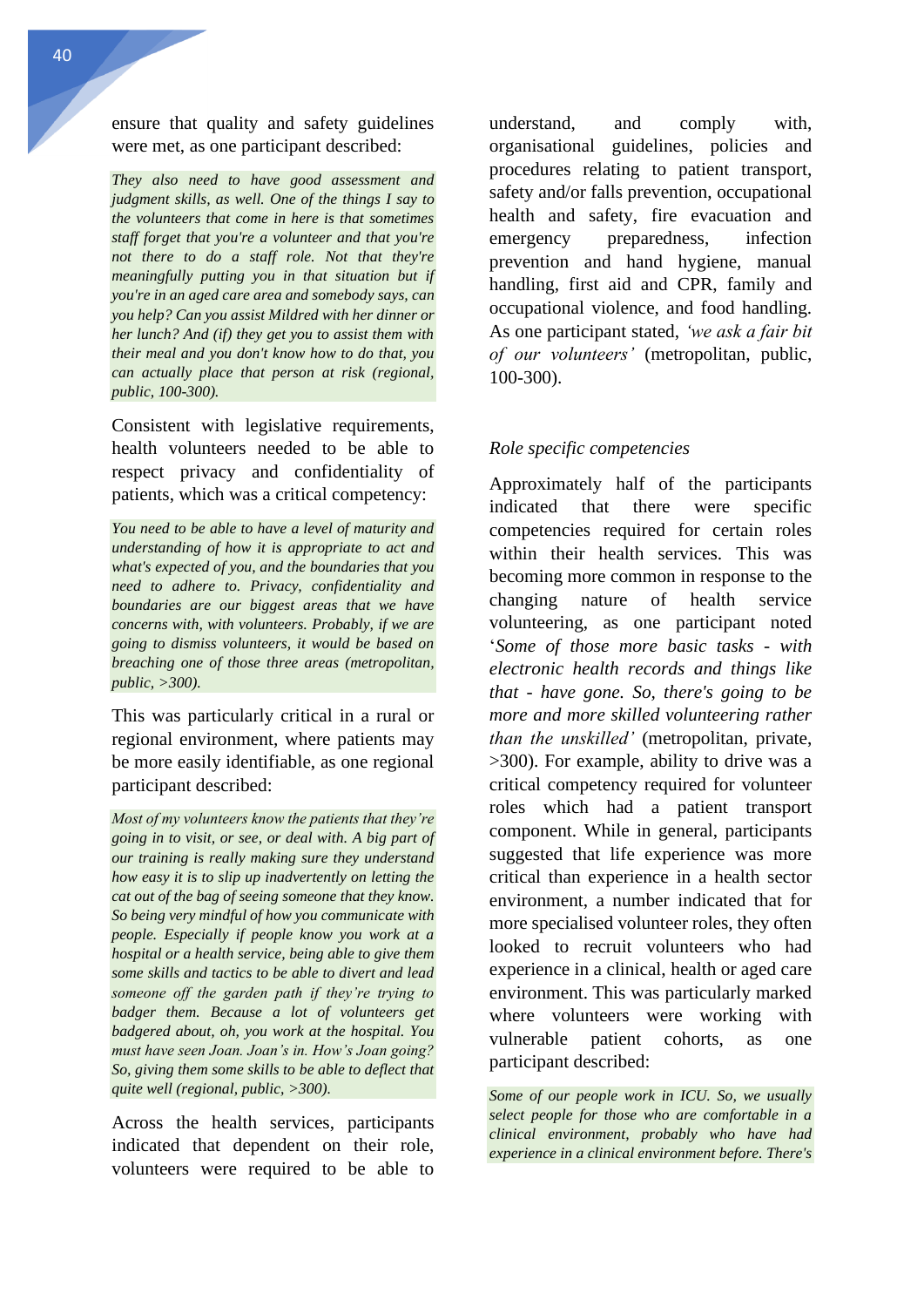ensure that quality and safety guidelines were met, as one participant described:

> *They also need to have good assessment and judgment skills, as well. One of the things I say to the volunteers that come in here is that sometimes staff forget that you're a volunteer and that you're not there to do a staff role. Not that they're meaningfully putting you in that situation but if you're in an aged care area and somebody says, can you help? Can you assist Mildred with her dinner or her lunch? And (if) they get you to assist them with their meal and you don't know how to do that, you can actually place that person at risk (regional, public, 100-300).*

Consistent with legislative requirements, health volunteers needed to be able to respect privacy and confidentiality of patients, which was a critical competency:

> *You need to be able to have a level of maturity and understanding of how it is appropriate to act and what's expected of you, and the boundaries that you need to adhere to. Privacy, confidentiality and boundaries are our biggest areas that we have concerns with, with volunteers. Probably, if we are going to dismiss volunteers, it would be based on breaching one of those three areas (metropolitan, public, >300).*

This was particularly critical in a rural or regional environment, where patients may be more easily identifiable, as one regional participant described:

> *Most of my volunteers know the patients that they're going in to visit, or see, or deal with. A big part of our training is really making sure they understand how easy it is to slip up inadvertently on letting the cat out of the bag of seeing someone that they know. So being very mindful of how you communicate with people. Especially if people know you work at a hospital or a health service, being able to give them some skills and tactics to be able to divert and lead someone off the garden path if they're trying to badger them. Because a lot of volunteers get badgered about, oh, you work at the hospital. You must have seen Joan. Joan's in. How's Joan going? So, giving them some skills to be able to deflect that quite well (regional, public, >300).*

Across the health services, participants indicated that dependent on their role, volunteers were required to be able to understand, and comply with, organisational guidelines, policies and procedures relating to patient transport, safety and/or falls prevention, occupational health and safety, fire evacuation and emergency preparedness, infection prevention and hand hygiene, manual handling, first aid and CPR, family and occupational violence, and food handling. As one participant stated, *'we ask a fair bit of our volunteers'* (metropolitan, public, 100-300).

### *Role specific competencies*

Approximately half of the participants indicated that there were specific competencies required for certain roles within their health services. This was becoming more common in response to the changing nature of health service volunteering, as one participant noted '*Some of those more basic tasks - with electronic health records and things like that - have gone. So, there's going to be more and more skilled volunteering rather than the unskilled'* (metropolitan, private, >300). For example, ability to drive was a critical competency required for volunteer roles which had a patient transport component. While in general, participants suggested that life experience was more critical than experience in a health sector environment, a number indicated that for more specialised volunteer roles, they often looked to recruit volunteers who had experience in a clinical, health or aged care environment. This was particularly marked where volunteers were working with vulnerable patient cohorts, as one participant described:

> *Some of our people work in ICU. So, we usually select people for those who are comfortable in a clinical environment, probably who have had experience in a clinical environment before. There's*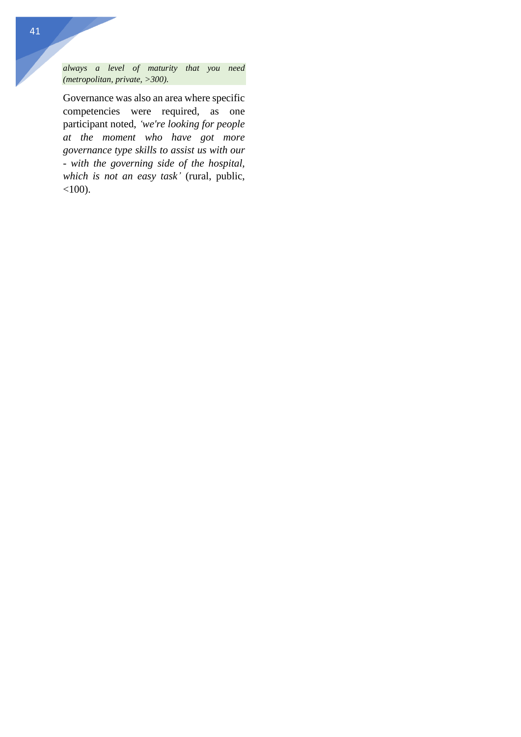*always a level of maturity that you need (metropolitan, private, >300).*

Governance was also an area where specific competencies were required, as one participant noted, *'we're looking for people at the moment who have got more governance type skills to assist us with our - with the governing side of the hospital, which is not an easy task'* (rural, public, <100).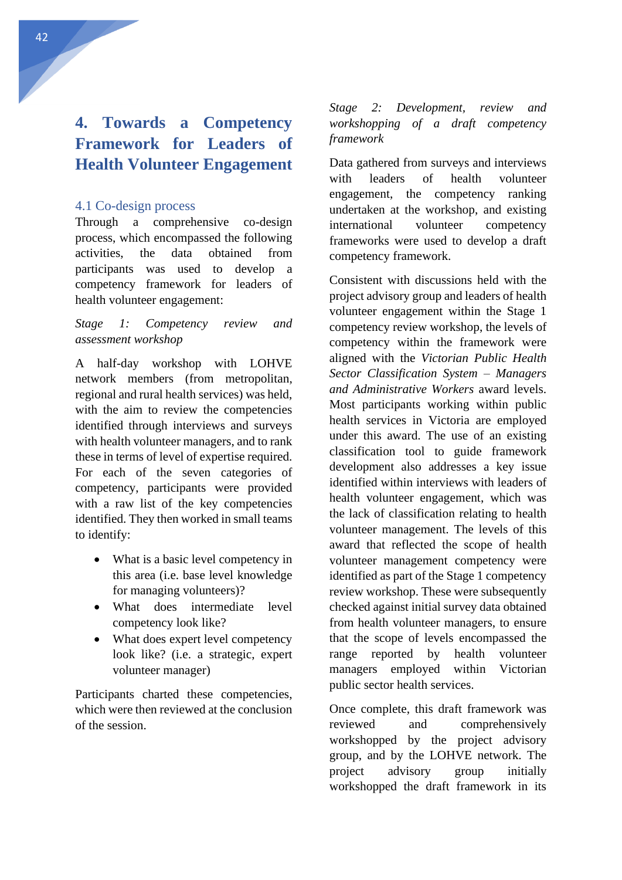// "42" is a standalone page number → omitted.

# 4. Towards a Competency Framework for Leaders of Health Volunteer Engagement

## 4.1 Co-design process

Through a comprehensive co-design process, which encompassed the following activities, the data obtained from participants was used to develop a competency framework for leaders of health volunteer engagement:

*Stage 1: Competency review and assessment workshop*

A half-day workshop with LOHVE network members (from metropolitan, regional and rural health services) was held, with the aim to review the competencies identified through interviews and surveys with health volunteer managers, and to rank these in terms of level of expertise required. For each of the seven categories of competency, participants were provided with a raw list of the key competencies identified. They then worked in small teams to identify:

- What is a basic level competency in this area (i.e. base level knowledge for managing volunteers)?
- What does intermediate level competency look like?
- What does expert level competency look like? (i.e. a strategic, expert volunteer manager)

Participants charted these competencies, which were then reviewed at the conclusion of the session.

*Stage 2: Development, review and workshopping of a draft competency framework*

Data gathered from surveys and interviews with leaders of health volunteer engagement, the competency ranking undertaken at the workshop, and existing international volunteer competency frameworks were used to develop a draft competency framework.

Consistent with discussions held with the project advisory group and leaders of health volunteer engagement within the Stage 1 competency review workshop, the levels of competency within the framework were aligned with the *Victorian Public Health Sector Classification System – Managers and Administrative Workers* award levels. Most participants working within public health services in Victoria are employed under this award. The use of an existing classification tool to guide framework development also addresses a key issue identified within interviews with leaders of health volunteer engagement, which was the lack of classification relating to health volunteer management. The levels of this award that reflected the scope of health volunteer management competency were identified as part of the Stage 1 competency review workshop. These were subsequently checked against initial survey data obtained from health volunteer managers, to ensure that the scope of levels encompassed the range reported by health volunteer managers employed within Victorian public sector health services.

Once complete, this draft framework was reviewed and comprehensively workshopped by the project advisory group, and by the LOHVE network. The project advisory group initially workshopped the draft framework in its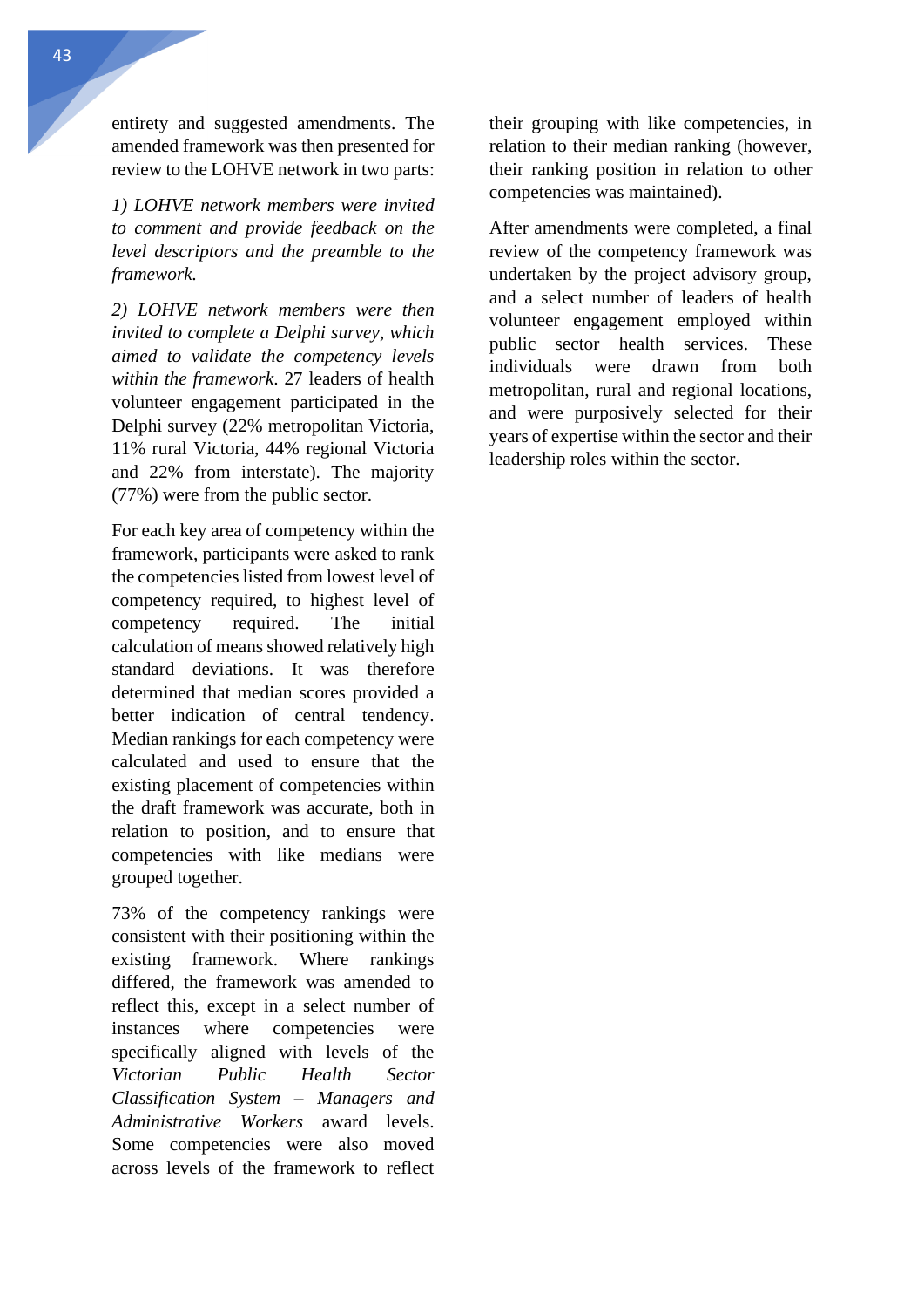entirety and suggested amendments. The amended framework was then presented for review to the LOHVE network in two parts:

*1) LOHVE network members were invited to comment and provide feedback on the level descriptors and the preamble to the framework.*

*2) LOHVE network members were then invited to complete a Delphi survey, which aimed to validate the competency levels within the framework*. 27 leaders of health volunteer engagement participated in the Delphi survey (22% metropolitan Victoria, 11% rural Victoria, 44% regional Victoria and 22% from interstate). The majority (77%) were from the public sector.

For each key area of competency within the framework, participants were asked to rank the competencies listed from lowest level of competency required, to highest level of competency required. The initial calculation of means showed relatively high standard deviations. It was therefore determined that median scores provided a better indication of central tendency. Median rankings for each competency were calculated and used to ensure that the existing placement of competencies within the draft framework was accurate, both in relation to position, and to ensure that competencies with like medians were grouped together.

73% of the competency rankings were consistent with their positioning within the existing framework. Where rankings differed, the framework was amended to reflect this, except in a select number of instances where competencies were specifically aligned with levels of the *Victorian Public Health Sector Classification System – Managers and Administrative Workers* award levels. Some competencies were also moved across levels of the framework to reflect their grouping with like competencies, in relation to their median ranking (however, their ranking position in relation to other competencies was maintained).

After amendments were completed, a final review of the competency framework was undertaken by the project advisory group, and a select number of leaders of health volunteer engagement employed within public sector health services. These individuals were drawn from both metropolitan, rural and regional locations, and were purposively selected for their years of expertise within the sector and their leadership roles within the sector.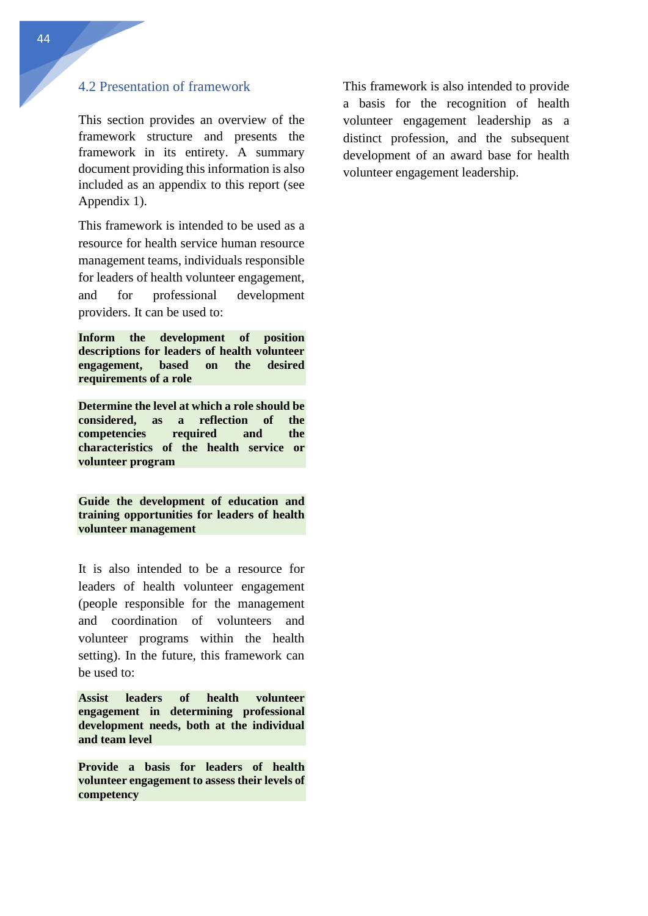## 4.2 Presentation of framework

This section provides an overview of the framework structure and presents the framework in its entirety. A summary document providing this information is also included as an appendix to this report (see Appendix 1).

This framework is intended to be used as a resource for health service human resource management teams, individuals responsible for leaders of health volunteer engagement, and for professional development providers. It can be used to:

**Inform the development of position descriptions for leaders of health volunteer engagement, based on the desired requirements of a role**

**Determine the level at which a role should be considered, as a reflection of the competencies required and the characteristics of the health service or volunteer program**

**Guide the development of education and training opportunities for leaders of health volunteer management**

It is also intended to be a resource for leaders of health volunteer engagement (people responsible for the management and coordination of volunteers and volunteer programs within the health setting). In the future, this framework can be used to:

**Assist leaders of health volunteer engagement in determining professional development needs, both at the individual and team level**

**Provide a basis for leaders of health volunteer engagement to assess their levels of competency**

This framework is also intended to provide a basis for the recognition of health volunteer engagement leadership as a distinct profession, and the subsequent development of an award base for health volunteer engagement leadership.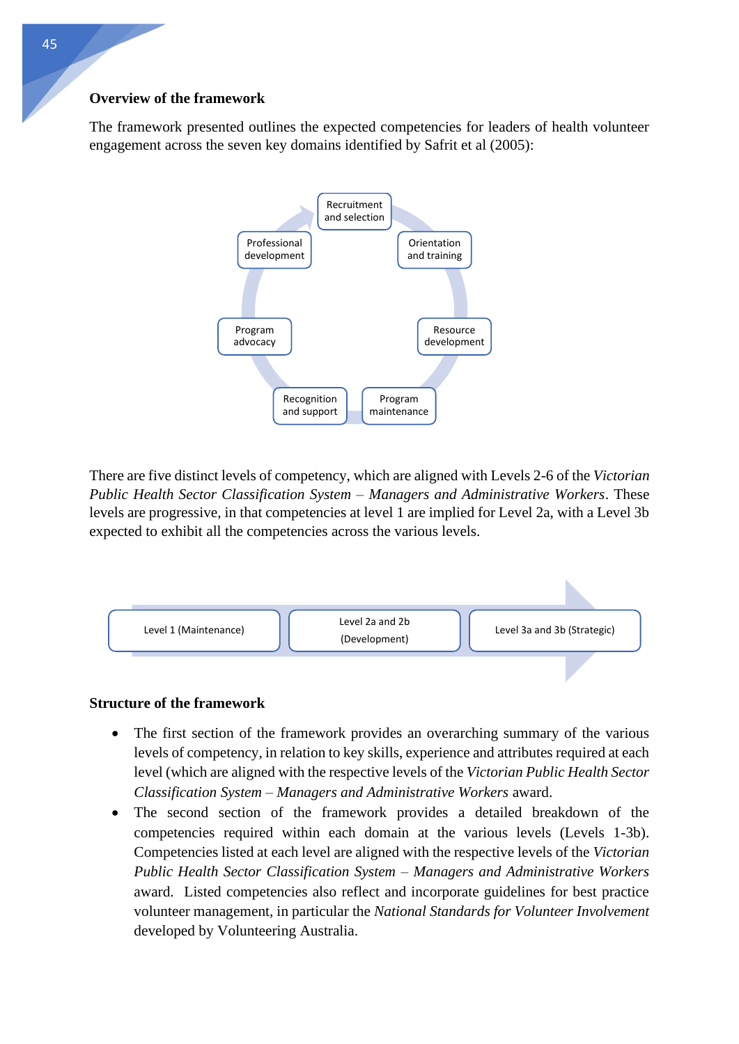## Overview of the framework

The framework presented outlines the expected competencies for leaders of health volunteer engagement across the seven key domains identified by Safrit et al (2005):

- Recruitment and selection
- Orientation and training
- Resource development
- Program maintenance
- Recognition and support
- Program advocacy
- Professional development

There are five distinct levels of competency, which are aligned with Levels 2-6 of the *Victorian Public Health Sector Classification System – Managers and Administrative Workers*. These levels are progressive, in that competencies at level 1 are implied for Level 2a, with a Level 3b expected to exhibit all the competencies across the various levels.

Level 1 (Maintenance) → Level 2a and 2b (Development) → Level 3a and 3b (Strategic)

## Structure of the framework

- The first section of the framework provides an overarching summary of the various levels of competency, in relation to key skills, experience and attributes required at each level (which are aligned with the respective levels of the *Victorian Public Health Sector Classification System – Managers and Administrative Workers* award.
- The second section of the framework provides a detailed breakdown of the competencies required within each domain at the various levels (Levels 1-3b). Competencies listed at each level are aligned with the respective levels of the *Victorian Public Health Sector Classification System – Managers and Administrative Workers* award. Listed competencies also reflect and incorporate guidelines for best practice volunteer management, in particular the *National Standards for Volunteer Involvement* developed by Volunteering Australia.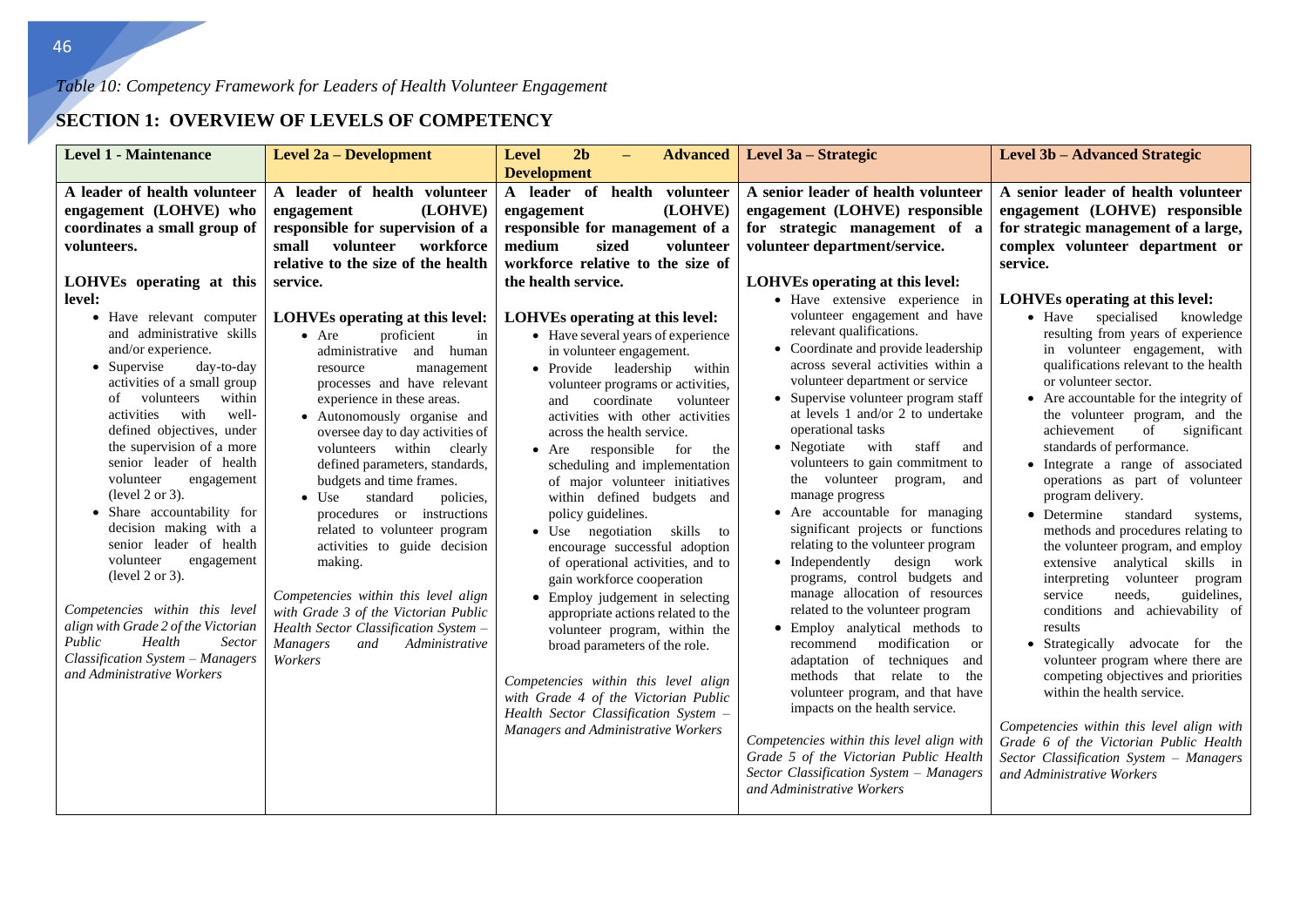*Table 10: Competency Framework for Leaders of Health Volunteer Engagement*

## SECTION 1: OVERVIEW OF LEVELS OF COMPETENCY

| Level 1 - Maintenance | Level 2a – Development | Level 2b – Advanced Development | Level 3a – Strategic | Level 3b – Advanced Strategic |
|---|---|---|---|---|
| **A leader of health volunteer engagement (LOHVE) who coordinates a small group of volunteers.**<br><br>**LOHVEs operating at this level:**<br>• Have relevant computer and administrative skills and/or experience.<br>• Supervise day-to-day activities of a small group of volunteers within activities with well-defined objectives, under the supervision of a more senior leader of health volunteer engagement (level 2 or 3).<br>• Share accountability for decision making with a senior leader of health volunteer engagement (level 2 or 3).<br><br>*Competencies within this level align with Grade 2 of the Victorian Public Health Sector Classification System – Managers and Administrative Workers* | **A leader of health volunteer engagement (LOHVE) responsible for supervision of a small volunteer workforce relative to the size of the health service.**<br><br>**LOHVEs operating at this level:**<br>• Are proficient in administrative and human resource management processes and have relevant experience in these areas.<br>• Autonomously organise and oversee day to day activities of volunteers within clearly defined parameters, standards, budgets and time frames.<br>• Use standard policies, procedures or instructions related to volunteer program activities to guide decision making.<br><br>*Competencies within this level align with Grade 3 of the Victorian Public Health Sector Classification System – Managers and Administrative Workers* | **A leader of health volunteer engagement (LOHVE) responsible for management of a medium sized volunteer workforce relative to the size of the health service.**<br><br>**LOHVEs operating at this level:**<br>• Have several years of experience in volunteer engagement.<br>• Provide leadership within volunteer programs or activities, and coordinate volunteer activities with other activities across the health service.<br>• Are responsible for the scheduling and implementation of major volunteer initiatives within defined budgets and policy guidelines.<br>• Use negotiation skills to encourage successful adoption of operational activities, and to gain workforce cooperation<br>• Employ judgement in selecting appropriate actions related to the volunteer program, within the broad parameters of the role.<br><br>*Competencies within this level align with Grade 4 of the Victorian Public Health Sector Classification System – Managers and Administrative Workers* | **A senior leader of health volunteer engagement (LOHVE) responsible for strategic management of a volunteer department/service.**<br><br>**LOHVEs operating at this level:**<br>• Have extensive experience in volunteer engagement and have relevant qualifications.<br>• Coordinate and provide leadership across several activities within a volunteer department or service<br>• Supervise volunteer program staff at levels 1 and/or 2 to undertake operational tasks<br>• Negotiate with staff and volunteers to gain commitment to the volunteer program, and manage progress<br>• Are accountable for managing significant projects or functions relating to the volunteer program<br>• Independently design work programs, control budgets and manage allocation of resources related to the volunteer program<br>• Employ analytical methods to recommend modification or adaptation of techniques and methods that relate to the volunteer program, and that have impacts on the health service.<br><br>*Competencies within this level align with Grade 5 of the Victorian Public Health Sector Classification System – Managers and Administrative Workers* | **A senior leader of health volunteer engagement (LOHVE) responsible for strategic management of a large, complex volunteer department or service.**<br><br>**LOHVEs operating at this level:**<br>• Have specialised knowledge resulting from years of experience in volunteer engagement, with qualifications relevant to the health or volunteer sector.<br>• Are accountable for the integrity of the volunteer program, and the achievement of significant standards of performance.<br>• Integrate a range of associated operations as part of volunteer program delivery.<br>• Determine standard systems, methods and procedures relating to the volunteer program, and employ extensive analytical skills in interpreting volunteer program service needs, guidelines, conditions and achievability of results<br>• Strategically advocate for the volunteer program where there are competing objectives and priorities within the health service.<br><br>*Competencies within this level align with Grade 6 of the Victorian Public Health Sector Classification System – Managers and Administrative Workers* |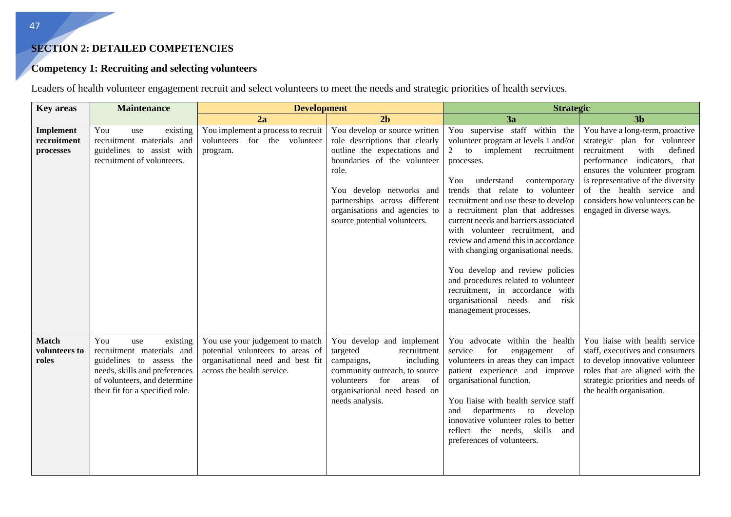## SECTION 2: DETAILED COMPETENCIES

### Competency 1: Recruiting and selecting volunteers

Leaders of health volunteer engagement recruit and select volunteers to meet the needs and strategic priorities of health services.

| Key areas | Maintenance | Development | | Strategic | |
|---|---|---|---|---|---|
| | | 2a | 2b | 3a | 3b |
| **Implement recruitment processes** | You use existing recruitment materials and guidelines to assist with recruitment of volunteers. | You implement a process to recruit volunteers for the volunteer program. | You develop or source written role descriptions that clearly outline the expectations and boundaries of the volunteer role.<br><br>You develop networks and partnerships across different organisations and agencies to source potential volunteers. | You supervise staff within the volunteer program at levels 1 and/or 2 to implement recruitment processes.<br><br>You understand contemporary trends that relate to volunteer recruitment and use these to develop a recruitment plan that addresses current needs and barriers associated with volunteer recruitment, and review and amend this in accordance with changing organisational needs.<br><br>You develop and review policies and procedures related to volunteer recruitment, in accordance with organisational needs and risk management processes. | You have a long-term, proactive strategic plan for volunteer recruitment with defined performance indicators, that ensures the volunteer program is representative of the diversity of the health service and considers how volunteers can be engaged in diverse ways. |
| **Match volunteers to roles** | You use existing recruitment materials and guidelines to assess the needs, skills and preferences of volunteers, and determine their fit for a specified role. | You use your judgement to match potential volunteers to areas of organisational need and best fit across the health service. | You develop and implement targeted recruitment campaigns, including community outreach, to source volunteers for areas of organisational need based on needs analysis. | You advocate within the health service for engagement of volunteers in areas they can impact patient experience and improve organisational function.<br><br>You liaise with health service staff and departments to develop innovative volunteer roles to better reflect the needs, skills and preferences of volunteers. | You liaise with health service staff, executives and consumers to develop innovative volunteer roles that are aligned with the strategic priorities and needs of the health organisation. |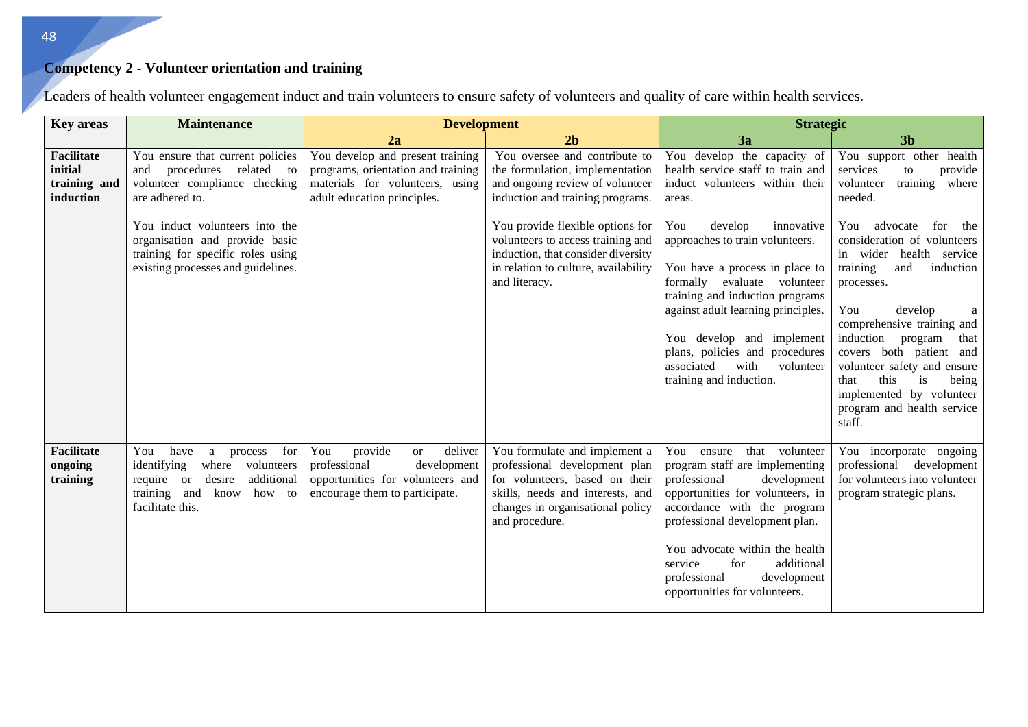## Competency 2 - Volunteer orientation and training

Leaders of health volunteer engagement induct and train volunteers to ensure safety of volunteers and quality of care within health services.

| Key areas | Maintenance | Development | | Strategic | |
|---|---|---|---|---|---|
| | | 2a | 2b | 3a | 3b |
| **Facilitate initial training and induction** | You ensure that current policies and procedures related to volunteer compliance checking are adhered to.<br><br>You induct volunteers into the organisation and provide basic training for specific roles using existing processes and guidelines. | You develop and present training programs, orientation and training materials for volunteers, using adult education principles. | You oversee and contribute to the formulation, implementation and ongoing review of volunteer induction and training programs.<br><br>You provide flexible options for volunteers to access training and induction, that consider diversity in relation to culture, availability and literacy. | You develop the capacity of health service staff to train and induct volunteers within their areas.<br><br>You develop innovative approaches to train volunteers.<br><br>You have a process in place to formally evaluate volunteer training and induction programs against adult learning principles.<br><br>You develop and implement plans, policies and procedures associated with volunteer training and induction. | You support other health services to provide volunteer training where needed.<br><br>You advocate for the consideration of volunteers in wider health service training and induction processes.<br><br>You develop a comprehensive training and induction program that covers both patient and volunteer safety and ensure that this is being implemented by volunteer program and health service staff. |
| **Facilitate ongoing training** | You have a process for identifying where volunteers require or desire additional training and know how to facilitate this. | You provide or deliver professional development opportunities for volunteers and encourage them to participate. | You formulate and implement a professional development plan for volunteers, based on their skills, needs and interests, and changes in organisational policy and procedure. | You ensure that volunteer program staff are implementing professional development opportunities for volunteers, in accordance with the program professional development plan.<br><br>You advocate within the health service for additional professional development opportunities for volunteers. | You incorporate ongoing professional development for volunteers into volunteer program strategic plans. |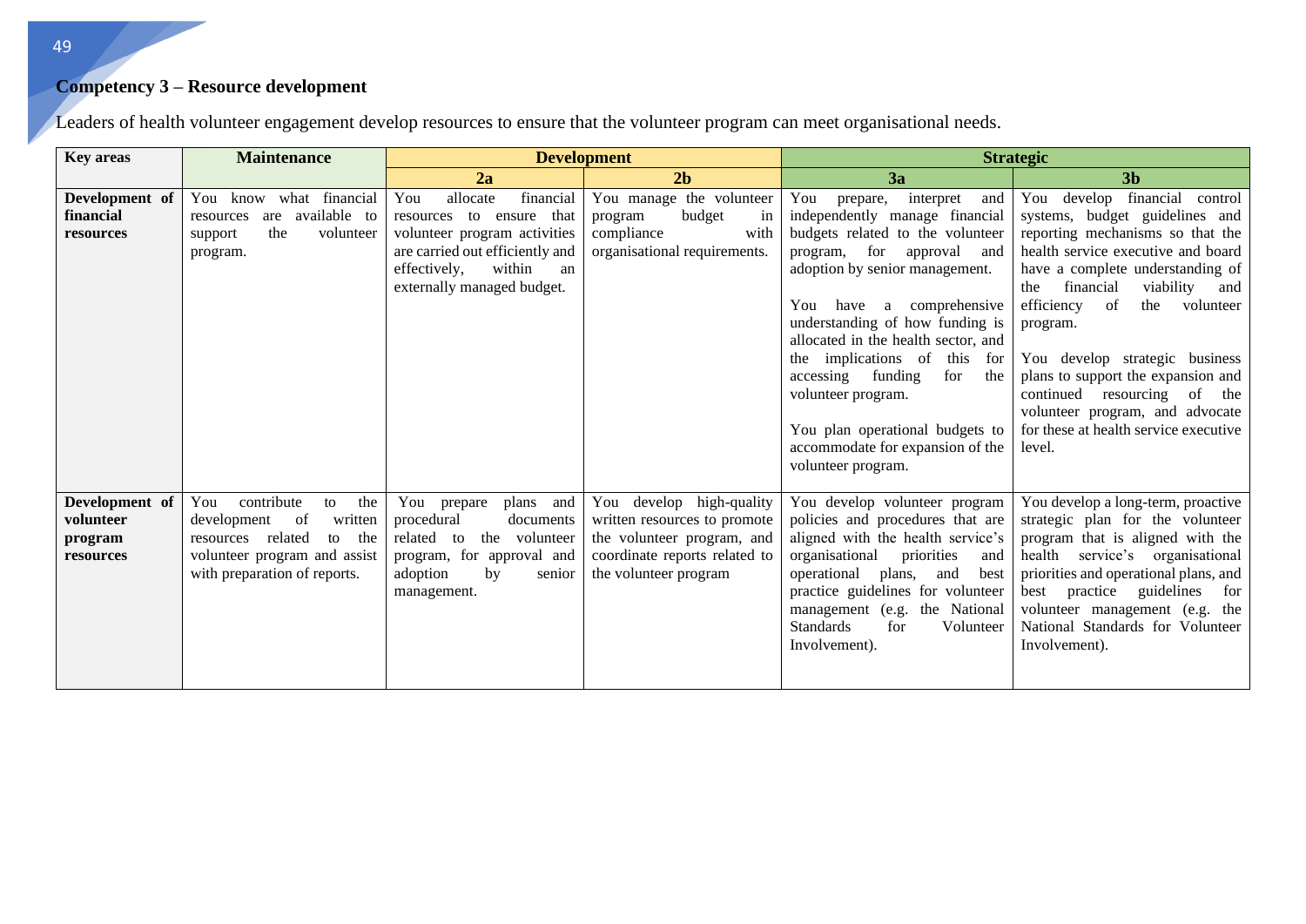## Competency 3 – Resource development

Leaders of health volunteer engagement develop resources to ensure that the volunteer program can meet organisational needs.

| Key areas | Maintenance | Development | | Strategic | |
|---|---|---|---|---|---|
| | | 2a | 2b | 3a | 3b |
| **Development of financial resources** | You know what financial resources are available to support the volunteer program. | You allocate financial resources to ensure that volunteer program activities are carried out efficiently and effectively, within an externally managed budget. | You manage the volunteer program budget in compliance with organisational requirements. | You prepare, interpret and independently manage financial budgets related to the volunteer program, for approval and adoption by senior management.<br><br>You have a comprehensive understanding of how funding is allocated in the health sector, and the implications of this for accessing funding for the volunteer program.<br><br>You plan operational budgets to accommodate for expansion of the volunteer program. | You develop financial control systems, budget guidelines and reporting mechanisms so that the health service executive and board have a complete understanding of the financial viability and efficiency of the volunteer program.<br><br>You develop strategic business plans to support the expansion and continued resourcing of the volunteer program, and advocate for these at health service executive level. |
| **Development of volunteer program resources** | You contribute to the development of written resources related to the volunteer program and assist with preparation of reports. | You prepare plans and procedural documents related to the volunteer program, for approval and adoption by senior management. | You develop high-quality written resources to promote the volunteer program, and coordinate reports related to the volunteer program | You develop volunteer program policies and procedures that are aligned with the health service's organisational priorities and operational plans, and best practice guidelines for volunteer management (e.g. the National Standards for Volunteer Involvement). | You develop a long-term, proactive strategic plan for the volunteer program that is aligned with the health service's organisational priorities and operational plans, and best practice guidelines for volunteer management (e.g. the National Standards for Volunteer Involvement). |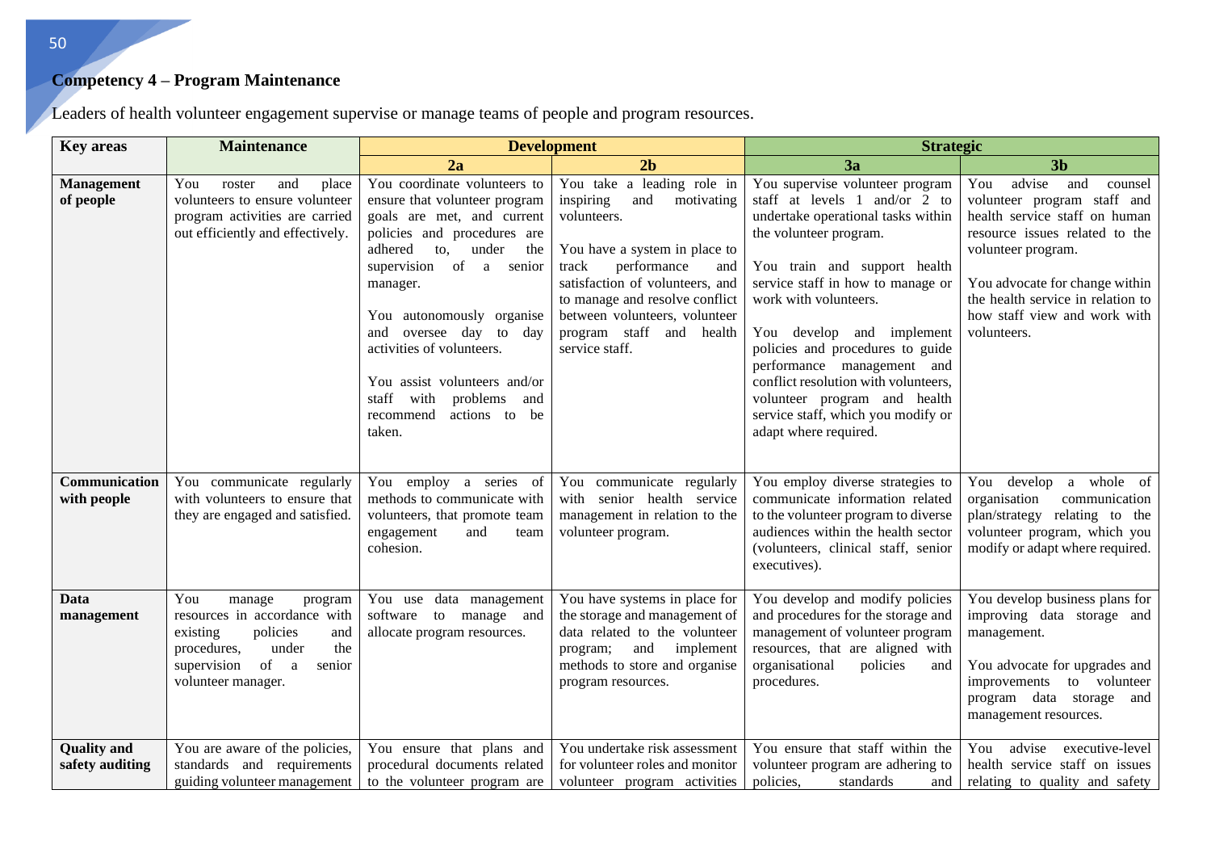**Competency 4 – Program Maintenance**

Leaders of health volunteer engagement supervise or manage teams of people and program resources.

| Key areas | Maintenance | Development | | Strategic | |
|---|---|---|---|---|---|
| | | 2a | 2b | 3a | 3b |
| **Management of people** | You roster and place volunteers to ensure volunteer program activities are carried out efficiently and effectively. | You coordinate volunteers to ensure that volunteer program goals are met, and current policies and procedures are adhered to, under the supervision of a senior manager.<br><br>You autonomously organise and oversee day to day activities of volunteers.<br><br>You assist volunteers and/or staff with problems and recommend actions to be taken. | You take a leading role in inspiring and motivating volunteers.<br><br>You have a system in place to track performance and satisfaction of volunteers, and to manage and resolve conflict between volunteers, volunteer program staff and health service staff. | You supervise volunteer program staff at levels 1 and/or 2 to undertake operational tasks within the volunteer program.<br><br>You train and support health service staff in how to manage or work with volunteers.<br><br>You develop and implement policies and procedures to guide performance management and conflict resolution with volunteers, volunteer program and health service staff, which you modify or adapt where required. | You advise and counsel volunteer program staff and health service staff on human resource issues related to the volunteer program.<br><br>You advocate for change within the health service in relation to how staff view and work with volunteers. |
| **Communication with people** | You communicate regularly with volunteers to ensure that they are engaged and satisfied. | You employ a series of methods to communicate with volunteers, that promote team engagement and team cohesion. | You communicate regularly with senior health service management in relation to the volunteer program. | You employ diverse strategies to communicate information related to the volunteer program to diverse audiences within the health sector (volunteers, clinical staff, senior executives). | You develop a whole of organisation communication plan/strategy relating to the volunteer program, which you modify or adapt where required. |
| **Data management** | You manage program resources in accordance with existing policies and procedures, under the supervision of a senior volunteer manager. | You use data management software to manage and allocate program resources. | You have systems in place for the storage and management of data related to the volunteer program; and implement methods to store and organise program resources. | You develop and modify policies and procedures for the storage and management of volunteer program resources, that are aligned with organisational policies and procedures. | You develop business plans for improving data storage and management.<br><br>You advocate for upgrades and improvements to volunteer program data storage and management resources. |
| **Quality and safety auditing** | You are aware of the policies, standards and requirements guiding volunteer management | You ensure that plans and procedural documents related to the volunteer program are | You undertake risk assessment for volunteer roles and monitor volunteer program activities | You ensure that staff within the volunteer program are adhering to policies, standards and | You advise executive-level health service staff on issues relating to quality and safety |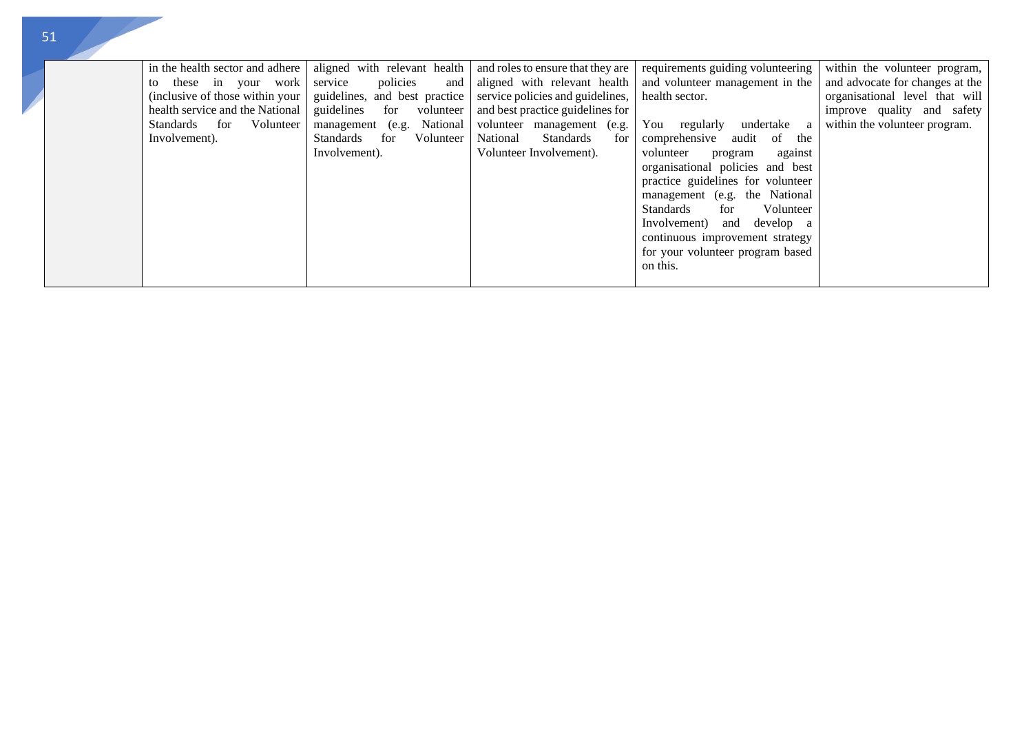| | | | | | |
|---|---|---|---|---|---|
| | in the health sector and adhere to these in your work (inclusive of those within your health service and the National Standards for Volunteer Involvement). | aligned with relevant health service policies and guidelines, and best practice guidelines for volunteer management (e.g. National Standards for Volunteer Involvement). | and roles to ensure that they are aligned with relevant health service policies and guidelines, and best practice guidelines for volunteer management (e.g. National Standards for Volunteer Involvement). | requirements guiding volunteering and volunteer management in the health sector.<br><br>You regularly undertake a comprehensive audit of the volunteer program against organisational policies and best practice guidelines for volunteer management (e.g. the National Standards for Volunteer Involvement) and develop a continuous improvement strategy for your volunteer program based on this. | within the volunteer program, and advocate for changes at the organisational level that will improve quality and safety within the volunteer program. |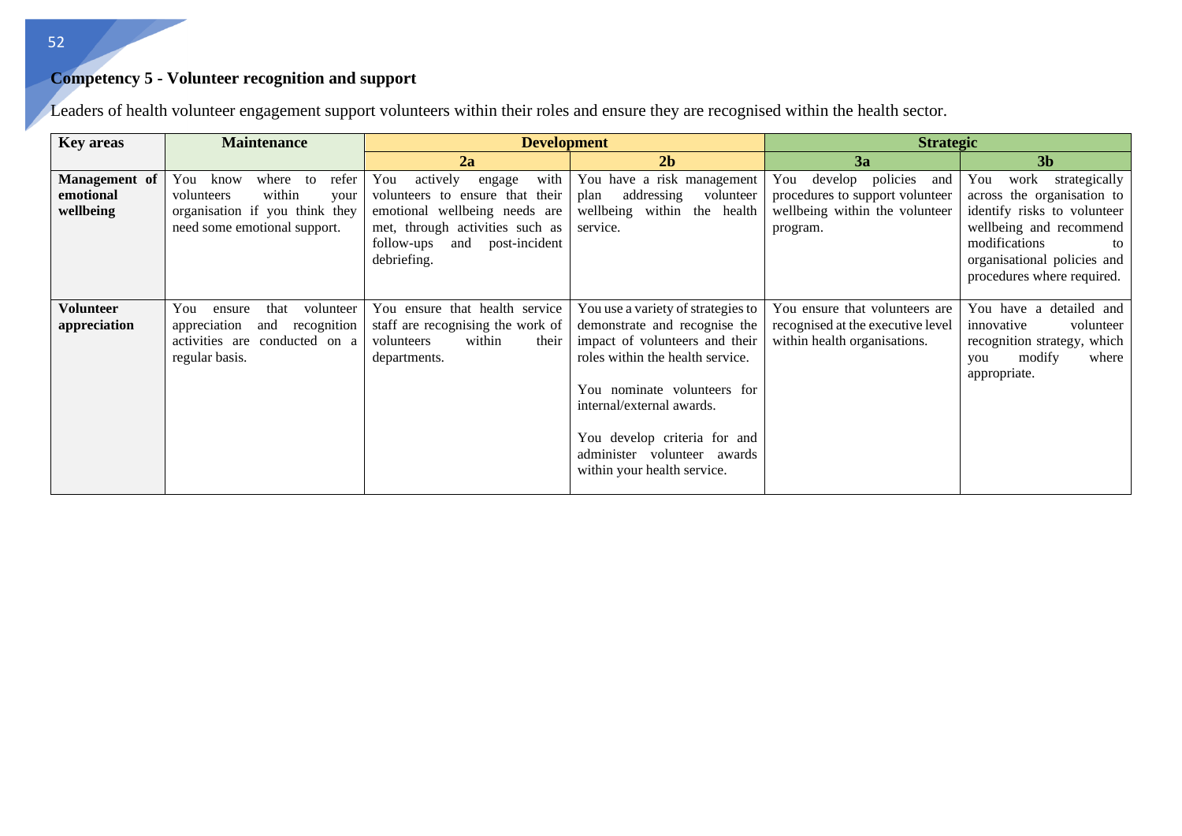**Competency 5 - Volunteer recognition and support**

Leaders of health volunteer engagement support volunteers within their roles and ensure they are recognised within the health sector.

| Key areas | Maintenance | Development | | Strategic | |
|---|---|---|---|---|---|
| | | 2a | 2b | 3a | 3b |
| **Management of emotional wellbeing** | You know where to refer volunteers within your organisation if you think they need some emotional support. | You actively engage with volunteers to ensure that their emotional wellbeing needs are met, through activities such as follow-ups and post-incident debriefing. | You have a risk management plan addressing volunteer wellbeing within the health service. | You develop policies and procedures to support volunteer wellbeing within the volunteer program. | You work strategically across the organisation to identify risks to volunteer wellbeing and recommend modifications to organisational policies and procedures where required. |
| **Volunteer appreciation** | You ensure that volunteer appreciation and recognition activities are conducted on a regular basis. | You ensure that health service staff are recognising the work of volunteers within their departments. | You use a variety of strategies to demonstrate and recognise the impact of volunteers and their roles within the health service.<br><br>You nominate volunteers for internal/external awards.<br><br>You develop criteria for and administer volunteer awards within your health service. | You ensure that volunteers are recognised at the executive level within health organisations. | You have a detailed and innovative volunteer recognition strategy, which you modify where appropriate. |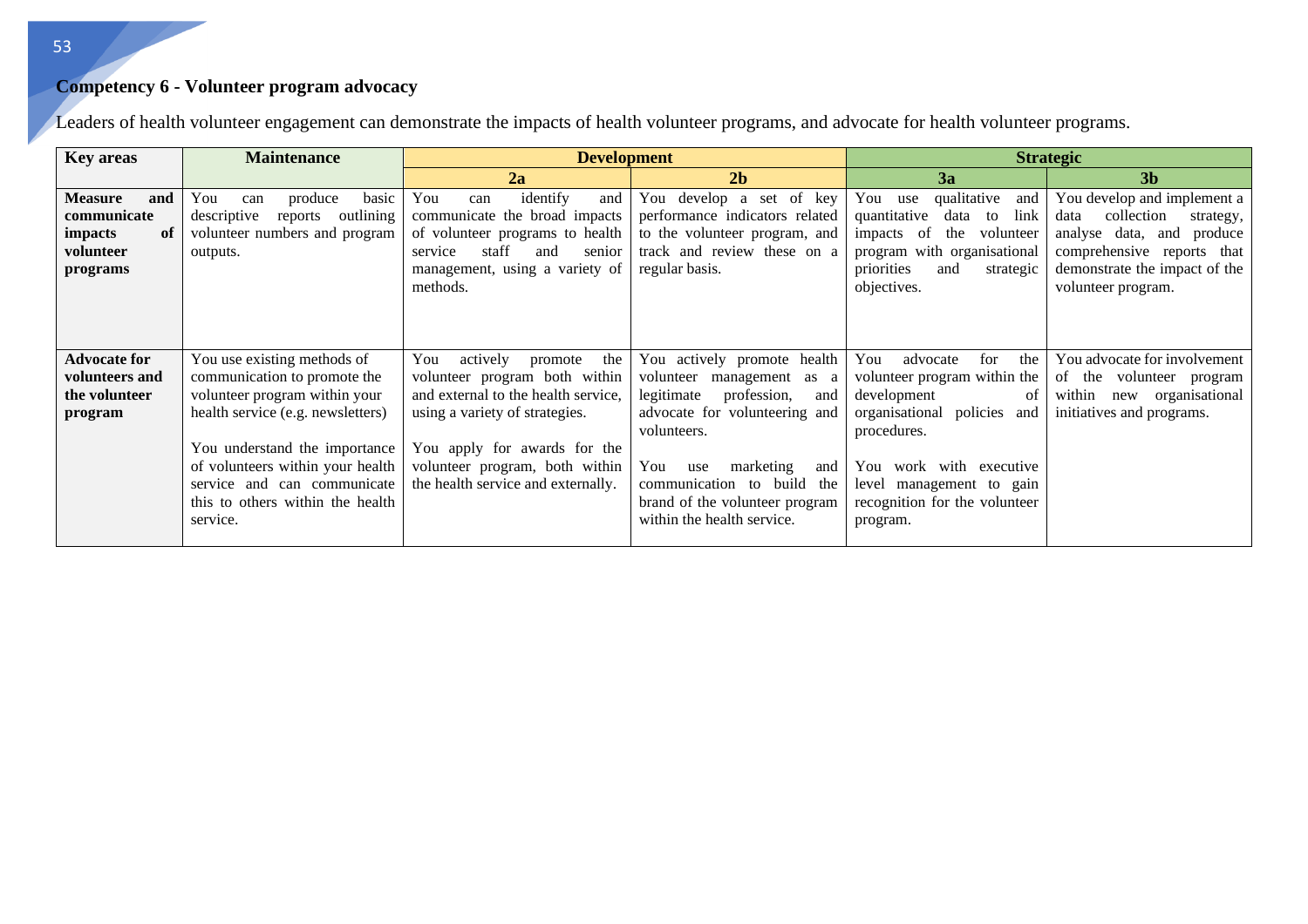## Competency 6 - Volunteer program advocacy

Leaders of health volunteer engagement can demonstrate the impacts of health volunteer programs, and advocate for health volunteer programs.

| Key areas | Maintenance | Development | | Strategic | |
|---|---|---|---|---|---|
| | | 2a | 2b | 3a | 3b |
| **Measure and communicate impacts of volunteer programs** | You can produce basic descriptive reports outlining volunteer numbers and program outputs. | You can identify and communicate the broad impacts of volunteer programs to health service staff and senior management, using a variety of methods. | You develop a set of key performance indicators related to the volunteer program, and track and review these on a regular basis. | You use qualitative and quantitative data to link impacts of the volunteer program with organisational priorities and strategic objectives. | You develop and implement a data collection strategy, analyse data, and produce comprehensive reports that demonstrate the impact of the volunteer program. |
| **Advocate for volunteers and the volunteer program** | You use existing methods of communication to promote the volunteer program within your health service (e.g. newsletters)<br><br>You understand the importance of volunteers within your health service and can communicate this to others within the health service. | You actively promote the volunteer program both within and external to the health service, using a variety of strategies.<br><br>You apply for awards for the volunteer program, both within the health service and externally. | You actively promote health volunteer management as a legitimate profession, and advocate for volunteering and volunteers.<br><br>You use marketing and communication to build the brand of the volunteer program within the health service. | You advocate for the volunteer program within the development of organisational policies and procedures.<br><br>You work with executive level management to gain recognition for the volunteer program. | You advocate for involvement of the volunteer program within new organisational initiatives and programs. |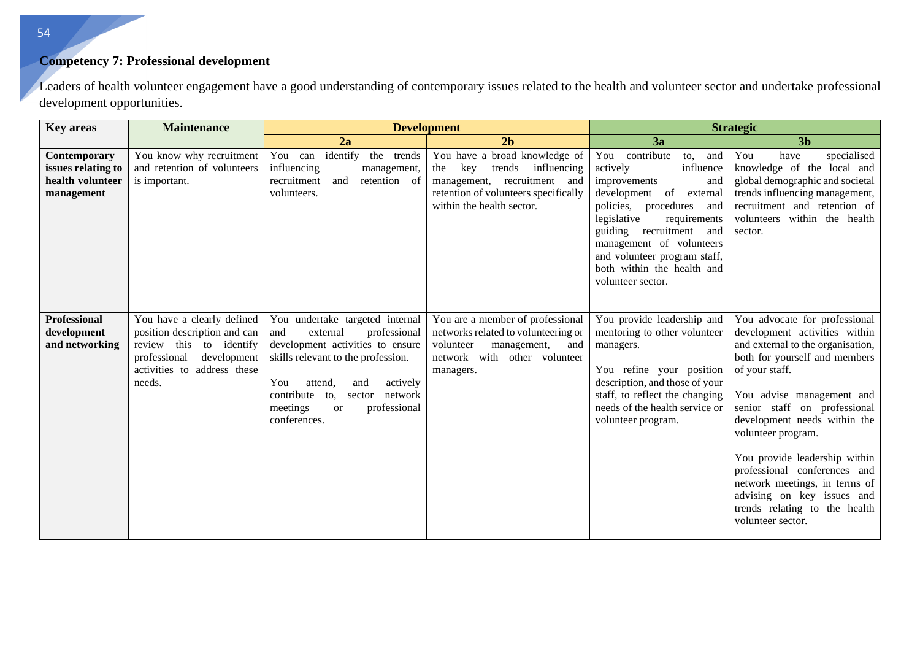**Competency 7: Professional development**

Leaders of health volunteer engagement have a good understanding of contemporary issues related to the health and volunteer sector and undertake professional development opportunities.

| Key areas | Maintenance | Development | | Strategic | |
|---|---|---|---|---|---|
| | | 2a | 2b | 3a | 3b |
| **Contemporary issues relating to health volunteer management** | You know why recruitment and retention of volunteers is important. | You can identify the trends influencing management, recruitment and retention of volunteers. | You have a broad knowledge of the key trends influencing management, recruitment and retention of volunteers specifically within the health sector. | You contribute to, and actively influence improvements and development of external policies, procedures and legislative requirements guiding recruitment and management of volunteers and volunteer program staff, both within the health and volunteer sector. | You have specialised knowledge of the local and global demographic and societal trends influencing management, recruitment and retention of volunteers within the health sector. |
| **Professional development and networking** | You have a clearly defined position description and can review this to identify professional development activities to address these needs. | You undertake targeted internal and external professional development activities to ensure skills relevant to the profession.<br><br>You attend, and actively contribute to, sector network meetings or professional conferences. | You are a member of professional networks related to volunteering or volunteer management, and network with other volunteer managers. | You provide leadership and mentoring to other volunteer managers.<br><br>You refine your position description, and those of your staff, to reflect the changing needs of the health service or volunteer program. | You advocate for professional development activities within and external to the organisation, both for yourself and members of your staff.<br><br>You advise management and senior staff on professional development needs within the volunteer program.<br><br>You provide leadership within professional conferences and network meetings, in terms of advising on key issues and trends relating to the health volunteer sector. |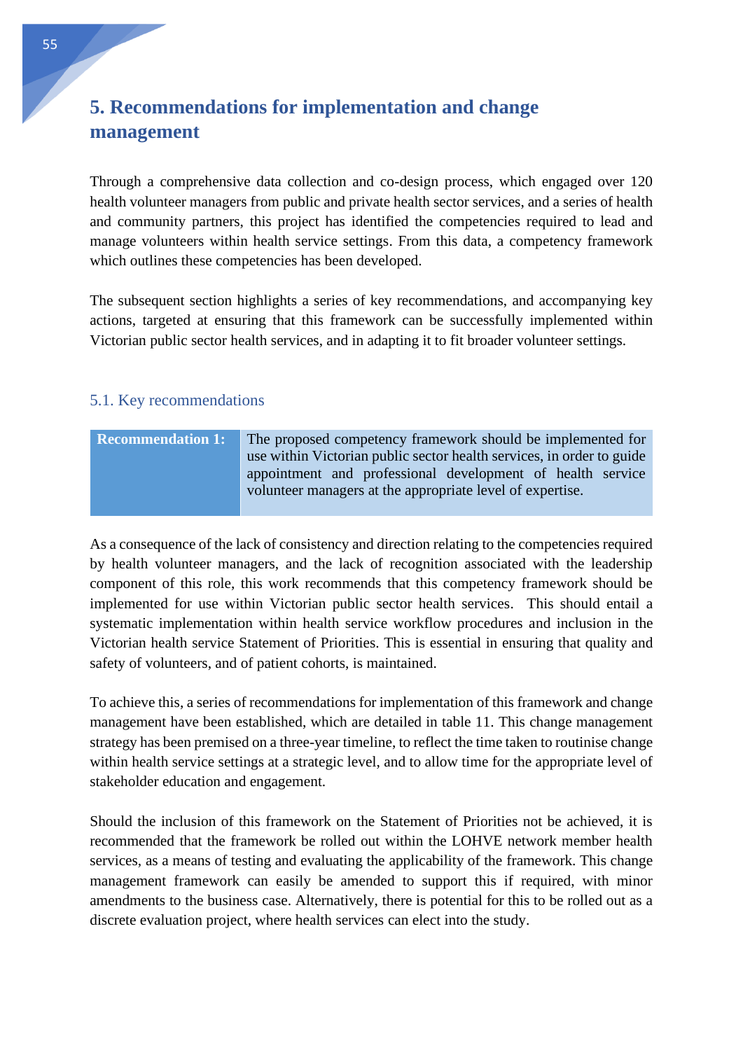# 5. Recommendations for implementation and change management

Through a comprehensive data collection and co-design process, which engaged over 120 health volunteer managers from public and private health sector services, and a series of health and community partners, this project has identified the competencies required to lead and manage volunteers within health service settings. From this data, a competency framework which outlines these competencies has been developed.

The subsequent section highlights a series of key recommendations, and accompanying key actions, targeted at ensuring that this framework can be successfully implemented within Victorian public sector health services, and in adapting it to fit broader volunteer settings.

## 5.1. Key recommendations

| **Recommendation 1:** | The proposed competency framework should be implemented for use within Victorian public sector health services, in order to guide appointment and professional development of health service volunteer managers at the appropriate level of expertise. |
|---|---|

As a consequence of the lack of consistency and direction relating to the competencies required by health volunteer managers, and the lack of recognition associated with the leadership component of this role, this work recommends that this competency framework should be implemented for use within Victorian public sector health services. This should entail a systematic implementation within health service workflow procedures and inclusion in the Victorian health service Statement of Priorities. This is essential in ensuring that quality and safety of volunteers, and of patient cohorts, is maintained.

To achieve this, a series of recommendations for implementation of this framework and change management have been established, which are detailed in table 11. This change management strategy has been premised on a three-year timeline, to reflect the time taken to routinise change within health service settings at a strategic level, and to allow time for the appropriate level of stakeholder education and engagement.

Should the inclusion of this framework on the Statement of Priorities not be achieved, it is recommended that the framework be rolled out within the LOHVE network member health services, as a means of testing and evaluating the applicability of the framework. This change management framework can easily be amended to support this if required, with minor amendments to the business case. Alternatively, there is potential for this to be rolled out as a discrete evaluation project, where health services can elect into the study.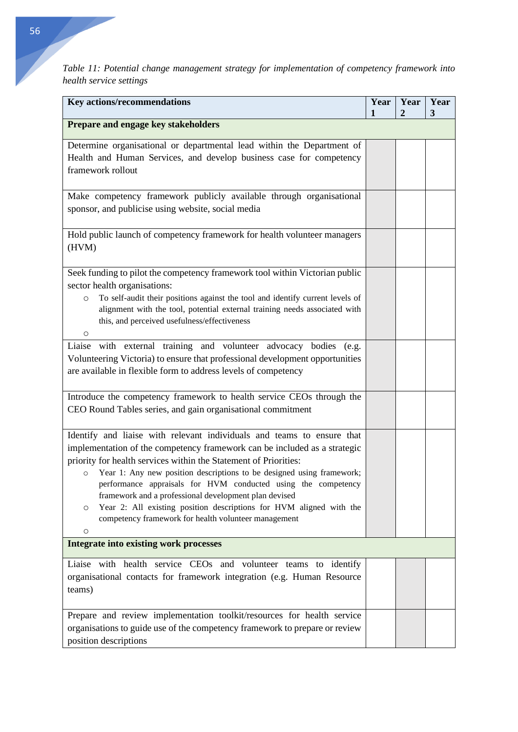*Table 11: Potential change management strategy for implementation of competency framework into health service settings*

| Key actions/recommendations | Year 1 | Year 2 | Year 3 |
|---|---|---|---|
| **Prepare and engage key stakeholders** | | | |
| Determine organisational or departmental lead within the Department of Health and Human Services, and develop business case for competency framework rollout | | | |
| Make competency framework publicly available through organisational sponsor, and publicise using website, social media | | | |
| Hold public launch of competency framework for health volunteer managers (HVM) | | | |
| Seek funding to pilot the competency framework tool within Victorian public sector health organisations: <br> ○ To self-audit their positions against the tool and identify current levels of alignment with the tool, potential external training needs associated with this, and perceived usefulness/effectiveness <br> ○ | | | |
| Liaise with external training and volunteer advocacy bodies (e.g. Volunteering Victoria) to ensure that professional development opportunities are available in flexible form to address levels of competency | | | |
| Introduce the competency framework to health service CEOs through the CEO Round Tables series, and gain organisational commitment | | | |
| Identify and liaise with relevant individuals and teams to ensure that implementation of the competency framework can be included as a strategic priority for health services within the Statement of Priorities: <br> ○ Year 1: Any new position descriptions to be designed using framework; performance appraisals for HVM conducted using the competency framework and a professional development plan devised <br> ○ Year 2: All existing position descriptions for HVM aligned with the competency framework for health volunteer management <br> ○ | | | |
| **Integrate into existing work processes** | | | |
| Liaise with health service CEOs and volunteer teams to identify organisational contacts for framework integration (e.g. Human Resource teams) | | | |
| Prepare and review implementation toolkit/resources for health service organisations to guide use of the competency framework to prepare or review position descriptions | | | |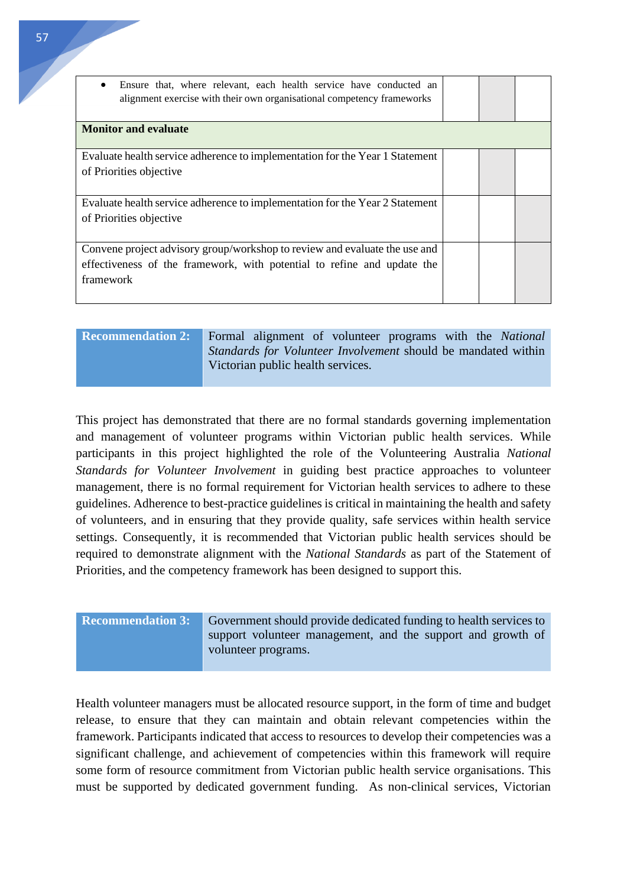| | | | |
|---|---|---|---|
| • Ensure that, where relevant, each health service have conducted an alignment exercise with their own organisational competency frameworks | | | |
| **Monitor and evaluate** | | | |
| Evaluate health service adherence to implementation for the Year 1 Statement of Priorities objective | | | |
| Evaluate health service adherence to implementation for the Year 2 Statement of Priorities objective | | | |
| Convene project advisory group/workshop to review and evaluate the use and effectiveness of the framework, with potential to refine and update the framework | | | |

| **Recommendation 2:** | Formal alignment of volunteer programs with the *National Standards for Volunteer Involvement* should be mandated within Victorian public health services. |
|---|---|

This project has demonstrated that there are no formal standards governing implementation and management of volunteer programs within Victorian public health services. While participants in this project highlighted the role of the Volunteering Australia *National Standards for Volunteer Involvement* in guiding best practice approaches to volunteer management, there is no formal requirement for Victorian health services to adhere to these guidelines. Adherence to best-practice guidelines is critical in maintaining the health and safety of volunteers, and in ensuring that they provide quality, safe services within health service settings. Consequently, it is recommended that Victorian public health services should be required to demonstrate alignment with the *National Standards* as part of the Statement of Priorities, and the competency framework has been designed to support this.

| **Recommendation 3:** | Government should provide dedicated funding to health services to support volunteer management, and the support and growth of volunteer programs. |
|---|---|

Health volunteer managers must be allocated resource support, in the form of time and budget release, to ensure that they can maintain and obtain relevant competencies within the framework. Participants indicated that access to resources to develop their competencies was a significant challenge, and achievement of competencies within this framework will require some form of resource commitment from Victorian public health service organisations. This must be supported by dedicated government funding. As non-clinical services, Victorian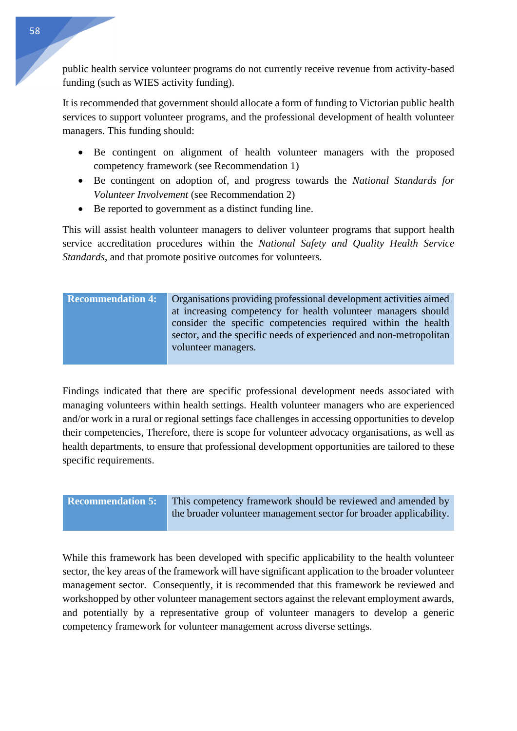public health service volunteer programs do not currently receive revenue from activity-based funding (such as WIES activity funding).

It is recommended that government should allocate a form of funding to Victorian public health services to support volunteer programs, and the professional development of health volunteer managers. This funding should:

- Be contingent on alignment of health volunteer managers with the proposed competency framework (see Recommendation 1)
- Be contingent on adoption of, and progress towards the *National Standards for Volunteer Involvement* (see Recommendation 2)
- Be reported to government as a distinct funding line.

This will assist health volunteer managers to deliver volunteer programs that support health service accreditation procedures within the *National Safety and Quality Health Service Standards*, and that promote positive outcomes for volunteers.

| **Recommendation 4:** | Organisations providing professional development activities aimed at increasing competency for health volunteer managers should consider the specific competencies required within the health sector, and the specific needs of experienced and non-metropolitan volunteer managers. |
|---|---|

Findings indicated that there are specific professional development needs associated with managing volunteers within health settings. Health volunteer managers who are experienced and/or work in a rural or regional settings face challenges in accessing opportunities to develop their competencies, Therefore, there is scope for volunteer advocacy organisations, as well as health departments, to ensure that professional development opportunities are tailored to these specific requirements.

| **Recommendation 5:** | This competency framework should be reviewed and amended by the broader volunteer management sector for broader applicability. |
|---|---|

While this framework has been developed with specific applicability to the health volunteer sector, the key areas of the framework will have significant application to the broader volunteer management sector. Consequently, it is recommended that this framework be reviewed and workshopped by other volunteer management sectors against the relevant employment awards, and potentially by a representative group of volunteer managers to develop a generic competency framework for volunteer management across diverse settings.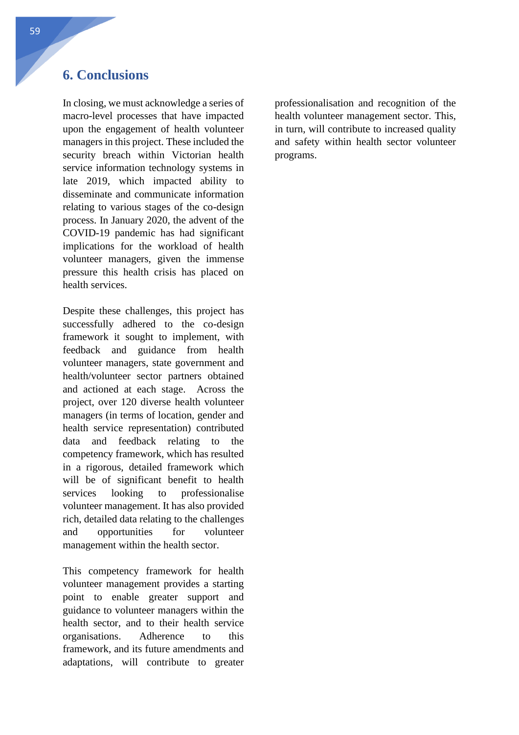# 6. Conclusions

In closing, we must acknowledge a series of macro-level processes that have impacted upon the engagement of health volunteer managers in this project. These included the security breach within Victorian health service information technology systems in late 2019, which impacted ability to disseminate and communicate information relating to various stages of the co-design process. In January 2020, the advent of the COVID-19 pandemic has had significant implications for the workload of health volunteer managers, given the immense pressure this health crisis has placed on health services.

Despite these challenges, this project has successfully adhered to the co-design framework it sought to implement, with feedback and guidance from health volunteer managers, state government and health/volunteer sector partners obtained and actioned at each stage. Across the project, over 120 diverse health volunteer managers (in terms of location, gender and health service representation) contributed data and feedback relating to the competency framework, which has resulted in a rigorous, detailed framework which will be of significant benefit to health services looking to professionalise volunteer management. It has also provided rich, detailed data relating to the challenges and opportunities for volunteer management within the health sector.

This competency framework for health volunteer management provides a starting point to enable greater support and guidance to volunteer managers within the health sector, and to their health service organisations. Adherence to this framework, and its future amendments and adaptations, will contribute to greater professionalisation and recognition of the health volunteer management sector. This, in turn, will contribute to increased quality and safety within health sector volunteer programs.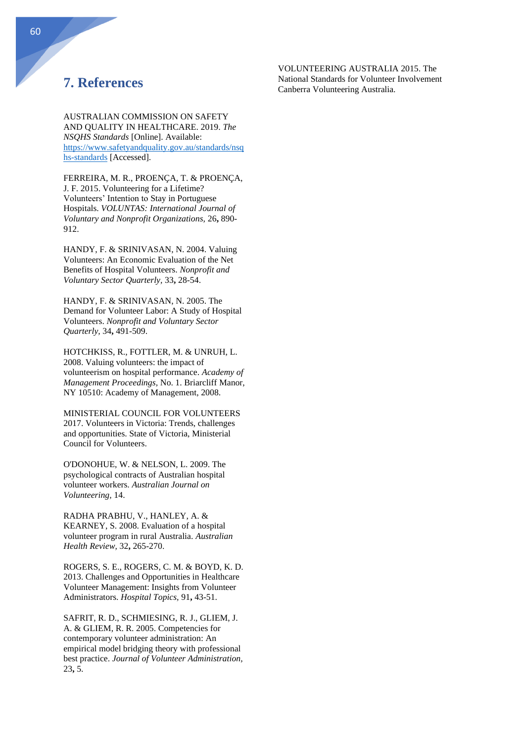## 7. References

AUSTRALIAN COMMISSION ON SAFETY AND QUALITY IN HEALTHCARE. 2019. *The NSQHS Standards* [Online]. Available: https://www.safetyandquality.gov.au/standards/nsqhs-standards [Accessed].

FERREIRA, M. R., PROENÇA, T. & PROENÇA, J. F. 2015. Volunteering for a Lifetime? Volunteers' Intention to Stay in Portuguese Hospitals. *VOLUNTAS: International Journal of Voluntary and Nonprofit Organizations,* 26**,** 890-912.

HANDY, F. & SRINIVASAN, N. 2004. Valuing Volunteers: An Economic Evaluation of the Net Benefits of Hospital Volunteers. *Nonprofit and Voluntary Sector Quarterly,* 33**,** 28-54.

HANDY, F. & SRINIVASAN, N. 2005. The Demand for Volunteer Labor: A Study of Hospital Volunteers. *Nonprofit and Voluntary Sector Quarterly,* 34**,** 491-509.

HOTCHKISS, R., FOTTLER, M. & UNRUH, L. 2008. Valuing volunteers: the impact of volunteerism on hospital performance. *Academy of Management Proceedings,* No. 1. Briarcliff Manor, NY 10510: Academy of Management, 2008.

MINISTERIAL COUNCIL FOR VOLUNTEERS 2017. Volunteers in Victoria: Trends, challenges and opportunities. State of Victoria, Ministerial Council for Volunteers.

O'DONOHUE, W. & NELSON, L. 2009. The psychological contracts of Australian hospital volunteer workers. *Australian Journal on Volunteering,* 14.

RADHA PRABHU, V., HANLEY, A. & KEARNEY, S. 2008. Evaluation of a hospital volunteer program in rural Australia. *Australian Health Review,* 32**,** 265-270.

ROGERS, S. E., ROGERS, C. M. & BOYD, K. D. 2013. Challenges and Opportunities in Healthcare Volunteer Management: Insights from Volunteer Administrators. *Hospital Topics,* 91**,** 43-51.

SAFRIT, R. D., SCHMIESING, R. J., GLIEM, J. A. & GLIEM, R. R. 2005. Competencies for contemporary volunteer administration: An empirical model bridging theory with professional best practice. *Journal of Volunteer Administration,* 23**,** 5.

VOLUNTEERING AUSTRALIA 2015. The National Standards for Volunteer Involvement Canberra Volunteering Australia.